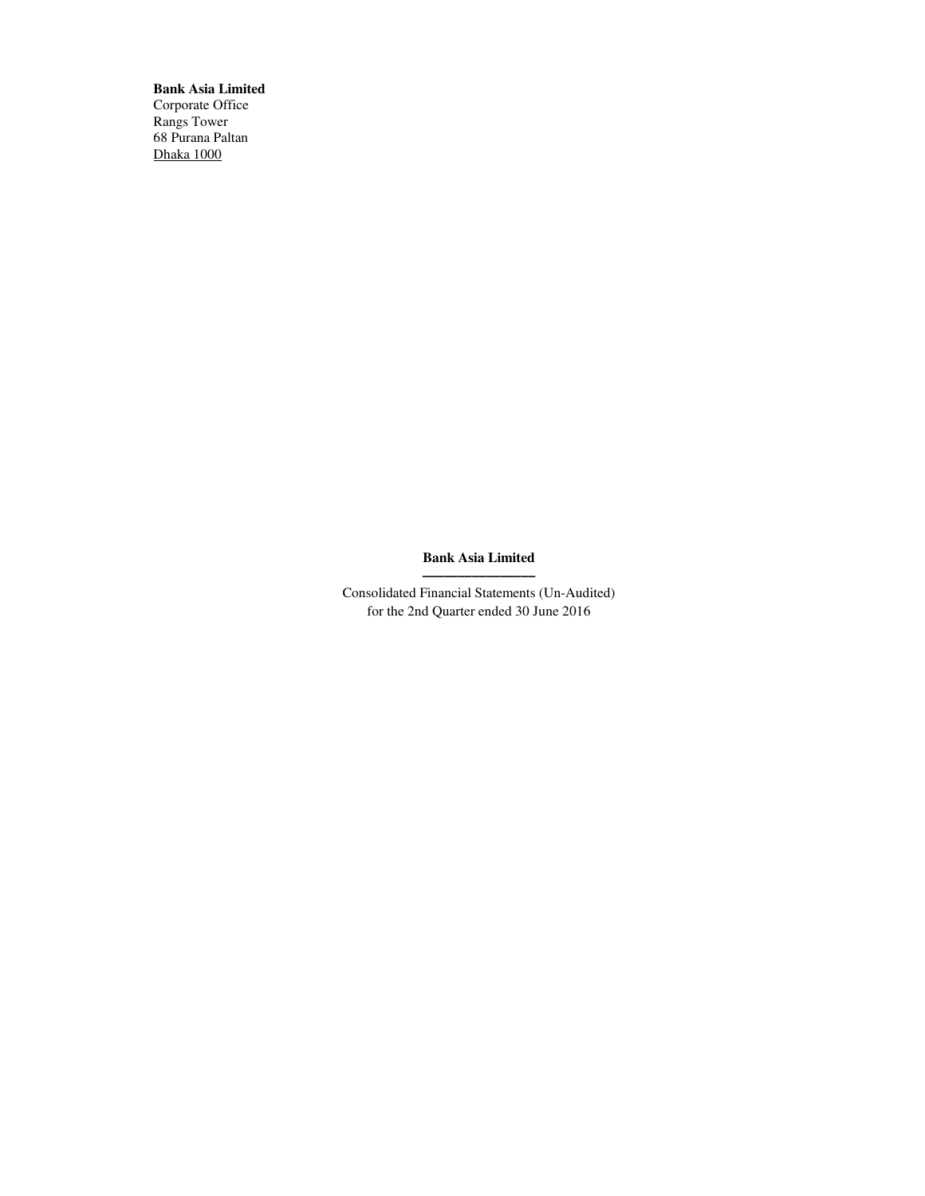**Bank Asia Limited**
Corporate Office
Rangs Tower
68 Purana Paltan
Dhaka 1000

# Bank Asia Limited

Consolidated Financial Statements (Un-Audited)
for the 2nd Quarter ended 30 June 2016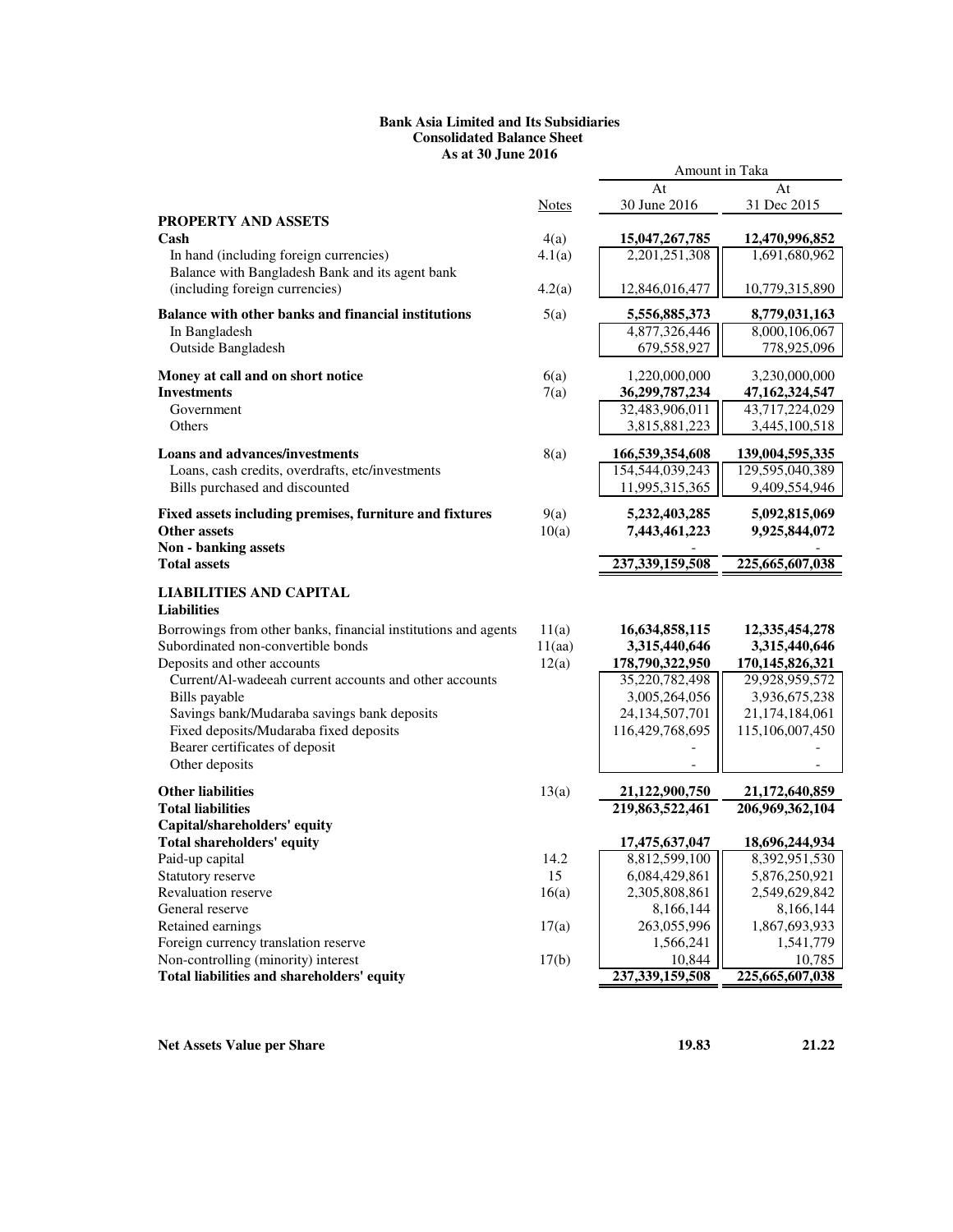**Bank Asia Limited and Its Subsidiaries**
**Consolidated Balance Sheet**
**As at 30 June 2016**

| | Notes | At 30 June 2016 | At 31 Dec 2015 |
|---|---|---|---|
| | | Amount in Taka | |
| **PROPERTY AND ASSETS** | | | |
| **Cash** | 4(a) | **15,047,267,785** | **12,470,996,852** |
| In hand (including foreign currencies) | 4.1(a) | 2,201,251,308 | 1,691,680,962 |
| Balance with Bangladesh Bank and its agent bank (including foreign currencies) | 4.2(a) | 12,846,016,477 | 10,779,315,890 |
| **Balance with other banks and financial institutions** | 5(a) | **5,556,885,373** | **8,779,031,163** |
| In Bangladesh | | 4,877,326,446 | 8,000,106,067 |
| Outside Bangladesh | | 679,558,927 | 778,925,096 |
| **Money at call and on short notice** | 6(a) | 1,220,000,000 | 3,230,000,000 |
| **Investments** | 7(a) | **36,299,787,234** | **47,162,324,547** |
| Government | | 32,483,906,011 | 43,717,224,029 |
| Others | | 3,815,881,223 | 3,445,100,518 |
| **Loans and advances/investments** | 8(a) | **166,539,354,608** | **139,004,595,335** |
| Loans, cash credits, overdrafts, etc/investments | | 154,544,039,243 | 129,595,040,389 |
| Bills purchased and discounted | | 11,995,315,365 | 9,409,554,946 |
| **Fixed assets including premises, furniture and fixtures** | 9(a) | **5,232,403,285** | **5,092,815,069** |
| **Other assets** | 10(a) | **7,443,461,223** | **9,925,844,072** |
| **Non - banking assets** | | - | - |
| **Total assets** | | **237,339,159,508** | **225,665,607,038** |
| **LIABILITIES AND CAPITAL** | | | |
| **Liabilities** | | | |
| Borrowings from other banks, financial institutions and agents | 11(a) | **16,634,858,115** | **12,335,454,278** |
| Subordinated non-convertible bonds | 11(aa) | **3,315,440,646** | **3,315,440,646** |
| Deposits and other accounts | 12(a) | **178,790,322,950** | **170,145,826,321** |
| Current/Al-wadeeah current accounts and other accounts | | 35,220,782,498 | 29,928,959,572 |
| Bills payable | | 3,005,264,056 | 3,936,675,238 |
| Savings bank/Mudaraba savings bank deposits | | 24,134,507,701 | 21,174,184,061 |
| Fixed deposits/Mudaraba fixed deposits | | 116,429,768,695 | 115,106,007,450 |
| Bearer certificates of deposit | | - | - |
| Other deposits | | - | - |
| **Other liabilities** | 13(a) | **21,122,900,750** | **21,172,640,859** |
| **Total liabilities** | | **219,863,522,461** | **206,969,362,104** |
| **Capital/shareholders' equity** | | | |
| **Total shareholders' equity** | | **17,475,637,047** | **18,696,244,934** |
| Paid-up capital | 14.2 | 8,812,599,100 | 8,392,951,530 |
| Statutory reserve | 15 | 6,084,429,861 | 5,876,250,921 |
| Revaluation reserve | 16(a) | 2,305,808,861 | 2,549,629,842 |
| General reserve | | 8,166,144 | 8,166,144 |
| Retained earnings | 17(a) | 263,055,996 | 1,867,693,933 |
| Foreign currency translation reserve | | 1,566,241 | 1,541,779 |
| Non-controlling (minority) interest | 17(b) | 10,844 | 10,785 |
| **Total liabilities and shareholders' equity** | | **237,339,159,508** | **225,665,607,038** |

| | | | |
|---|---|---|---|
| **Net Assets Value per Share** | | **19.83** | **21.22** |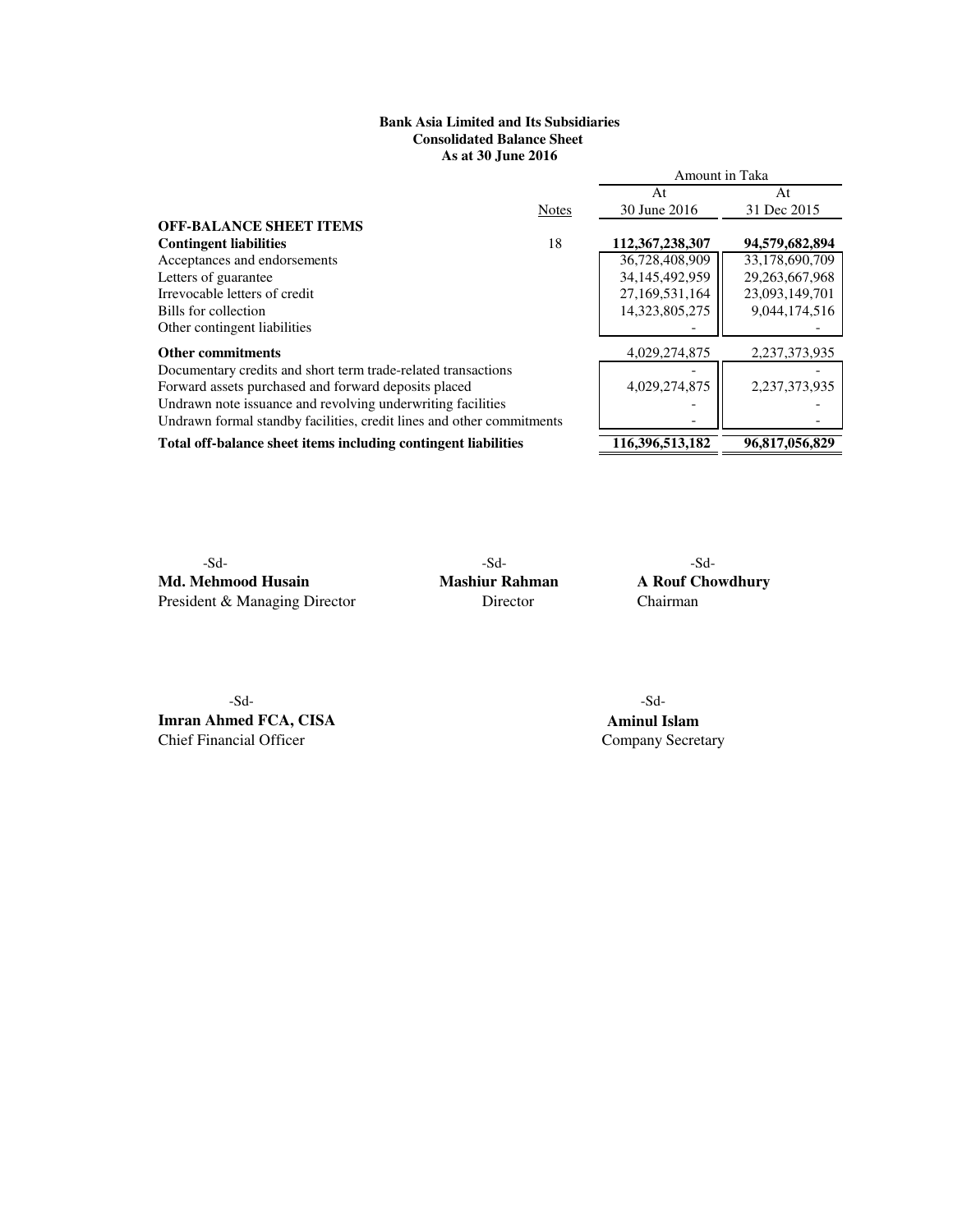**Bank Asia Limited and Its Subsidiaries**
**Consolidated Balance Sheet**
**As at 30 June 2016**

| | Notes | At 30 June 2016 | At 31 Dec 2015 |
|---|---|---|---|
| | | Amount in Taka | |
| **OFF-BALANCE SHEET ITEMS** | | | |
| **Contingent liabilities** | 18 | **112,367,238,307** | **94,579,682,894** |
| Acceptances and endorsements | | 36,728,408,909 | 33,178,690,709 |
| Letters of guarantee | | 34,145,492,959 | 29,263,667,968 |
| Irrevocable letters of credit | | 27,169,531,164 | 23,093,149,701 |
| Bills for collection | | 14,323,805,275 | 9,044,174,516 |
| Other contingent liabilities | | - | - |
| **Other commitments** | | 4,029,274,875 | 2,237,373,935 |
| Documentary credits and short term trade-related transactions | | - | - |
| Forward assets purchased and forward deposits placed | | 4,029,274,875 | 2,237,373,935 |
| Undrawn note issuance and revolving underwriting facilities | | - | - |
| Undrawn formal standby facilities, credit lines and other commitments | | - | - |
| **Total off-balance sheet items including contingent liabilities** | | **116,396,513,182** | **96,817,056,829** |

-Sd-
**Md. Mehmood Husain**
President & Managing Director

-Sd-
**Mashiur Rahman**
Director

-Sd-
**A Rouf Chowdhury**
Chairman

-Sd-
**Imran Ahmed FCA, CISA**
Chief Financial Officer

-Sd-
**Aminul Islam**
Company Secretary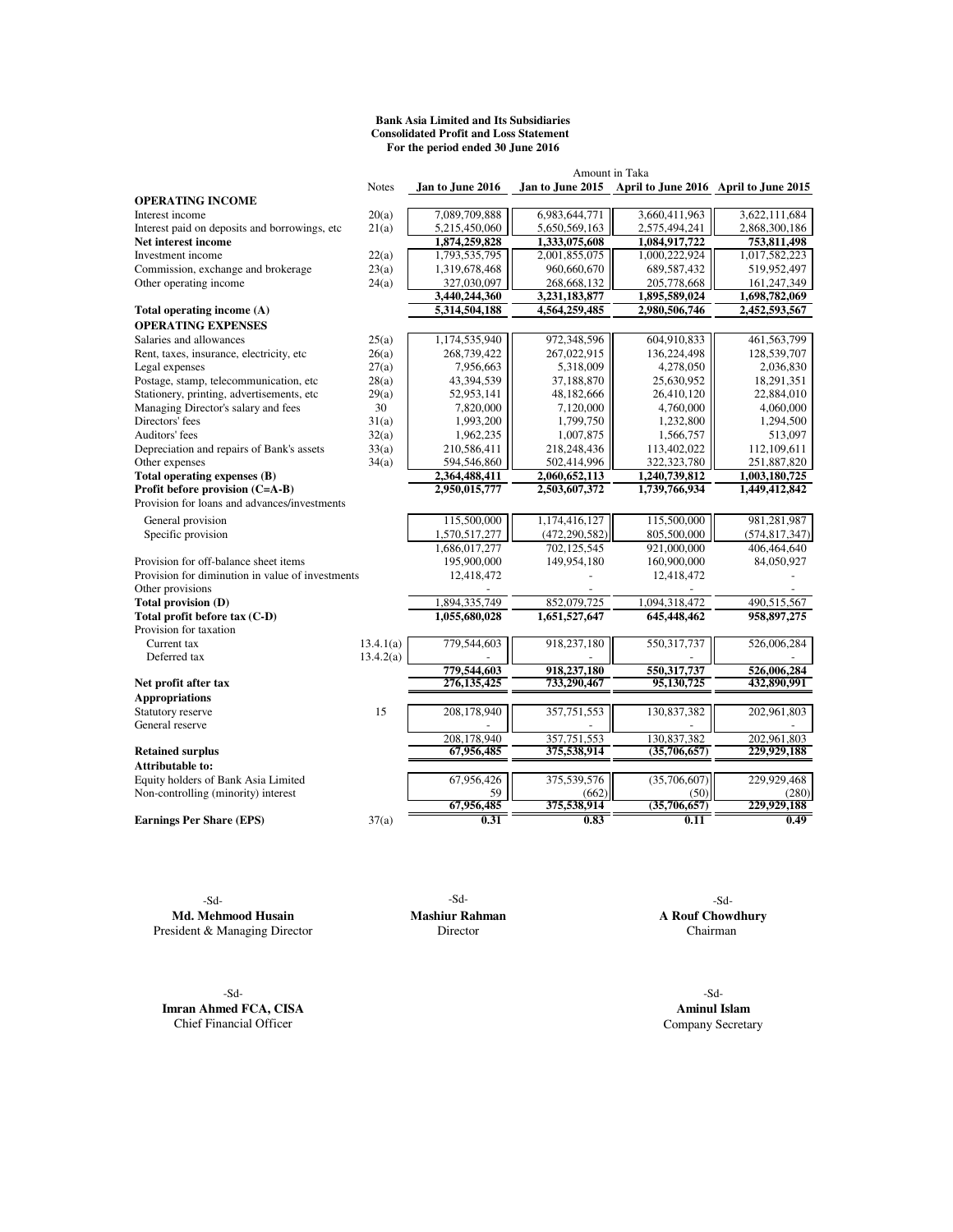**Bank Asia Limited and Its Subsidiaries**
**Consolidated Profit and Loss Statement**
**For the period ended 30 June 2016**

| | Notes | Amount in Taka | | | |
|---|---|---|---|---|---|
| | | **Jan to June 2016** | **Jan to June 2015** | **April to June 2016** | **April to June 2015** |
| **OPERATING INCOME** | | | | | |
| Interest income | 20(a) | 7,089,709,888 | 6,983,644,771 | 3,660,411,963 | 3,622,111,684 |
| Interest paid on deposits and borrowings, etc | 21(a) | 5,215,450,060 | 5,650,569,163 | 2,575,494,241 | 2,868,300,186 |
| **Net interest income** | | **1,874,259,828** | **1,333,075,608** | **1,084,917,722** | **753,811,498** |
| Investment income | 22(a) | 1,793,535,795 | 2,001,855,075 | 1,000,222,924 | 1,017,582,223 |
| Commission, exchange and brokerage | 23(a) | 1,319,678,468 | 960,660,670 | 689,587,432 | 519,952,497 |
| Other operating income | 24(a) | 327,030,097 | 268,668,132 | 205,778,668 | 161,247,349 |
| | | **3,440,244,360** | **3,231,183,877** | **1,895,589,024** | **1,698,782,069** |
| **Total operating income (A)** | | **5,314,504,188** | **4,564,259,485** | **2,980,506,746** | **2,452,593,567** |
| **OPERATING EXPENSES** | | | | | |
| Salaries and allowances | 25(a) | 1,174,535,940 | 972,348,596 | 604,910,833 | 461,563,799 |
| Rent, taxes, insurance, electricity, etc | 26(a) | 268,739,422 | 267,022,915 | 136,224,498 | 128,539,707 |
| Legal expenses | 27(a) | 7,956,663 | 5,318,009 | 4,278,050 | 2,036,830 |
| Postage, stamp, telecommunication, etc | 28(a) | 43,394,539 | 37,188,870 | 25,630,952 | 18,291,351 |
| Stationery, printing, advertisements, etc | 29(a) | 52,953,141 | 48,182,666 | 26,410,120 | 22,884,010 |
| Managing Director's salary and fees | 30 | 7,820,000 | 7,120,000 | 4,760,000 | 4,060,000 |
| Directors' fees | 31(a) | 1,993,200 | 1,799,750 | 1,232,800 | 1,294,500 |
| Auditors' fees | 32(a) | 1,962,235 | 1,007,875 | 1,566,757 | 513,097 |
| Depreciation and repairs of Bank's assets | 33(a) | 210,586,411 | 218,248,436 | 113,402,022 | 112,109,611 |
| Other expenses | 34(a) | 594,546,860 | 502,414,996 | 322,323,780 | 251,887,820 |
| **Total operating expenses (B)** | | **2,364,488,411** | **2,060,652,113** | **1,240,739,812** | **1,003,180,725** |
| **Profit before provision (C=A-B)** | | **2,950,015,777** | **2,503,607,372** | **1,739,766,934** | **1,449,412,842** |
| Provision for loans and advances/investments | | | | | |
| General provision | | 115,500,000 | 1,174,416,127 | 115,500,000 | 981,281,987 |
| Specific provision | | 1,570,517,277 | (472,290,582) | 805,500,000 | (574,817,347) |
| | | 1,686,017,277 | 702,125,545 | 921,000,000 | 406,464,640 |
| Provision for off-balance sheet items | | 195,900,000 | 149,954,180 | 160,900,000 | 84,050,927 |
| Provision for diminution in value of investments | | 12,418,472 | - | 12,418,472 | - |
| Other provisions | | - | - | - | - |
| **Total provision (D)** | | 1,894,335,749 | 852,079,725 | 1,094,318,472 | 490,515,567 |
| **Total profit before tax (C-D)** | | **1,055,680,028** | **1,651,527,647** | **645,448,462** | **958,897,275** |
| Provision for taxation | | | | | |
| Current tax | 13.4.1(a) | 779,544,603 | 918,237,180 | 550,317,737 | 526,006,284 |
| Deferred tax | 13.4.2(a) | - | - | - | - |
| | | **779,544,603** | **918,237,180** | **550,317,737** | **526,006,284** |
| **Net profit after tax** | | **276,135,425** | **733,290,467** | **95,130,725** | **432,890,991** |
| **Appropriations** | | | | | |
| Statutory reserve | 15 | 208,178,940 | 357,751,553 | 130,837,382 | 202,961,803 |
| General reserve | | - | - | - | - |
| | | 208,178,940 | 357,751,553 | 130,837,382 | 202,961,803 |
| **Retained surplus** | | **67,956,485** | **375,538,914** | **(35,706,657)** | **229,929,188** |
| **Attributable to:** | | | | | |
| Equity holders of Bank Asia Limited | | 67,956,426 | 375,539,576 | (35,706,607) | 229,929,468 |
| Non-controlling (minority) interest | | 59 | (662) | (50) | (280) |
| | | **67,956,485** | **375,538,914** | **(35,706,657)** | **229,929,188** |
| **Earnings Per Share (EPS)** | 37(a) | **0.31** | **0.83** | **0.11** | **0.49** |

-Sd-
**Md. Mehmood Husain**
President & Managing Director

-Sd-
**Mashiur Rahman**
Director

-Sd-
**A Rouf Chowdhury**
Chairman

-Sd-
**Imran Ahmed FCA, CISA**
Chief Financial Officer

-Sd-
**Aminul Islam**
Company Secretary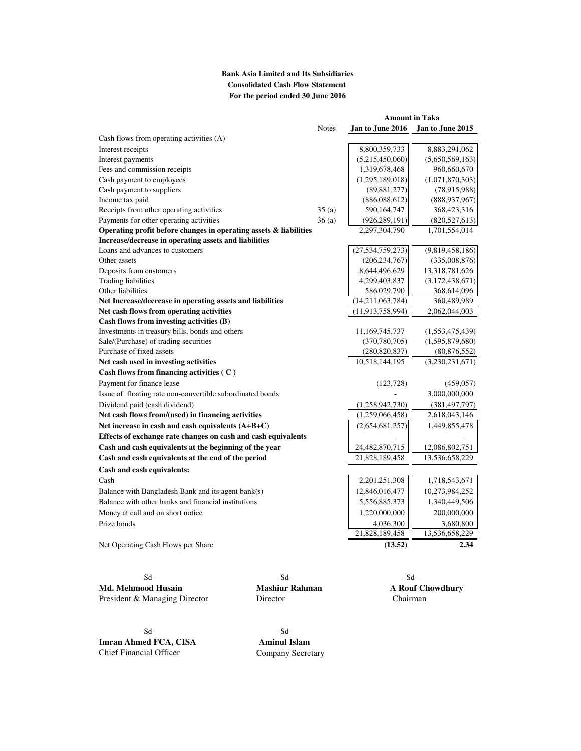**Bank Asia Limited and Its Subsidiaries**
**Consolidated Cash Flow Statement**
**For the period ended 30 June 2016**

| | Notes | Amount in Taka | |
|---|---|---|---|
| | | **Jan to June 2016** | **Jan to June 2015** |
| Cash flows from operating activities (A) | | | |
| Interest receipts | | 8,800,359,733 | 8,883,291,062 |
| Interest payments | | (5,215,450,060) | (5,650,569,163) |
| Fees and commission receipts | | 1,319,678,468 | 960,660,670 |
| Cash payment to employees | | (1,295,189,018) | (1,071,870,303) |
| Cash payment to suppliers | | (89,881,277) | (78,915,988) |
| Income tax paid | | (886,088,612) | (888,937,967) |
| Receipts from other operating activities | 35 (a) | 590,164,747 | 368,423,316 |
| Payments for other operating activities | 36 (a) | (926,289,191) | (820,527,613) |
| **Operating profit before changes in operating assets & liabilities** | | 2,297,304,790 | 1,701,554,014 |
| **Increase/decrease in operating assets and liabilities** | | | |
| Loans and advances to customers | | (27,534,759,273) | (9,819,458,186) |
| Other assets | | (206,234,767) | (335,008,876) |
| Deposits from customers | | 8,644,496,629 | 13,318,781,626 |
| Trading liabilities | | 4,299,403,837 | (3,172,438,671) |
| Other liabilities | | 586,029,790 | 368,614,096 |
| **Net Increase/decrease in operating assets and liabilities** | | (14,211,063,784) | 360,489,989 |
| **Net cash flows from operating activities** | | (11,913,758,994) | 2,062,044,003 |
| **Cash flows from investing activities (B)** | | | |
| Investments in treasury bills, bonds and others | | 11,169,745,737 | (1,553,475,439) |
| Sale/(Purchase) of trading securities | | (370,780,705) | (1,595,879,680) |
| Purchase of fixed assets | | (280,820,837) | (80,876,552) |
| **Net cash used in investing activities** | | 10,518,144,195 | (3,230,231,671) |
| **Cash flows from financing activities ( C )** | | | |
| Payment for finance lease | | (123,728) | (459,057) |
| Issue of floating rate non-convertible subordinated bonds | | - | 3,000,000,000 |
| Dividend paid (cash dividend) | | (1,258,942,730) | (381,497,797) |
| **Net cash flows from/(used) in financing activities** | | (1,259,066,458) | 2,618,043,146 |
| **Net increase in cash and cash equivalents (A+B+C)** | | (2,654,681,257) | 1,449,855,478 |
| **Effects of exchange rate changes on cash and cash equivalents** | | - | - |
| **Cash and cash equivalents at the beginning of the year** | | 24,482,870,715 | 12,086,802,751 |
| **Cash and cash equivalents at the end of the period** | | 21,828,189,458 | 13,536,658,229 |
| **Cash and cash equivalents:** | | | |
| Cash | | 2,201,251,308 | 1,718,543,671 |
| Balance with Bangladesh Bank and its agent bank(s) | | 12,846,016,477 | 10,273,984,252 |
| Balance with other banks and financial institutions | | 5,556,885,373 | 1,340,449,506 |
| Money at call and on short notice | | 1,220,000,000 | 200,000,000 |
| Prize bonds | | 4,036,300 | 3,680,800 |
| | | 21,828,189,458 | 13,536,658,229 |
| Net Operating Cash Flows per Share | | **(13.52)** | **2.34** |

-Sd-
**Md. Mehmood Husain**
President & Managing Director

-Sd-
**Mashiur Rahman**
Director

-Sd-
**A Rouf Chowdhury**
Chairman

-Sd-
**Imran Ahmed FCA, CISA**
Chief Financial Officer

-Sd-
**Aminul Islam**
Company Secretary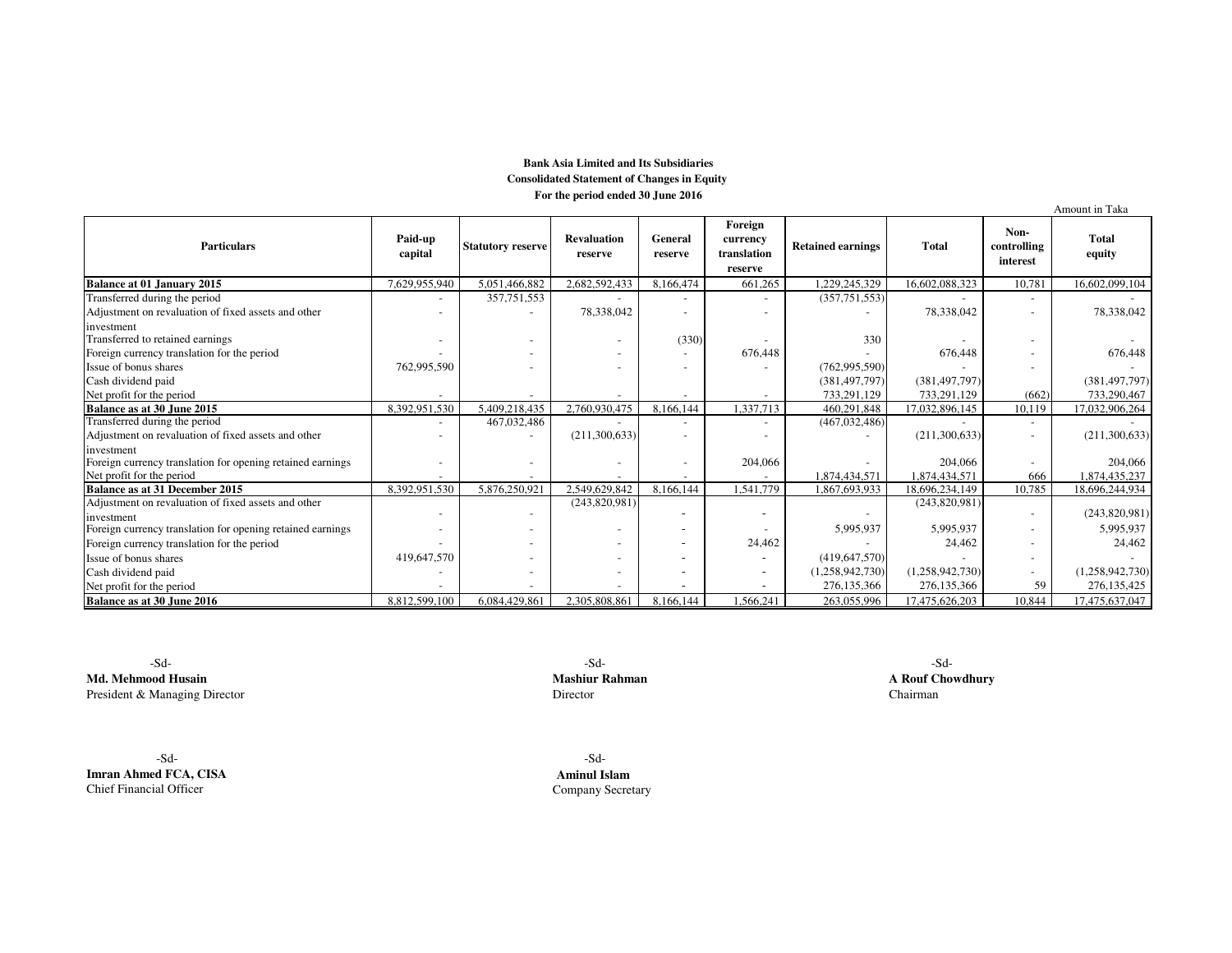**Bank Asia Limited and Its Subsidiaries**
**Consolidated Statement of Changes in Equity**
**For the period ended 30 June 2016**

Amount in Taka

| Particulars | Paid-up capital | Statutory reserve | Revaluation reserve | General reserve | Foreign currency translation reserve | Retained earnings | Total | Non-controlling interest | Total equity |
|---|---|---|---|---|---|---|---|---|---|
| **Balance at 01 January 2015** | 7,629,955,940 | 5,051,466,882 | 2,682,592,433 | 8,166,474 | 661,265 | 1,229,245,329 | 16,602,088,323 | 10,781 | 16,602,099,104 |
| Transferred during the period | - | 357,751,553 | - | - | - | (357,751,553) | - | - | - |
| Adjustment on revaluation of fixed assets and other investment | - | - | 78,338,042 | - | - | - | 78,338,042 | - | 78,338,042 |
| Transferred to retained earnings | - | - | - | (330) | - | 330 | - | - | - |
| Foreign currency translation for the period | - | - | - | - | 676,448 | - | 676,448 | - | 676,448 |
| Issue of bonus shares | 762,995,590 | - | - | - | - | (762,995,590) | - | - | - |
| Cash dividend paid | | | | | | (381,497,797) | (381,497,797) | | (381,497,797) |
| Net profit for the period | - | - | - | - | - | 733,291,129 | 733,291,129 | (662) | 733,290,467 |
| **Balance as at 30 June 2015** | 8,392,951,530 | 5,409,218,435 | 2,760,930,475 | 8,166,144 | 1,337,713 | 460,291,848 | 17,032,896,145 | 10,119 | 17,032,906,264 |
| Transferred during the period | - | 467,032,486 | - | - | - | (467,032,486) | - | - | - |
| Adjustment on revaluation of fixed assets and other investment | - | - | (211,300,633) | - | - | - | (211,300,633) | - | (211,300,633) |
| Foreign currency translation for opening retained earnings | - | - | - | - | 204,066 | - | 204,066 | - | 204,066 |
| Net profit for the period | - | - | - | - | - | 1,874,434,571 | 1,874,434,571 | 666 | 1,874,435,237 |
| **Balance as at 31 December 2015** | 8,392,951,530 | 5,876,250,921 | 2,549,629,842 | 8,166,144 | 1,541,779 | 1,867,693,933 | 18,696,234,149 | 10,785 | 18,696,244,934 |
| Adjustment on revaluation of fixed assets and other investment | - | - | (243,820,981) | - | - | - | (243,820,981) | - | (243,820,981) |
| Foreign currency translation for opening retained earnings | - | - | - | - | - | 5,995,937 | 5,995,937 | - | 5,995,937 |
| Foreign currency translation for the period | - | - | - | - | 24,462 | - | 24,462 | - | 24,462 |
| Issue of bonus shares | 419,647,570 | - | - | - | - | (419,647,570) | - | - | - |
| Cash dividend paid | - | - | - | - | - | (1,258,942,730) | (1,258,942,730) | - | (1,258,942,730) |
| Net profit for the period | - | - | - | - | - | 276,135,366 | 276,135,366 | 59 | 276,135,425 |
| **Balance as at 30 June 2016** | 8,812,599,100 | 6,084,429,861 | 2,305,808,861 | 8,166,144 | 1,566,241 | 263,055,996 | 17,475,626,203 | 10,844 | 17,475,637,047 |

-Sd-
**Md. Mehmood Husain**
President & Managing Director

-Sd-
**Mashiur Rahman**
Director

-Sd-
**A Rouf Chowdhury**
Chairman

-Sd-
**Imran Ahmed FCA, CISA**
Chief Financial Officer

-Sd-
**Aminul Islam**
Company Secretary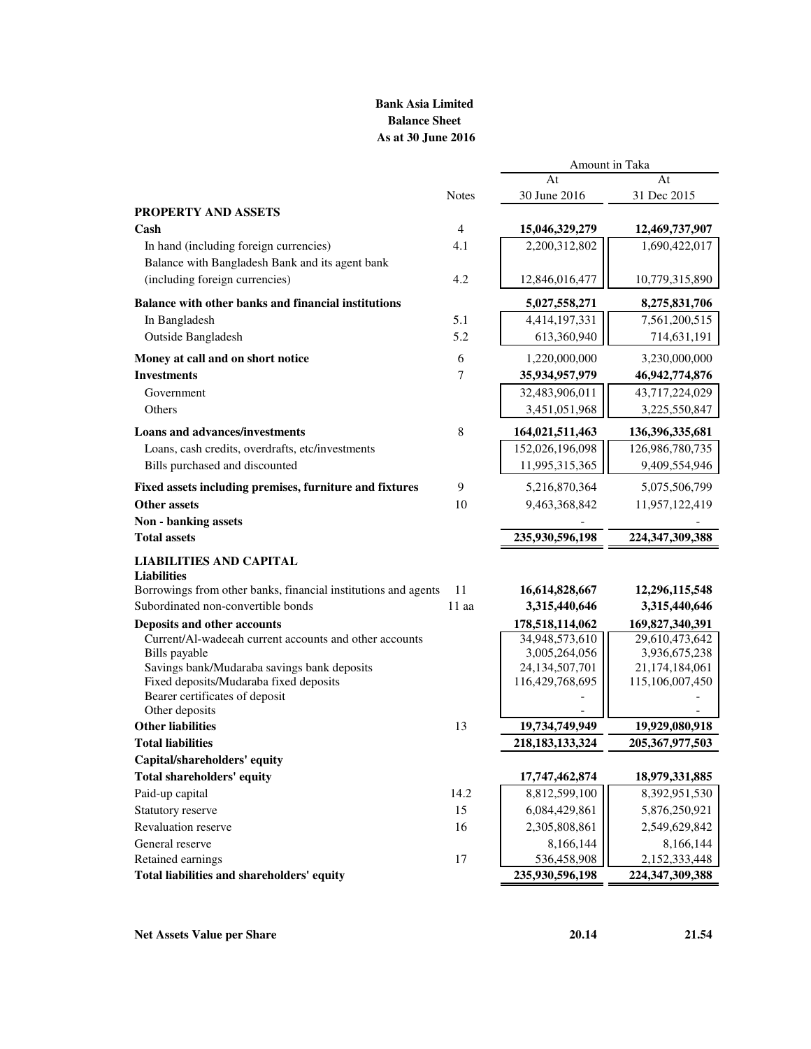**Bank Asia Limited**
**Balance Sheet**
**As at 30 June 2016**

| | Notes | Amount in Taka At 30 June 2016 | At 31 Dec 2015 |
|---|---|---|---|
| **PROPERTY AND ASSETS** | | | |
| **Cash** | 4 | **15,046,329,279** | **12,469,737,907** |
| In hand (including foreign currencies) | 4.1 | 2,200,312,802 | 1,690,422,017 |
| Balance with Bangladesh Bank and its agent bank (including foreign currencies) | 4.2 | 12,846,016,477 | 10,779,315,890 |
| **Balance with other banks and financial institutions** | | **5,027,558,271** | **8,275,831,706** |
| In Bangladesh | 5.1 | 4,414,197,331 | 7,561,200,515 |
| Outside Bangladesh | 5.2 | 613,360,940 | 714,631,191 |
| **Money at call and on short notice** | 6 | 1,220,000,000 | 3,230,000,000 |
| **Investments** | 7 | **35,934,957,979** | **46,942,774,876** |
| Government | | 32,483,906,011 | 43,717,224,029 |
| Others | | 3,451,051,968 | 3,225,550,847 |
| **Loans and advances/investments** | 8 | **164,021,511,463** | **136,396,335,681** |
| Loans, cash credits, overdrafts, etc/investments | | 152,026,196,098 | 126,986,780,735 |
| Bills purchased and discounted | | 11,995,315,365 | 9,409,554,946 |
| **Fixed assets including premises, furniture and fixtures** | 9 | 5,216,870,364 | 5,075,506,799 |
| **Other assets** | 10 | 9,463,368,842 | 11,957,122,419 |
| **Non - banking assets** | | - | - |
| **Total assets** | | **235,930,596,198** | **224,347,309,388** |
| **LIABILITIES AND CAPITAL** | | | |
| **Liabilities** | | | |
| Borrowings from other banks, financial institutions and agents | 11 | **16,614,828,667** | **12,296,115,548** |
| Subordinated non-convertible bonds | 11 aa | **3,315,440,646** | **3,315,440,646** |
| **Deposits and other accounts** | | **178,518,114,062** | **169,827,340,391** |
| Current/Al-wadeeah current accounts and other accounts | | 34,948,573,610 | 29,610,473,642 |
| Bills payable | | 3,005,264,056 | 3,936,675,238 |
| Savings bank/Mudaraba savings bank deposits | | 24,134,507,701 | 21,174,184,061 |
| Fixed deposits/Mudaraba fixed deposits | | 116,429,768,695 | 115,106,007,450 |
| Bearer certificates of deposit | | - | - |
| Other deposits | | - | - |
| **Other liabilities** | 13 | **19,734,749,949** | **19,929,080,918** |
| **Total liabilities** | | **218,183,133,324** | **205,367,977,503** |
| **Capital/shareholders' equity** | | | |
| **Total shareholders' equity** | | **17,747,462,874** | **18,979,331,885** |
| Paid-up capital | 14.2 | 8,812,599,100 | 8,392,951,530 |
| Statutory reserve | 15 | 6,084,429,861 | 5,876,250,921 |
| Revaluation reserve | 16 | 2,305,808,861 | 2,549,629,842 |
| General reserve | | 8,166,144 | 8,166,144 |
| Retained earnings | 17 | 536,458,908 | 2,152,333,448 |
| **Total liabilities and shareholders' equity** | | **235,930,596,198** | **224,347,309,388** |
| **Net Assets Value per Share** | | **20.14** | **21.54** |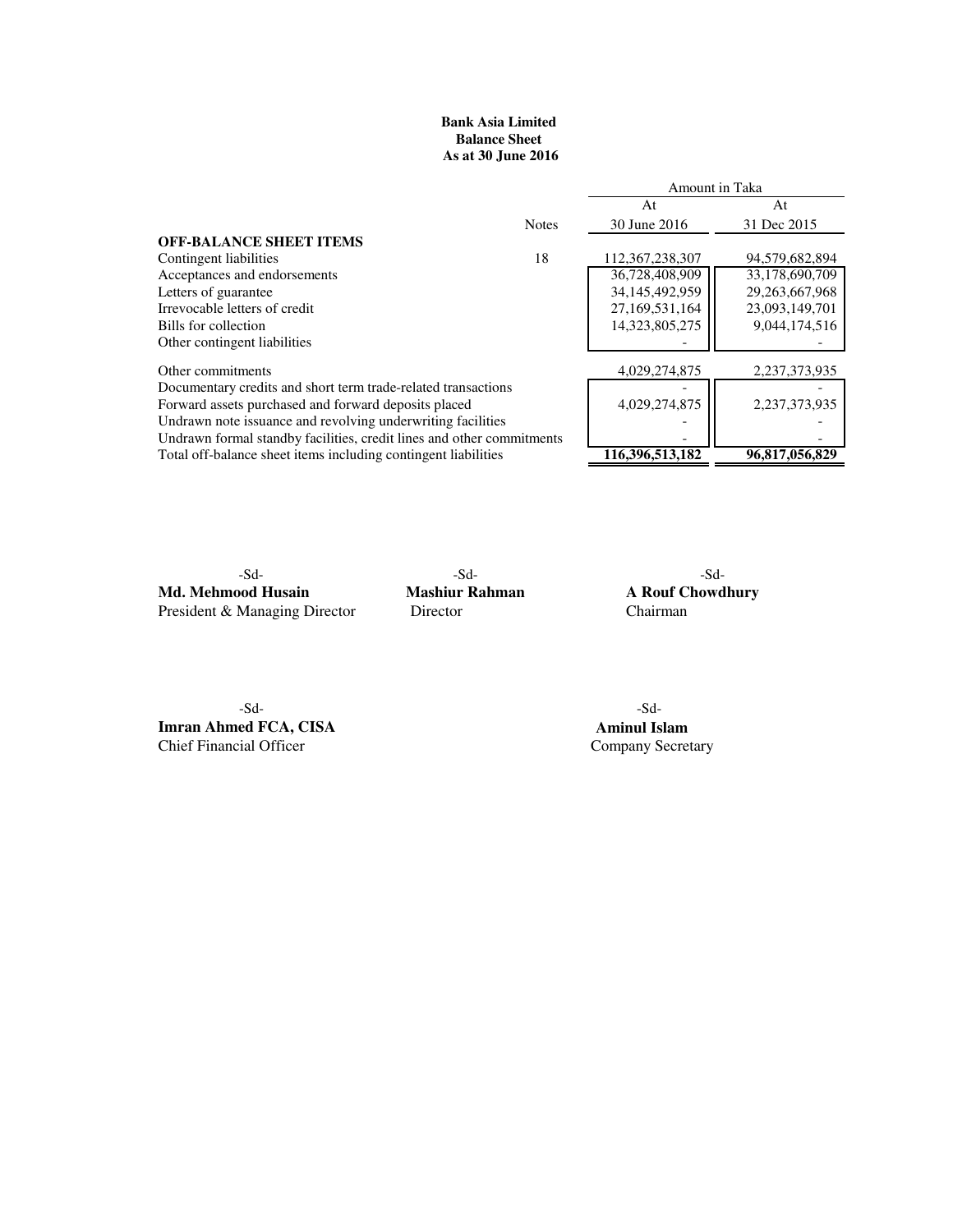**Bank Asia Limited**
**Balance Sheet**
**As at 30 June 2016**

| | Notes | Amount in Taka At 30 June 2016 | At 31 Dec 2015 |
|---|---|---|---|
| **OFF-BALANCE SHEET ITEMS** | | | |
| Contingent liabilities | 18 | 112,367,238,307 | 94,579,682,894 |
| Acceptances and endorsements | | 36,728,408,909 | 33,178,690,709 |
| Letters of guarantee | | 34,145,492,959 | 29,263,667,968 |
| Irrevocable letters of credit | | 27,169,531,164 | 23,093,149,701 |
| Bills for collection | | 14,323,805,275 | 9,044,174,516 |
| Other contingent liabilities | | - | - |
| Other commitments | | 4,029,274,875 | 2,237,373,935 |
| Documentary credits and short term trade-related transactions | | - | - |
| Forward assets purchased and forward deposits placed | | 4,029,274,875 | 2,237,373,935 |
| Undrawn note issuance and revolving underwriting facilities | | - | - |
| Undrawn formal standby facilities, credit lines and other commitments | | - | - |
| Total off-balance sheet items including contingent liabilities | | **116,396,513,182** | **96,817,056,829** |

-Sd-
**Md. Mehmood Husain**
President & Managing Director

-Sd-
**Mashiur Rahman**
Director

-Sd-
**A Rouf Chowdhury**
Chairman

-Sd-
**Imran Ahmed FCA, CISA**
Chief Financial Officer

-Sd-
**Aminul Islam**
Company Secretary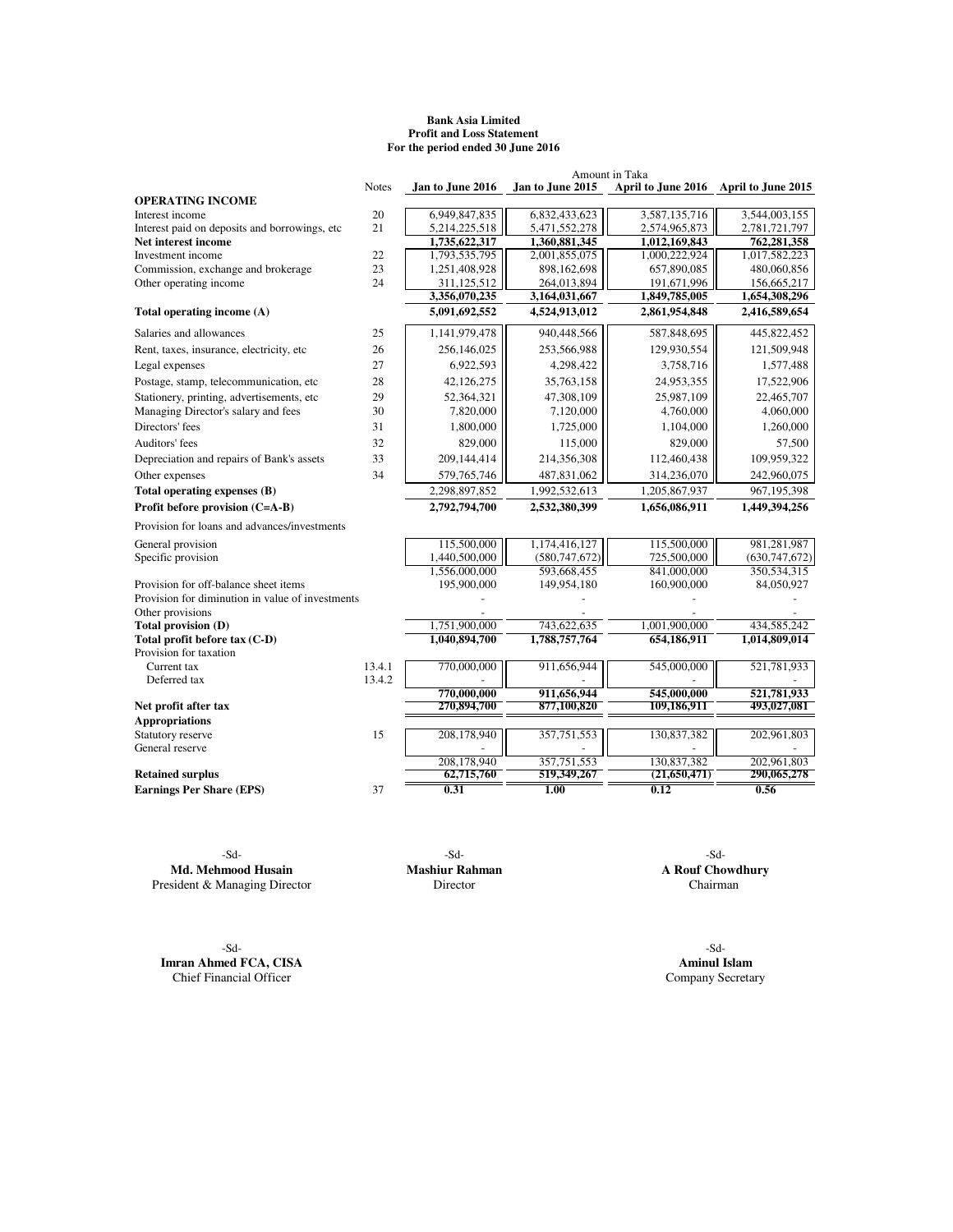**Bank Asia Limited**
**Profit and Loss Statement**
**For the period ended 30 June 2016**

| | Notes | Amount in Taka | | | |
|---|---|---|---|---|---|
| | | **Jan to June 2016** | **Jan to June 2015** | **April to June 2016** | **April to June 2015** |
| **OPERATING INCOME** | | | | | |
| Interest income | 20 | 6,949,847,835 | 6,832,433,623 | 3,587,135,716 | 3,544,003,155 |
| Interest paid on deposits and borrowings, etc | 21 | 5,214,225,518 | 5,471,552,278 | 2,574,965,873 | 2,781,721,797 |
| **Net interest income** | | **1,735,622,317** | **1,360,881,345** | **1,012,169,843** | **762,281,358** |
| Investment income | 22 | 1,793,535,795 | 2,001,855,075 | 1,000,222,924 | 1,017,582,223 |
| Commission, exchange and brokerage | 23 | 1,251,408,928 | 898,162,698 | 657,890,085 | 480,060,856 |
| Other operating income | 24 | 311,125,512 | 264,013,894 | 191,671,996 | 156,665,217 |
| | | **3,356,070,235** | **3,164,031,667** | **1,849,785,005** | **1,654,308,296** |
| **Total operating income (A)** | | **5,091,692,552** | **4,524,913,012** | **2,861,954,848** | **2,416,589,654** |
| Salaries and allowances | 25 | 1,141,979,478 | 940,448,566 | 587,848,695 | 445,822,452 |
| Rent, taxes, insurance, electricity, etc | 26 | 256,146,025 | 253,566,988 | 129,930,554 | 121,509,948 |
| Legal expenses | 27 | 6,922,593 | 4,298,422 | 3,758,716 | 1,577,488 |
| Postage, stamp, telecommunication, etc | 28 | 42,126,275 | 35,763,158 | 24,953,355 | 17,522,906 |
| Stationery, printing, advertisements, etc | 29 | 52,364,321 | 47,308,109 | 25,987,109 | 22,465,707 |
| Managing Director's salary and fees | 30 | 7,820,000 | 7,120,000 | 4,760,000 | 4,060,000 |
| Directors' fees | 31 | 1,800,000 | 1,725,000 | 1,104,000 | 1,260,000 |
| Auditors' fees | 32 | 829,000 | 115,000 | 829,000 | 57,500 |
| Depreciation and repairs of Bank's assets | 33 | 209,144,414 | 214,356,308 | 112,460,438 | 109,959,322 |
| Other expenses | 34 | 579,765,746 | 487,831,062 | 314,236,070 | 242,960,075 |
| **Total operating expenses (B)** | | 2,298,897,852 | 1,992,532,613 | 1,205,867,937 | 967,195,398 |
| **Profit before provision (C=A-B)** | | **2,792,794,700** | **2,532,380,399** | **1,656,086,911** | **1,449,394,256** |
| Provision for loans and advances/investments | | | | | |
| General provision | | 115,500,000 | 1,174,416,127 | 115,500,000 | 981,281,987 |
| Specific provision | | 1,440,500,000 | (580,747,672) | 725,500,000 | (630,747,672) |
| | | 1,556,000,000 | 593,668,455 | 841,000,000 | 350,534,315 |
| Provision for off-balance sheet items | | 195,900,000 | 149,954,180 | 160,900,000 | 84,050,927 |
| Provision for diminution in value of investments | | - | - | - | - |
| Other provisions | | - | - | - | - |
| **Total provision (D)** | | 1,751,900,000 | 743,622,635 | 1,001,900,000 | 434,585,242 |
| **Total profit before tax (C-D)** | | **1,040,894,700** | **1,788,757,764** | **654,186,911** | **1,014,809,014** |
| Provision for taxation | | | | | |
| Current tax | 13.4.1 | 770,000,000 | 911,656,944 | 545,000,000 | 521,781,933 |
| Deferred tax | 13.4.2 | - | - | - | - |
| | | **770,000,000** | **911,656,944** | **545,000,000** | **521,781,933** |
| **Net profit after tax** | | **270,894,700** | **877,100,820** | **109,186,911** | **493,027,081** |
| **Appropriations** | | | | | |
| Statutory reserve | 15 | 208,178,940 | 357,751,553 | 130,837,382 | 202,961,803 |
| General reserve | | - | - | - | - |
| | | 208,178,940 | 357,751,553 | 130,837,382 | 202,961,803 |
| **Retained surplus** | | **62,715,760** | **519,349,267** | **(21,650,471)** | **290,065,278** |
| **Earnings Per Share (EPS)** | 37 | **0.31** | **1.00** | **0.12** | **0.56** |

-Sd-
**Md. Mehmood Husain**
President & Managing Director

-Sd-
**Mashiur Rahman**
Director

-Sd-
**A Rouf Chowdhury**
Chairman

-Sd-
**Imran Ahmed FCA, CISA**
Chief Financial Officer

-Sd-
**Aminul Islam**
Company Secretary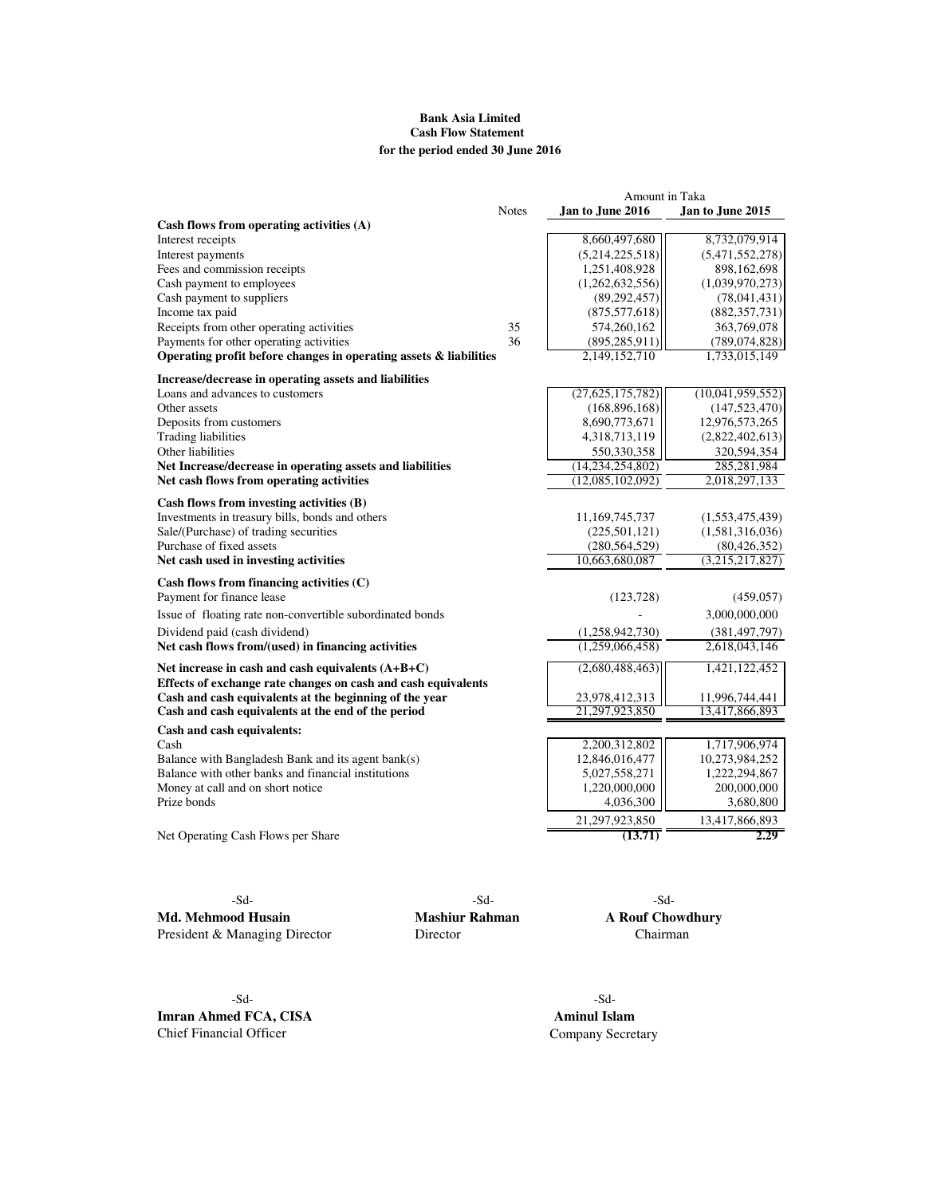**Bank Asia Limited**
**Cash Flow Statement**
**for the period ended 30 June 2016**

| | Notes | Amount in Taka | |
|---|---|---|---|
| | | **Jan to June 2016** | **Jan to June 2015** |
| **Cash flows from operating activities (A)** | | | |
| Interest receipts | | 8,660,497,680 | 8,732,079,914 |
| Interest payments | | (5,214,225,518) | (5,471,552,278) |
| Fees and commission receipts | | 1,251,408,928 | 898,162,698 |
| Cash payment to employees | | (1,262,632,556) | (1,039,970,273) |
| Cash payment to suppliers | | (89,292,457) | (78,041,431) |
| Income tax paid | | (875,577,618) | (882,357,731) |
| Receipts from other operating activities | 35 | 574,260,162 | 363,769,078 |
| Payments for other operating activities | 36 | (895,285,911) | (789,074,828) |
| **Operating profit before changes in operating assets & liabilities** | | 2,149,152,710 | 1,733,015,149 |
| **Increase/decrease in operating assets and liabilities** | | | |
| Loans and advances to customers | | (27,625,175,782) | (10,041,959,552) |
| Other assets | | (168,896,168) | (147,523,470) |
| Deposits from customers | | 8,690,773,671 | 12,976,573,265 |
| Trading liabilities | | 4,318,713,119 | (2,822,402,613) |
| Other liabilities | | 550,330,358 | 320,594,354 |
| **Net Increase/decrease in operating assets and liabilities** | | (14,234,254,802) | 285,281,984 |
| **Net cash flows from operating activities** | | (12,085,102,092) | 2,018,297,133 |
| **Cash flows from investing activities (B)** | | | |
| Investments in treasury bills, bonds and others | | 11,169,745,737 | (1,553,475,439) |
| Sale/(Purchase) of trading securities | | (225,501,121) | (1,581,316,036) |
| Purchase of fixed assets | | (280,564,529) | (80,426,352) |
| **Net cash used in investing activities** | | 10,663,680,087 | (3,215,217,827) |
| **Cash flows from financing activities (C)** | | | |
| Payment for finance lease | | (123,728) | (459,057) |
| Issue of floating rate non-convertible subordinated bonds | | - | 3,000,000,000 |
| Dividend paid (cash dividend) | | (1,258,942,730) | (381,497,797) |
| **Net cash flows from/(used) in financing activities** | | (1,259,066,458) | 2,618,043,146 |
| **Net increase in cash and cash equivalents (A+B+C)** | | (2,680,488,463) | 1,421,122,452 |
| **Effects of exchange rate changes on cash and cash equivalents** | | | |
| **Cash and cash equivalents at the beginning of the year** | | 23,978,412,313 | 11,996,744,441 |
| **Cash and cash equivalents at the end of the period** | | 21,297,923,850 | 13,417,866,893 |
| **Cash and cash equivalents:** | | | |
| Cash | | 2,200,312,802 | 1,717,906,974 |
| Balance with Bangladesh Bank and its agent bank(s) | | 12,846,016,477 | 10,273,984,252 |
| Balance with other banks and financial institutions | | 5,027,558,271 | 1,222,294,867 |
| Money at call and on short notice | | 1,220,000,000 | 200,000,000 |
| Prize bonds | | 4,036,300 | 3,680,800 |
| | | 21,297,923,850 | 13,417,866,893 |
| Net Operating Cash Flows per Share | | **(13.71)** | **2.29** |

| -Sd- | -Sd- | -Sd- |
|---|---|---|
| **Md. Mehmood Husain** | **Mashiur Rahman** | **A Rouf Chowdhury** |
| President & Managing Director | Director | Chairman |

| -Sd- | -Sd- |
|---|---|
| **Imran Ahmed FCA, CISA** | **Aminul Islam** |
| Chief Financial Officer | Company Secretary |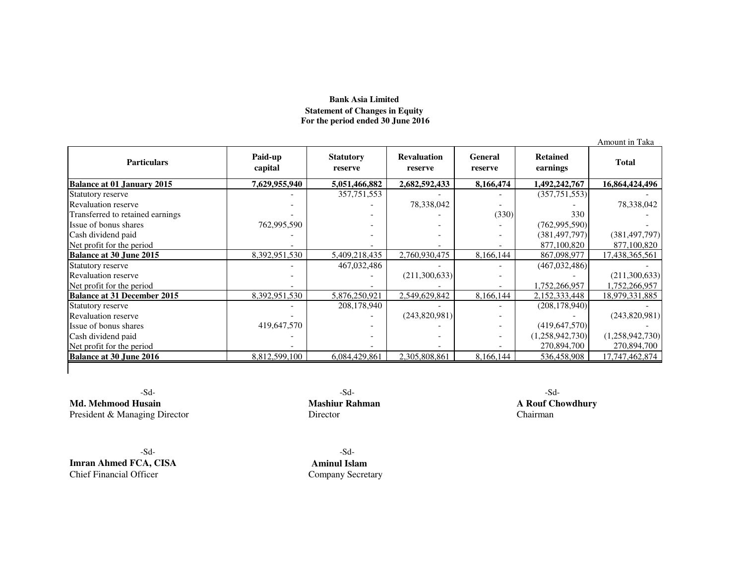**Bank Asia Limited**
**Statement of Changes in Equity**
**For the period ended 30 June 2016**

Amount in Taka

| Particulars | Paid-up capital | Statutory reserve | Revaluation reserve | General reserve | Retained earnings | Total |
|---|---|---|---|---|---|---|
| **Balance at 01 January 2015** | **7,629,955,940** | **5,051,466,882** | **2,682,592,433** | **8,166,474** | **1,492,242,767** | **16,864,424,496** |
| Statutory reserve | - | 357,751,553 | - | - | (357,751,553) | - |
| Revaluation reserve | - | - | 78,338,042 | - | - | 78,338,042 |
| Transferred to retained earnings | - | - | - | (330) | 330 | - |
| Issue of bonus shares | 762,995,590 | - | - | - | (762,995,590) | - |
| Cash dividend paid | - | - | - | - | (381,497,797) | (381,497,797) |
| Net profit for the period | - | - | - | - | 877,100,820 | 877,100,820 |
| **Balance at 30 June 2015** | 8,392,951,530 | 5,409,218,435 | 2,760,930,475 | 8,166,144 | 867,098,977 | 17,438,365,561 |
| Statutory reserve | - | 467,032,486 | - | - | (467,032,486) | - |
| Revaluation reserve | - | - | (211,300,633) | - | - | (211,300,633) |
| Net profit for the period | - | - | - | - | 1,752,266,957 | 1,752,266,957 |
| **Balance at 31 December 2015** | 8,392,951,530 | 5,876,250,921 | 2,549,629,842 | 8,166,144 | 2,152,333,448 | 18,979,331,885 |
| Statutory reserve | - | 208,178,940 | - | - | (208,178,940) | - |
| Revaluation reserve | - | - | (243,820,981) | - | - | (243,820,981) |
| Issue of bonus shares | 419,647,570 | - | - | - | (419,647,570) | - |
| Cash dividend paid | - | - | - | - | (1,258,942,730) | (1,258,942,730) |
| Net profit for the period | - | - | - | - | 270,894,700 | 270,894,700 |
| **Balance at 30 June 2016** | 8,812,599,100 | 6,084,429,861 | 2,305,808,861 | 8,166,144 | 536,458,908 | 17,747,462,874 |

-Sd-
**Md. Mehmood Husain**
President & Managing Director

-Sd-
**Mashiur Rahman**
Director

-Sd-
**A Rouf Chowdhury**
Chairman

-Sd-
**Imran Ahmed FCA, CISA**
Chief Financial Officer

-Sd-
**Aminul Islam**
Company Secretary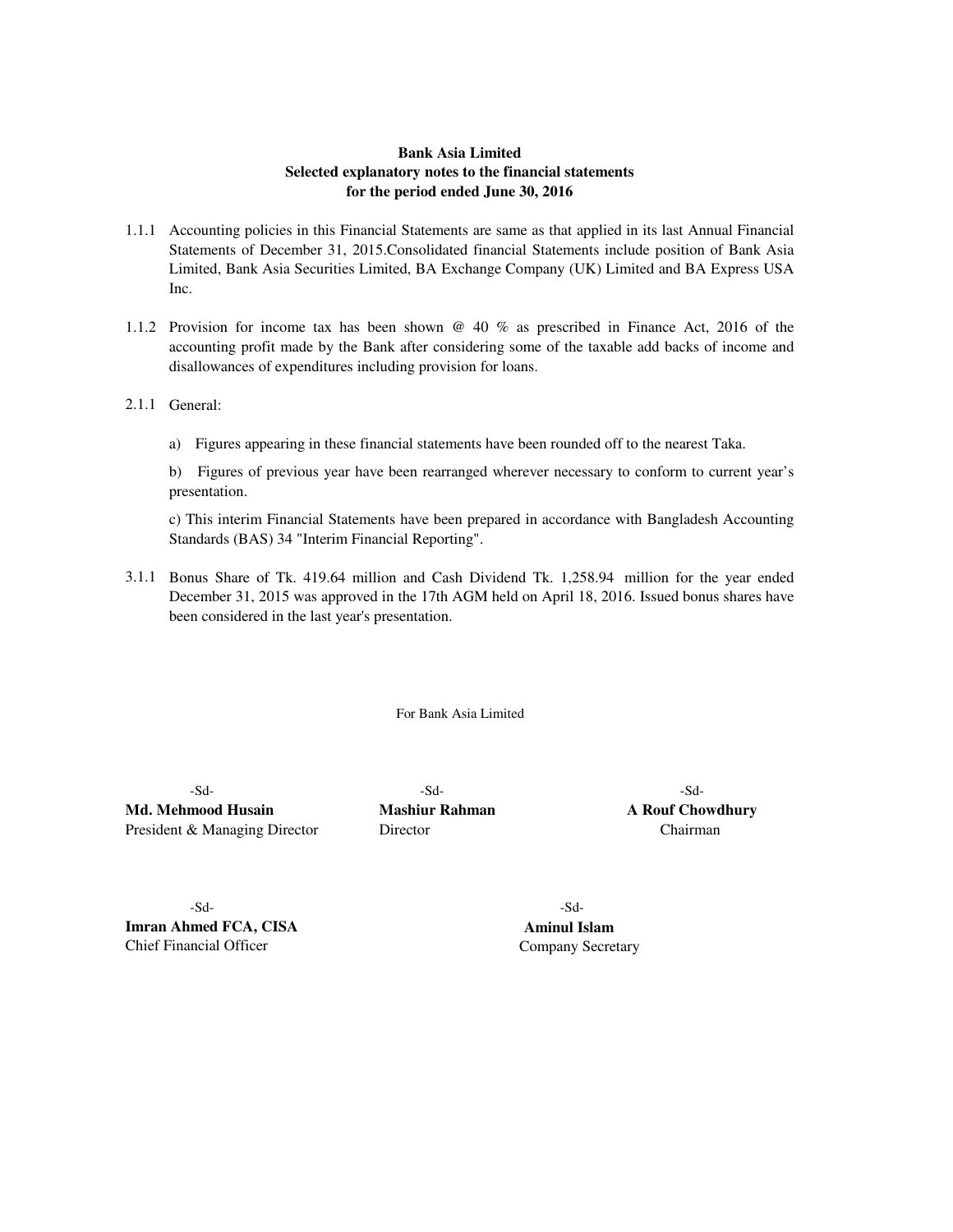**Bank Asia Limited**
**Selected explanatory notes to the financial statements**
**for the period ended June 30, 2016**

1.1.1 Accounting policies in this Financial Statements are same as that applied in its last Annual Financial Statements of December 31, 2015.Consolidated financial Statements include position of Bank Asia Limited, Bank Asia Securities Limited, BA Exchange Company (UK) Limited and BA Express USA Inc.

1.1.2 Provision for income tax has been shown @ 40 % as prescribed in Finance Act, 2016 of the accounting profit made by the Bank after considering some of the taxable add backs of income and disallowances of expenditures including provision for loans.

2.1.1 General:

a) Figures appearing in these financial statements have been rounded off to the nearest Taka.

b) Figures of previous year have been rearranged wherever necessary to conform to current year's presentation.

c) This interim Financial Statements have been prepared in accordance with Bangladesh Accounting Standards (BAS) 34 "Interim Financial Reporting".

3.1.1 Bonus Share of Tk. 419.64 million and Cash Dividend Tk. 1,258.94 million for the year ended December 31, 2015 was approved in the 17th AGM held on April 18, 2016. Issued bonus shares have been considered in the last year's presentation.

For Bank Asia Limited

| -Sd- | -Sd- | -Sd- |
|---|---|---|
| **Md. Mehmood Husain** | **Mashiur Rahman** | **A Rouf Chowdhury** |
| President & Managing Director | Director | Chairman |

| -Sd- | -Sd- |
|---|---|
| **Imran Ahmed FCA, CISA** | **Aminul Islam** |
| Chief Financial Officer | Company Secretary |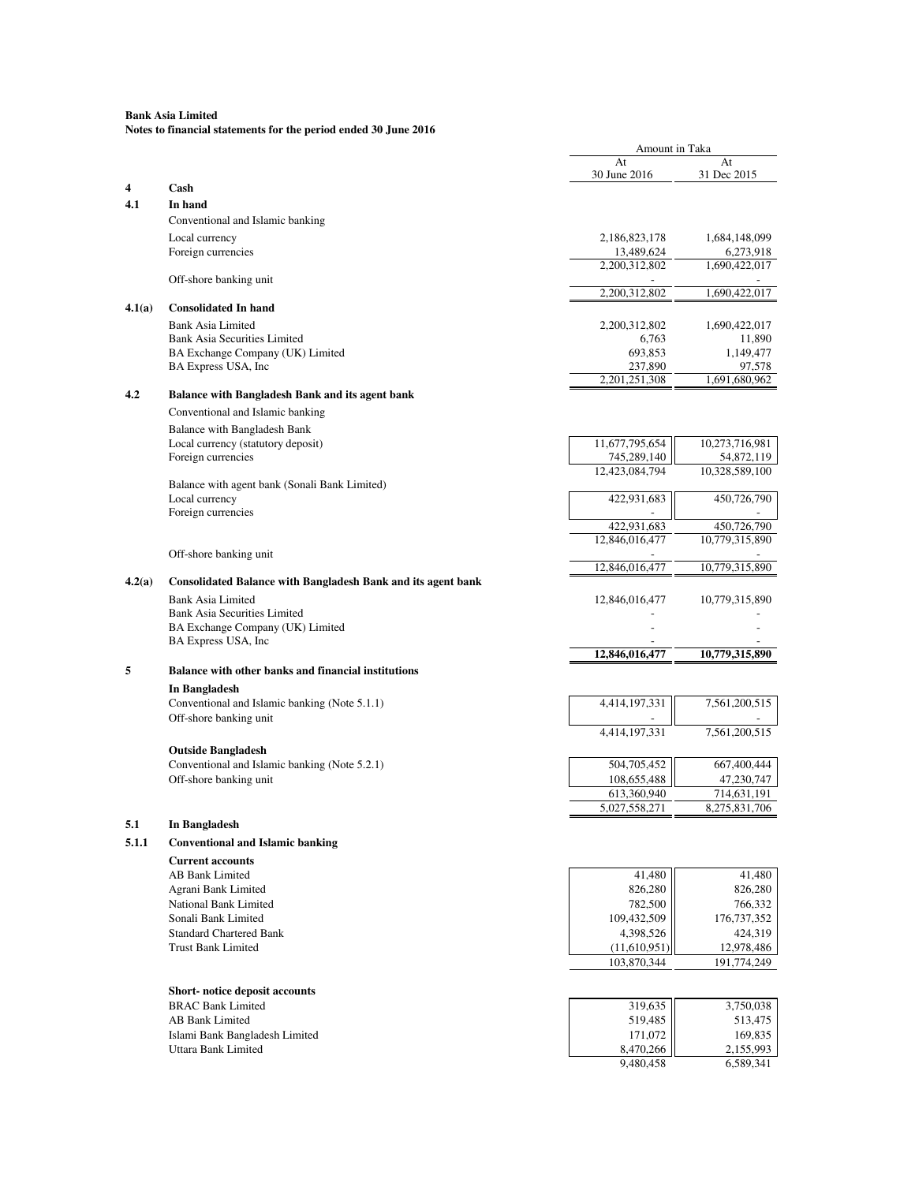**Bank Asia Limited**
**Notes to financial statements for the period ended 30 June 2016**

| | | Amount in Taka | |
|---|---|---|---|
| | | At 30 June 2016 | At 31 Dec 2015 |
| **4** | **Cash** | | |
| **4.1** | **In hand** | | |
| | Conventional and Islamic banking | | |
| | Local currency | 2,186,823,178 | 1,684,148,099 |
| | Foreign currencies | 13,489,624 | 6,273,918 |
| | | 2,200,312,802 | 1,690,422,017 |
| | Off-shore banking unit | - | - |
| | | 2,200,312,802 | 1,690,422,017 |
| **4.1(a)** | **Consolidated In hand** | | |
| | Bank Asia Limited | 2,200,312,802 | 1,690,422,017 |
| | Bank Asia Securities Limited | 6,763 | 11,890 |
| | BA Exchange Company (UK) Limited | 693,853 | 1,149,477 |
| | BA Express USA, Inc | 237,890 | 97,578 |
| | | 2,201,251,308 | 1,691,680,962 |
| **4.2** | **Balance with Bangladesh Bank and its agent bank** | | |
| | Conventional and Islamic banking | | |
| | Balance with Bangladesh Bank | | |
| | Local currency (statutory deposit) | 11,677,795,654 | 10,273,716,981 |
| | Foreign currencies | 745,289,140 | 54,872,119 |
| | | 12,423,084,794 | 10,328,589,100 |
| | Balance with agent bank (Sonali Bank Limited) | | |
| | Local currency | 422,931,683 | 450,726,790 |
| | Foreign currencies | - | - |
| | | 422,931,683 | 450,726,790 |
| | | 12,846,016,477 | 10,779,315,890 |
| | Off-shore banking unit | - | - |
| | | 12,846,016,477 | 10,779,315,890 |
| **4.2(a)** | **Consolidated Balance with Bangladesh Bank and its agent bank** | | |
| | Bank Asia Limited | 12,846,016,477 | 10,779,315,890 |
| | Bank Asia Securities Limited | - | - |
| | BA Exchange Company (UK) Limited | - | - |
| | BA Express USA, Inc | - | - |
| | | **12,846,016,477** | **10,779,315,890** |
| **5** | **Balance with other banks and financial institutions** | | |
| | **In Bangladesh** | | |
| | Conventional and Islamic banking (Note 5.1.1) | 4,414,197,331 | 7,561,200,515 |
| | Off-shore banking unit | - | - |
| | | 4,414,197,331 | 7,561,200,515 |
| | **Outside Bangladesh** | | |
| | Conventional and Islamic banking (Note 5.2.1) | 504,705,452 | 667,400,444 |
| | Off-shore banking unit | 108,655,488 | 47,230,747 |
| | | 613,360,940 | 714,631,191 |
| | | 5,027,558,271 | 8,275,831,706 |
| **5.1** | **In Bangladesh** | | |
| **5.1.1** | **Conventional and Islamic banking** | | |
| | **Current accounts** | | |
| | AB Bank Limited | 41,480 | 41,480 |
| | Agrani Bank Limited | 826,280 | 826,280 |
| | National Bank Limited | 782,500 | 766,332 |
| | Sonali Bank Limited | 109,432,509 | 176,737,352 |
| | Standard Chartered Bank | 4,398,526 | 424,319 |
| | Trust Bank Limited | (11,610,951) | 12,978,486 |
| | | 103,870,344 | 191,774,249 |
| | **Short- notice deposit accounts** | | |
| | BRAC Bank Limited | 319,635 | 3,750,038 |
| | AB Bank Limited | 519,485 | 513,475 |
| | Islami Bank Bangladesh Limited | 171,072 | 169,835 |
| | Uttara Bank Limited | 8,470,266 | 2,155,993 |
| | | 9,480,458 | 6,589,341 |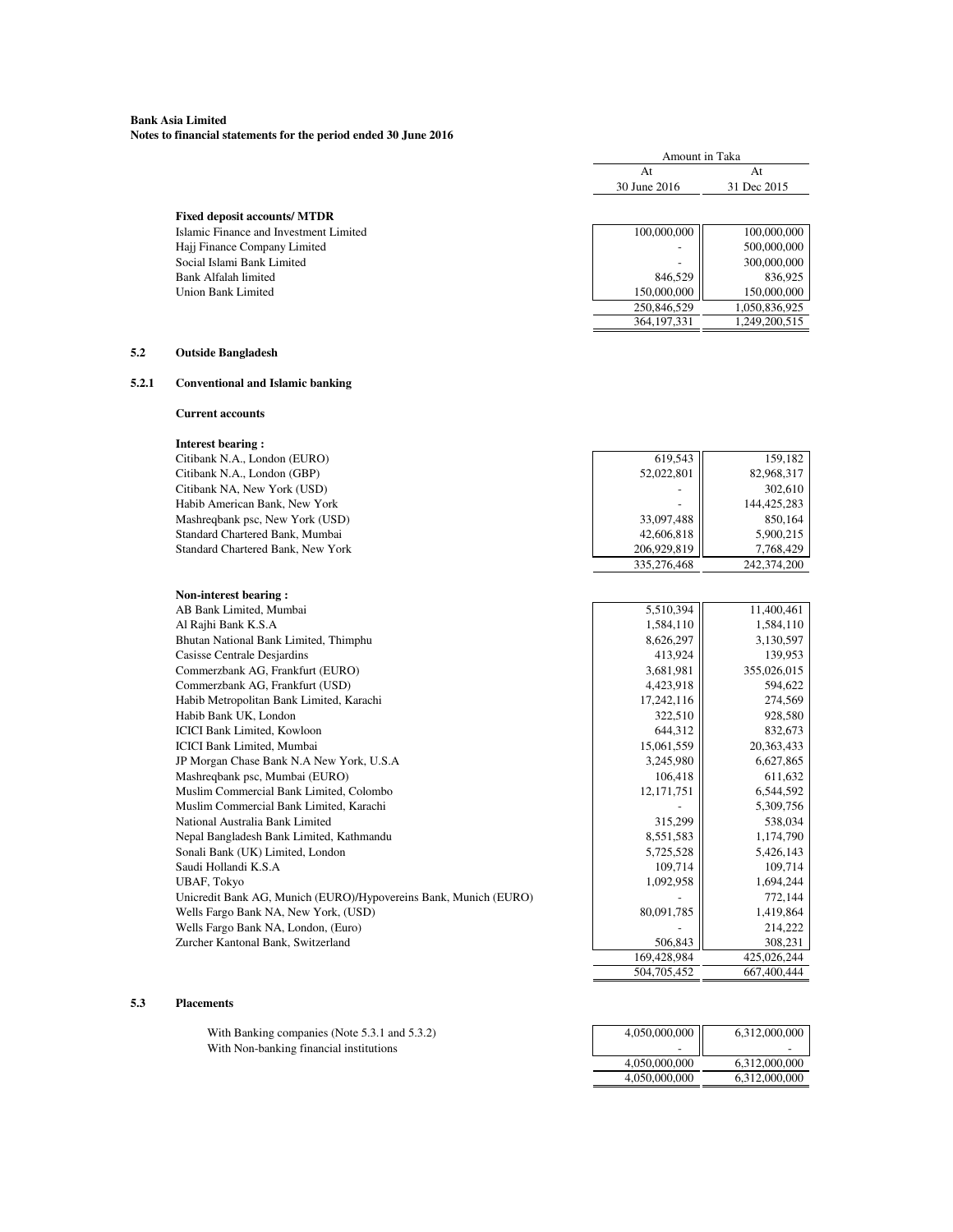**Bank Asia Limited**
**Notes to financial statements for the period ended 30 June 2016**

| | Amount in Taka | |
|---|---|---|
| | At 30 June 2016 | At 31 Dec 2015 |
| **Fixed deposit accounts/ MTDR** | | |
| Islamic Finance and Investment Limited | 100,000,000 | 100,000,000 |
| Hajj Finance Company Limited | - | 500,000,000 |
| Social Islami Bank Limited | - | 300,000,000 |
| Bank Alfalah limited | 846,529 | 836,925 |
| Union Bank Limited | 150,000,000 | 150,000,000 |
| | 250,846,529 | 1,050,836,925 |
| | 364,197,331 | 1,249,200,515 |

### 5.2 Outside Bangladesh

#### 5.2.1 Conventional and Islamic banking

**Current accounts**

| | At 30 June 2016 | At 31 Dec 2015 |
|---|---|---|
| **Interest bearing :** | | |
| Citibank N.A., London (EURO) | 619,543 | 159,182 |
| Citibank N.A., London (GBP) | 52,022,801 | 82,968,317 |
| Citibank NA, New York (USD) | - | 302,610 |
| Habib American Bank, New York | - | 144,425,283 |
| Mashreqbank psc, New York (USD) | 33,097,488 | 850,164 |
| Standard Chartered Bank, Mumbai | 42,606,818 | 5,900,215 |
| Standard Chartered Bank, New York | 206,929,819 | 7,768,429 |
| | 335,276,468 | 242,374,200 |
| **Non-interest bearing :** | | |
| AB Bank Limited, Mumbai | 5,510,394 | 11,400,461 |
| Al Rajhi Bank K.S.A | 1,584,110 | 1,584,110 |
| Bhutan National Bank Limited, Thimphu | 8,626,297 | 3,130,597 |
| Casisse Centrale Desjardins | 413,924 | 139,953 |
| Commerzbank AG, Frankfurt (EURO) | 3,681,981 | 355,026,015 |
| Commerzbank AG, Frankfurt (USD) | 4,423,918 | 594,622 |
| Habib Metropolitan Bank Limited, Karachi | 17,242,116 | 274,569 |
| Habib Bank UK, London | 322,510 | 928,580 |
| ICICI Bank Limited, Kowloon | 644,312 | 832,673 |
| ICICI Bank Limited, Mumbai | 15,061,559 | 20,363,433 |
| JP Morgan Chase Bank N.A New York, U.S.A | 3,245,980 | 6,627,865 |
| Mashreqbank psc, Mumbai (EURO) | 106,418 | 611,632 |
| Muslim Commercial Bank Limited, Colombo | 12,171,751 | 6,544,592 |
| Muslim Commercial Bank Limited, Karachi | - | 5,309,756 |
| National Australia Bank Limited | 315,299 | 538,034 |
| Nepal Bangladesh Bank Limited, Kathmandu | 8,551,583 | 1,174,790 |
| Sonali Bank (UK) Limited, London | 5,725,528 | 5,426,143 |
| Saudi Hollandi K.S.A | 109,714 | 109,714 |
| UBAF, Tokyo | 1,092,958 | 1,694,244 |
| Unicredit Bank AG, Munich (EURO)/Hypovereins Bank, Munich (EURO) | - | 772,144 |
| Wells Fargo Bank NA, New York, (USD) | 80,091,785 | 1,419,864 |
| Wells Fargo Bank NA, London, (Euro) | - | 214,222 |
| Zurcher Kantonal Bank, Switzerland | 506,843 | 308,231 |
| | 169,428,984 | 425,026,244 |
| | 504,705,452 | 667,400,444 |

### 5.3 Placements

| | At 30 June 2016 | At 31 Dec 2015 |
|---|---|---|
| With Banking companies (Note 5.3.1 and 5.3.2) | 4,050,000,000 | 6,312,000,000 |
| With Non-banking financial institutions | - | - |
| | 4,050,000,000 | 6,312,000,000 |
| | 4,050,000,000 | 6,312,000,000 |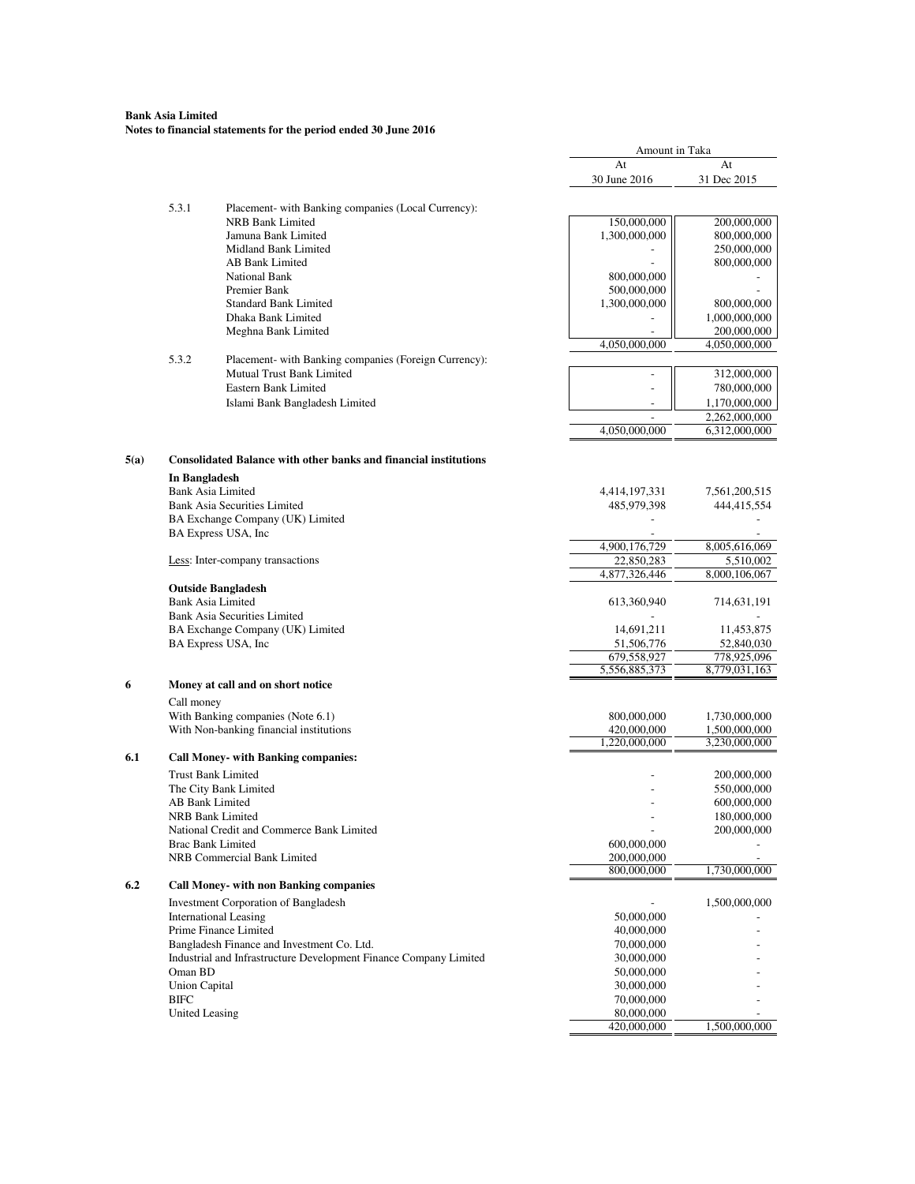**Bank Asia Limited**
**Notes to financial statements for the period ended 30 June 2016**

| | | Amount in Taka | |
|---|---|---|---|
| | | At 30 June 2016 | At 31 Dec 2015 |
| 5.3.1 | Placement- with Banking companies (Local Currency): | | |
| | NRB Bank Limited | 150,000,000 | 200,000,000 |
| | Jamuna Bank Limited | 1,300,000,000 | 800,000,000 |
| | Midland Bank Limited | - | 250,000,000 |
| | AB Bank Limited | - | 800,000,000 |
| | National Bank | 800,000,000 | - |
| | Premier Bank | 500,000,000 | - |
| | Standard Bank Limited | 1,300,000,000 | 800,000,000 |
| | Dhaka Bank Limited | - | 1,000,000,000 |
| | Meghna Bank Limited | - | 200,000,000 |
| | | 4,050,000,000 | 4,050,000,000 |
| 5.3.2 | Placement- with Banking companies (Foreign Currency): | | |
| | Mutual Trust Bank Limited | - | 312,000,000 |
| | Eastern Bank Limited | - | 780,000,000 |
| | Islami Bank Bangladesh Limited | - | 1,170,000,000 |
| | | - | 2,262,000,000 |
| | | 4,050,000,000 | 6,312,000,000 |

**5(a) Consolidated Balance with other banks and financial institutions**

| | At 30 June 2016 | At 31 Dec 2015 |
|---|---|---|
| **In Bangladesh** | | |
| Bank Asia Limited | 4,414,197,331 | 7,561,200,515 |
| Bank Asia Securities Limited | 485,979,398 | 444,415,554 |
| BA Exchange Company (UK) Limited | - | - |
| BA Express USA, Inc | - | - |
| | 4,900,176,729 | 8,005,616,069 |
| Less: Inter-company transactions | 22,850,283 | 5,510,002 |
| | 4,877,326,446 | 8,000,106,067 |
| **Outside Bangladesh** | | |
| Bank Asia Limited | 613,360,940 | 714,631,191 |
| Bank Asia Securities Limited | - | - |
| BA Exchange Company (UK) Limited | 14,691,211 | 11,453,875 |
| BA Express USA, Inc | 51,506,776 | 52,840,030 |
| | 679,558,927 | 778,925,096 |
| | 5,556,885,373 | 8,779,031,163 |

**6 Money at call and on short notice**

| | At 30 June 2016 | At 31 Dec 2015 |
|---|---|---|
| Call money | | |
| With Banking companies (Note 6.1) | 800,000,000 | 1,730,000,000 |
| With Non-banking financial institutions | 420,000,000 | 1,500,000,000 |
| | 1,220,000,000 | 3,230,000,000 |

**6.1 Call Money- with Banking companies:**

| | At 30 June 2016 | At 31 Dec 2015 |
|---|---|---|
| Trust Bank Limited | - | 200,000,000 |
| The City Bank Limited | - | 550,000,000 |
| AB Bank Limited | - | 600,000,000 |
| NRB Bank Limited | - | 180,000,000 |
| National Credit and Commerce Bank Limited | - | 200,000,000 |
| Brac Bank Limited | 600,000,000 | - |
| NRB Commercial Bank Limited | 200,000,000 | - |
| | 800,000,000 | 1,730,000,000 |

**6.2 Call Money- with non Banking companies**

| | At 30 June 2016 | At 31 Dec 2015 |
|---|---|---|
| Investment Corporation of Bangladesh | - | 1,500,000,000 |
| International Leasing | 50,000,000 | - |
| Prime Finance Limited | 40,000,000 | - |
| Bangladesh Finance and Investment Co. Ltd. | 70,000,000 | - |
| Industrial and Infrastructure Development Finance Company Limited | 30,000,000 | - |
| Oman BD | 50,000,000 | - |
| Union Capital | 30,000,000 | - |
| BIFC | 70,000,000 | - |
| United Leasing | 80,000,000 | - |
| | 420,000,000 | 1,500,000,000 |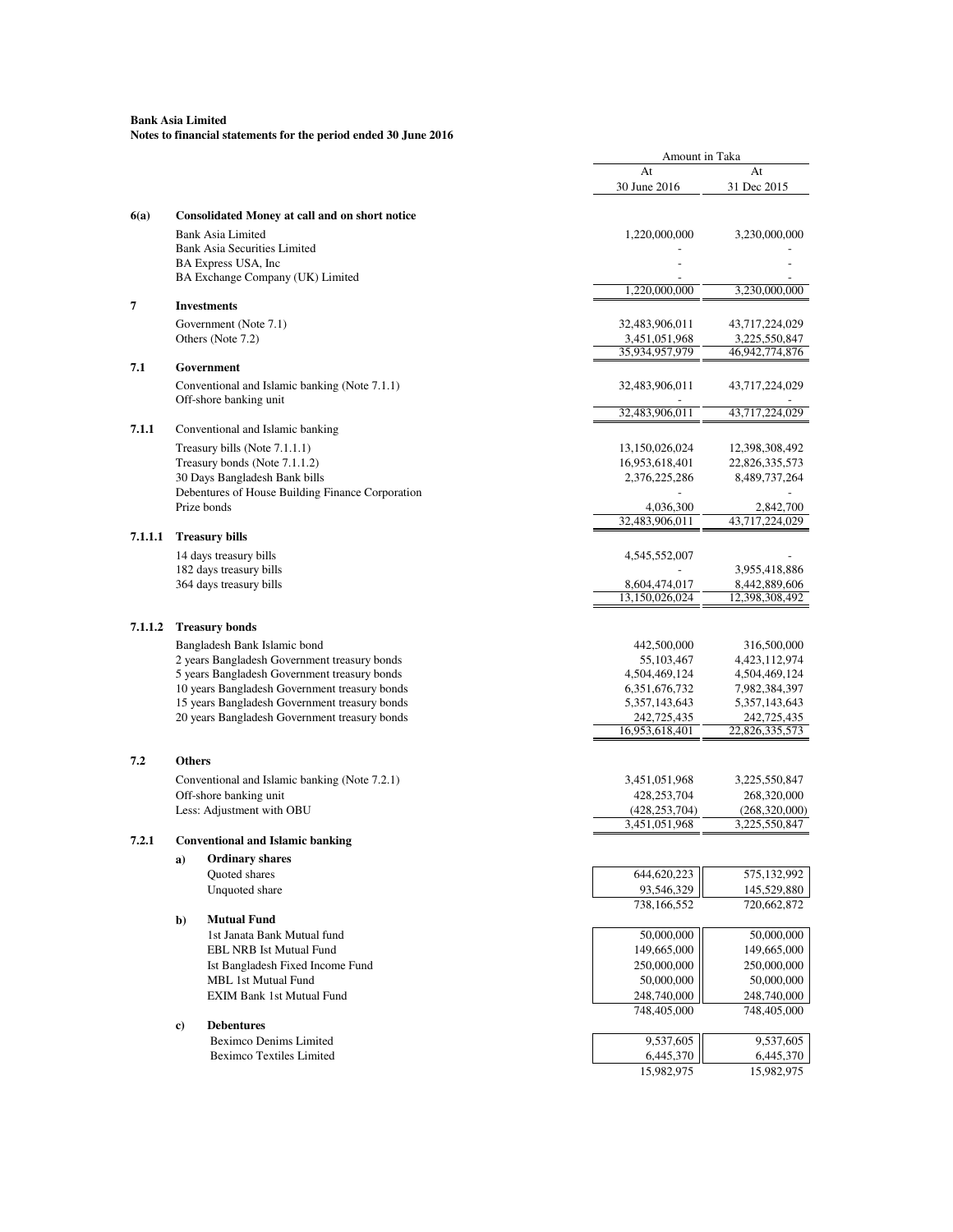**Bank Asia Limited**
**Notes to financial statements for the period ended 30 June 2016**

| | | Amount in Taka | |
|---|---|---|---|
| | | At 30 June 2016 | At 31 Dec 2015 |
| **6(a)** | **Consolidated Money at call and on short notice** | | |
| | Bank Asia Limited | 1,220,000,000 | 3,230,000,000 |
| | Bank Asia Securities Limited | - | - |
| | BA Express USA, Inc | - | - |
| | BA Exchange Company (UK) Limited | - | - |
| | | 1,220,000,000 | 3,230,000,000 |
| **7** | **Investments** | | |
| | Government (Note 7.1) | 32,483,906,011 | 43,717,224,029 |
| | Others (Note 7.2) | 3,451,051,968 | 3,225,550,847 |
| | | 35,934,957,979 | 46,942,774,876 |
| **7.1** | **Government** | | |
| | Conventional and Islamic banking (Note 7.1.1) | 32,483,906,011 | 43,717,224,029 |
| | Off-shore banking unit | - | - |
| | | 32,483,906,011 | 43,717,224,029 |
| **7.1.1** | Conventional and Islamic banking | | |
| | Treasury bills (Note 7.1.1.1) | 13,150,026,024 | 12,398,308,492 |
| | Treasury bonds (Note 7.1.1.2) | 16,953,618,401 | 22,826,335,573 |
| | 30 Days Bangladesh Bank bills | 2,376,225,286 | 8,489,737,264 |
| | Debentures of House Building Finance Corporation | - | - |
| | Prize bonds | 4,036,300 | 2,842,700 |
| | | 32,483,906,011 | 43,717,224,029 |
| **7.1.1.1** | **Treasury bills** | | |
| | 14 days treasury bills | 4,545,552,007 | - |
| | 182 days treasury bills | - | 3,955,418,886 |
| | 364 days treasury bills | 8,604,474,017 | 8,442,889,606 |
| | | 13,150,026,024 | 12,398,308,492 |
| **7.1.1.2** | **Treasury bonds** | | |
| | Bangladesh Bank Islamic bond | 442,500,000 | 316,500,000 |
| | 2 years Bangladesh Government treasury bonds | 55,103,467 | 4,423,112,974 |
| | 5 years Bangladesh Government treasury bonds | 4,504,469,124 | 4,504,469,124 |
| | 10 years Bangladesh Government treasury bonds | 6,351,676,732 | 7,982,384,397 |
| | 15 years Bangladesh Government treasury bonds | 5,357,143,643 | 5,357,143,643 |
| | 20 years Bangladesh Government treasury bonds | 242,725,435 | 242,725,435 |
| | | 16,953,618,401 | 22,826,335,573 |
| **7.2** | **Others** | | |
| | Conventional and Islamic banking (Note 7.2.1) | 3,451,051,968 | 3,225,550,847 |
| | Off-shore banking unit | 428,253,704 | 268,320,000 |
| | Less: Adjustment with OBU | (428,253,704) | (268,320,000) |
| | | 3,451,051,968 | 3,225,550,847 |
| **7.2.1** | **Conventional and Islamic banking** | | |
| | **a) Ordinary shares** | | |
| | Quoted shares | 644,620,223 | 575,132,992 |
| | Unquoted share | 93,546,329 | 145,529,880 |
| | | 738,166,552 | 720,662,872 |
| | **b) Mutual Fund** | | |
| | 1st Janata Bank Mutual fund | 50,000,000 | 50,000,000 |
| | EBL NRB Ist Mutual Fund | 149,665,000 | 149,665,000 |
| | Ist Bangladesh Fixed Income Fund | 250,000,000 | 250,000,000 |
| | MBL 1st Mutual Fund | 50,000,000 | 50,000,000 |
| | EXIM Bank 1st Mutual Fund | 248,740,000 | 248,740,000 |
| | | 748,405,000 | 748,405,000 |
| | **c) Debentures** | | |
| | Beximco Denims Limited | 9,537,605 | 9,537,605 |
| | Beximco Textiles Limited | 6,445,370 | 6,445,370 |
| | | 15,982,975 | 15,982,975 |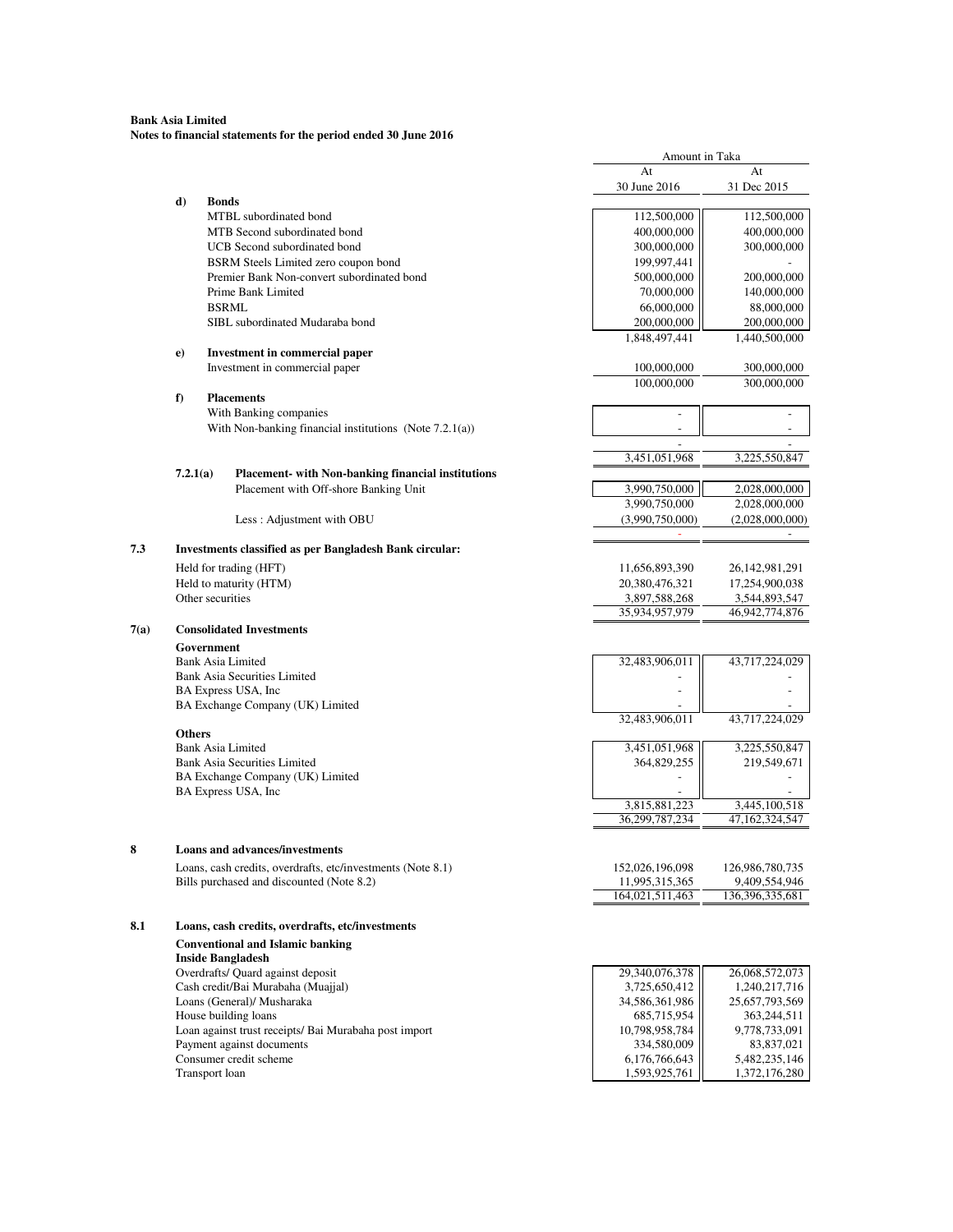**Bank Asia Limited**
**Notes to financial statements for the period ended 30 June 2016**

| | Amount in Taka | |
|---|---|---|
| | At 30 June 2016 | At 31 Dec 2015 |
| **d) Bonds** | | |
| MTBL subordinated bond | 112,500,000 | 112,500,000 |
| MTB Second subordinated bond | 400,000,000 | 400,000,000 |
| UCB Second subordinated bond | 300,000,000 | 300,000,000 |
| BSRM Steels Limited zero coupon bond | 199,997,441 | - |
| Premier Bank Non-convert subordinated bond | 500,000,000 | 200,000,000 |
| Prime Bank Limited | 70,000,000 | 140,000,000 |
| BSRML | 66,000,000 | 88,000,000 |
| SIBL subordinated Mudaraba bond | 200,000,000 | 200,000,000 |
| | 1,848,497,441 | 1,440,500,000 |
| **e) Investment in commercial paper** | | |
| Investment in commercial paper | 100,000,000 | 300,000,000 |
| | 100,000,000 | 300,000,000 |
| **f) Placements** | | |
| With Banking companies | - | - |
| With Non-banking financial institutions (Note 7.2.1(a)) | - | - |
| | - | - |
| | 3,451,051,968 | 3,225,550,847 |

**7.2.1(a) Placement- with Non-banking financial institutions**

| | At 30 June 2016 | At 31 Dec 2015 |
|---|---|---|
| Placement with Off-shore Banking Unit | 3,990,750,000 | 2,028,000,000 |
| | 3,990,750,000 | 2,028,000,000 |
| Less : Adjustment with OBU | (3,990,750,000) | (2,028,000,000) |
| | - | - |

**7.3 Investments classified as per Bangladesh Bank circular:**

| | At 30 June 2016 | At 31 Dec 2015 |
|---|---|---|
| Held for trading (HFT) | 11,656,893,390 | 26,142,981,291 |
| Held to maturity (HTM) | 20,380,476,321 | 17,254,900,038 |
| Other securities | 3,897,588,268 | 3,544,893,547 |
| | 35,934,957,979 | 46,942,774,876 |

**7(a) Consolidated Investments**

| | At 30 June 2016 | At 31 Dec 2015 |
|---|---|---|
| **Government** | | |
| Bank Asia Limited | 32,483,906,011 | 43,717,224,029 |
| Bank Asia Securities Limited | - | - |
| BA Express USA, Inc | - | - |
| BA Exchange Company (UK) Limited | - | - |
| | 32,483,906,011 | 43,717,224,029 |
| **Others** | | |
| Bank Asia Limited | 3,451,051,968 | 3,225,550,847 |
| Bank Asia Securities Limited | 364,829,255 | 219,549,671 |
| BA Exchange Company (UK) Limited | - | - |
| BA Express USA, Inc | - | - |
| | 3,815,881,223 | 3,445,100,518 |
| | 36,299,787,234 | 47,162,324,547 |

**8 Loans and advances/investments**

| | At 30 June 2016 | At 31 Dec 2015 |
|---|---|---|
| Loans, cash credits, overdrafts, etc/investments (Note 8.1) | 152,026,196,098 | 126,986,780,735 |
| Bills purchased and discounted (Note 8.2) | 11,995,315,365 | 9,409,554,946 |
| | 164,021,511,463 | 136,396,335,681 |

**8.1 Loans, cash credits, overdrafts, etc/investments**

**Conventional and Islamic banking**
**Inside Bangladesh**

| | At 30 June 2016 | At 31 Dec 2015 |
|---|---|---|
| Overdrafts/ Quard against deposit | 29,340,076,378 | 26,068,572,073 |
| Cash credit/Bai Murabaha (Muajjal) | 3,725,650,412 | 1,240,217,716 |
| Loans (General)/ Musharaka | 34,586,361,986 | 25,657,793,569 |
| House building loans | 685,715,954 | 363,244,511 |
| Loan against trust receipts/ Bai Murabaha post import | 10,798,958,784 | 9,778,733,091 |
| Payment against documents | 334,580,009 | 83,837,021 |
| Consumer credit scheme | 6,176,766,643 | 5,482,235,146 |
| Transport loan | 1,593,925,761 | 1,372,176,280 |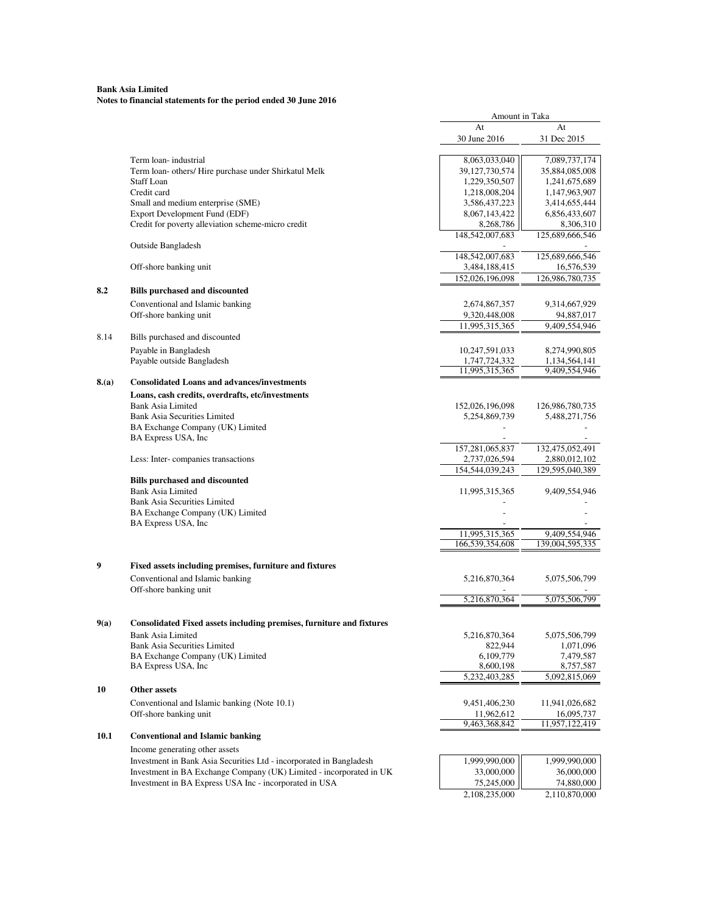**Bank Asia Limited**
**Notes to financial statements for the period ended 30 June 2016**

| | | Amount in Taka | |
|---|---|---|---|
| | | At 30 June 2016 | At 31 Dec 2015 |
| | Term loan- industrial | 8,063,033,040 | 7,089,737,174 |
| | Term loan- others/ Hire purchase under Shirkatul Melk | 39,127,730,574 | 35,884,085,008 |
| | Staff Loan | 1,229,350,507 | 1,241,675,689 |
| | Credit card | 1,218,008,204 | 1,147,963,907 |
| | Small and medium enterprise (SME) | 3,586,437,223 | 3,414,655,444 |
| | Export Development Fund (EDF) | 8,067,143,422 | 6,856,433,607 |
| | Credit for poverty alleviation scheme-micro credit | 8,268,786 | 8,306,310 |
| | | 148,542,007,683 | 125,689,666,546 |
| | Outside Bangladesh | - | - |
| | | 148,542,007,683 | 125,689,666,546 |
| | Off-shore banking unit | 3,484,188,415 | 16,576,539 |
| | | 152,026,196,098 | 126,986,780,735 |
| **8.2** | **Bills purchased and discounted** | | |
| | Conventional and Islamic banking | 2,674,867,357 | 9,314,667,929 |
| | Off-shore banking unit | 9,320,448,008 | 94,887,017 |
| | | 11,995,315,365 | 9,409,554,946 |
| 8.14 | Bills purchased and discounted | | |
| | Payable in Bangladesh | 10,247,591,033 | 8,274,990,805 |
| | Payable outside Bangladesh | 1,747,724,332 | 1,134,564,141 |
| | | 11,995,315,365 | 9,409,554,946 |
| **8.(a)** | **Consolidated Loans and advances/investments** | | |
| | **Loans, cash credits, overdrafts, etc/investments** | | |
| | Bank Asia Limited | 152,026,196,098 | 126,986,780,735 |
| | Bank Asia Securities Limited | 5,254,869,739 | 5,488,271,756 |
| | BA Exchange Company (UK) Limited | - | - |
| | BA Express USA, Inc | - | - |
| | | 157,281,065,837 | 132,475,052,491 |
| | Less: Inter- companies transactions | 2,737,026,594 | 2,880,012,102 |
| | | 154,544,039,243 | 129,595,040,389 |
| | **Bills purchased and discounted** | | |
| | Bank Asia Limited | 11,995,315,365 | 9,409,554,946 |
| | Bank Asia Securities Limited | - | - |
| | BA Exchange Company (UK) Limited | - | - |
| | BA Express USA, Inc | - | - |
| | | 11,995,315,365 | 9,409,554,946 |
| | | 166,539,354,608 | 139,004,595,335 |
| **9** | **Fixed assets including premises, furniture and fixtures** | | |
| | Conventional and Islamic banking | 5,216,870,364 | 5,075,506,799 |
| | Off-shore banking unit | - | - |
| | | 5,216,870,364 | 5,075,506,799 |
| **9(a)** | **Consolidated Fixed assets including premises, furniture and fixtures** | | |
| | Bank Asia Limited | 5,216,870,364 | 5,075,506,799 |
| | Bank Asia Securities Limited | 822,944 | 1,071,096 |
| | BA Exchange Company (UK) Limited | 6,109,779 | 7,479,587 |
| | BA Express USA, Inc | 8,600,198 | 8,757,587 |
| | | 5,232,403,285 | 5,092,815,069 |
| **10** | **Other assets** | | |
| | Conventional and Islamic banking (Note 10.1) | 9,451,406,230 | 11,941,026,682 |
| | Off-shore banking unit | 11,962,612 | 16,095,737 |
| | | 9,463,368,842 | 11,957,122,419 |
| **10.1** | **Conventional and Islamic banking** | | |
| | Income generating other assets | | |
| | Investment in Bank Asia Securities Ltd - incorporated in Bangladesh | 1,999,990,000 | 1,999,990,000 |
| | Investment in BA Exchange Company (UK) Limited - incorporated in UK | 33,000,000 | 36,000,000 |
| | Investment in BA Express USA Inc - incorporated in USA | 75,245,000 | 74,880,000 |
| | | 2,108,235,000 | 2,110,870,000 |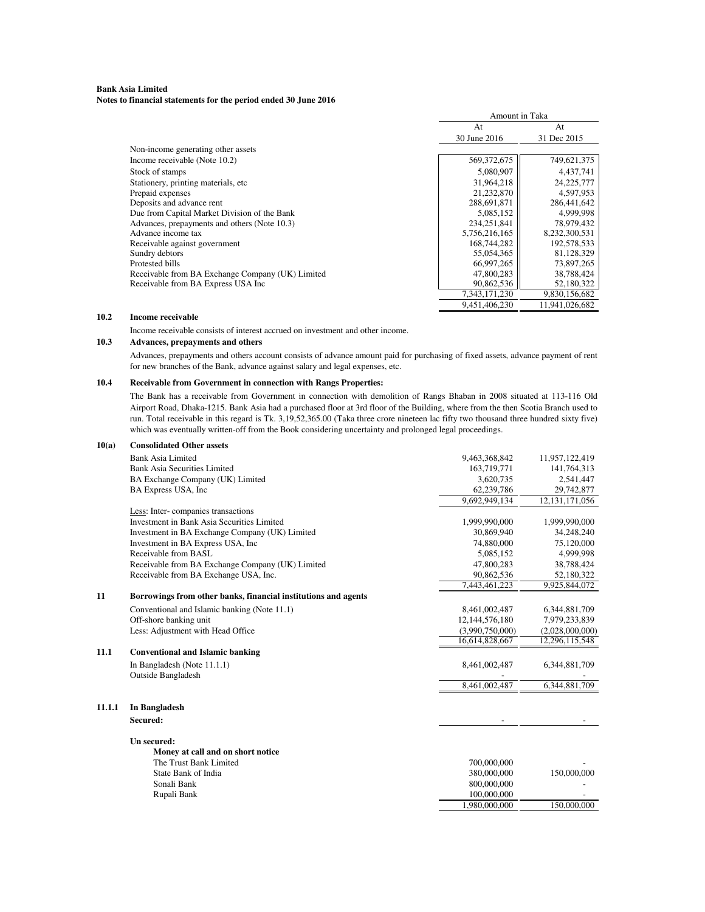**Bank Asia Limited**
**Notes to financial statements for the period ended 30 June 2016**

| | Amount in Taka At 30 June 2016 | Amount in Taka At 31 Dec 2015 |
|---|---|---|
| Non-income generating other assets | | |
| Income receivable (Note 10.2) | 569,372,675 | 749,621,375 |
| Stock of stamps | 5,080,907 | 4,437,741 |
| Stationery, printing materials, etc | 31,964,218 | 24,225,777 |
| Prepaid expenses | 21,232,870 | 4,597,953 |
| Deposits and advance rent | 288,691,871 | 286,441,642 |
| Due from Capital Market Division of the Bank | 5,085,152 | 4,999,998 |
| Advances, prepayments and others (Note 10.3) | 234,251,841 | 78,979,432 |
| Advance income tax | 5,756,216,165 | 8,232,300,531 |
| Receivable against government | 168,744,282 | 192,578,533 |
| Sundry debtors | 55,054,365 | 81,128,329 |
| Protested bills | 66,997,265 | 73,897,265 |
| Receivable from BA Exchange Company (UK) Limited | 47,800,283 | 38,788,424 |
| Receivable from BA Express USA Inc | 90,862,536 | 52,180,322 |
| | 7,343,171,230 | 9,830,156,682 |
| | 9,451,406,230 | 11,941,026,682 |

### 10.2 Income receivable

Income receivable consists of interest accrued on investment and other income.

### 10.3 Advances, prepayments and others

Advances, prepayments and others account consists of advance amount paid for purchasing of fixed assets, advance payment of rent for new branches of the Bank, advance against salary and legal expenses, etc.

### 10.4 Receivable from Government in connection with Rangs Properties:

The Bank has a receivable from Government in connection with demolition of Rangs Bhaban in 2008 situated at 113-116 Old Airport Road, Dhaka-1215. Bank Asia had a purchased floor at 3rd floor of the Building, where from the then Scotia Branch used to run. Total receivable in this regard is Tk. 3,19,52,365.00 (Taka three crore nineteen lac fifty two thousand three hundred sixty five) which was eventually written-off from the Book considering uncertainty and prolonged legal proceedings.

### 10(a) Consolidated Other assets

| | At 30 June 2016 | At 31 Dec 2015 |
|---|---|---|
| Bank Asia Limited | 9,463,368,842 | 11,957,122,419 |
| Bank Asia Securities Limited | 163,719,771 | 141,764,313 |
| BA Exchange Company (UK) Limited | 3,620,735 | 2,541,447 |
| BA Express USA, Inc | 62,239,786 | 29,742,877 |
| | 9,692,949,134 | 12,131,171,056 |
| Less: Inter- companies transactions | | |
| Investment in Bank Asia Securities Limited | 1,999,990,000 | 1,999,990,000 |
| Investment in BA Exchange Company (UK) Limited | 30,869,940 | 34,248,240 |
| Investment in BA Express USA, Inc | 74,880,000 | 75,120,000 |
| Receivable from BASL | 5,085,152 | 4,999,998 |
| Receivable from BA Exchange Company (UK) Limited | 47,800,283 | 38,788,424 |
| Receivable from BA Exchange USA, Inc. | 90,862,536 | 52,180,322 |
| | 7,443,461,223 | 9,925,844,072 |

### 11 Borrowings from other banks, financial institutions and agents

| | At 30 June 2016 | At 31 Dec 2015 |
|---|---|---|
| Conventional and Islamic banking (Note 11.1) | 8,461,002,487 | 6,344,881,709 |
| Off-shore banking unit | 12,144,576,180 | 7,979,233,839 |
| Less: Adjustment with Head Office | (3,990,750,000) | (2,028,000,000) |
| | 16,614,828,667 | 12,296,115,548 |

### 11.1 Conventional and Islamic banking

| | At 30 June 2016 | At 31 Dec 2015 |
|---|---|---|
| In Bangladesh (Note 11.1.1) | 8,461,002,487 | 6,344,881,709 |
| Outside Bangladesh | - | - |
| | 8,461,002,487 | 6,344,881,709 |

### 11.1.1 In Bangladesh

| | At 30 June 2016 | At 31 Dec 2015 |
|---|---|---|
| **Secured:** | - | - |
| **Un secured:** | | |
| **Money at call and on short notice** | | |
| The Trust Bank Limited | 700,000,000 | - |
| State Bank of India | 380,000,000 | 150,000,000 |
| Sonali Bank | 800,000,000 | - |
| Rupali Bank | 100,000,000 | - |
| | 1,980,000,000 | 150,000,000 |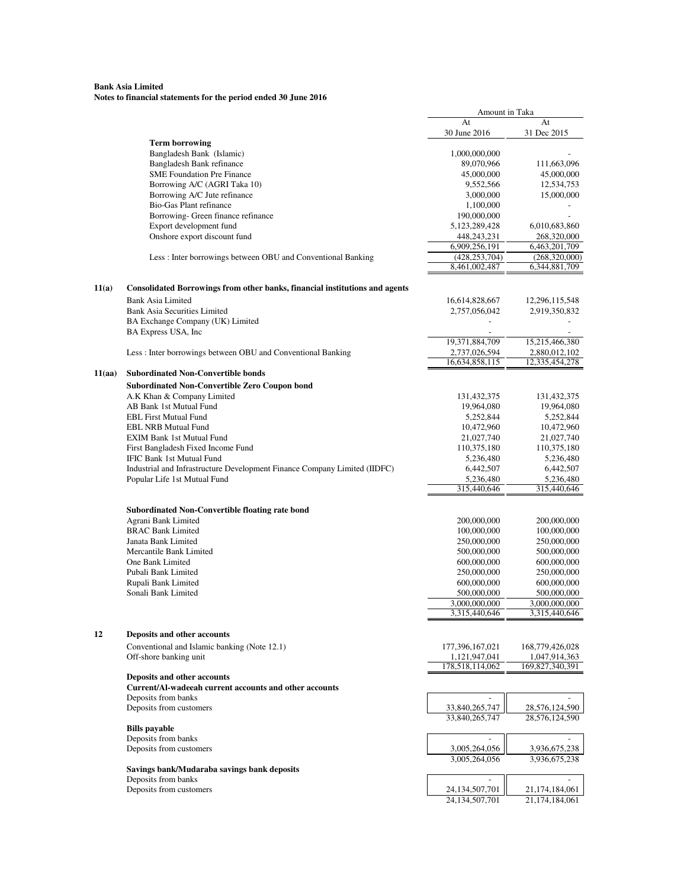**Bank Asia Limited**
**Notes to financial statements for the period ended 30 June 2016**

| | | Amount in Taka | |
|---|---|---|---|
| | | At 30 June 2016 | At 31 Dec 2015 |
| | **Term borrowing** | | |
| | Bangladesh Bank (Islamic) | 1,000,000,000 | - |
| | Bangladesh Bank refinance | 89,070,966 | 111,663,096 |
| | SME Foundation Pre Finance | 45,000,000 | 45,000,000 |
| | Borrowing A/C (AGRI Taka 10) | 9,552,566 | 12,534,753 |
| | Borrowing A/C Jute refinance | 3,000,000 | 15,000,000 |
| | Bio-Gas Plant refinance | 1,100,000 | - |
| | Borrowing- Green finance refinance | 190,000,000 | - |
| | Export development fund | 5,123,289,428 | 6,010,683,860 |
| | Onshore export discount fund | 448,243,231 | 268,320,000 |
| | | 6,909,256,191 | 6,463,201,709 |
| | Less : Inter borrowings between OBU and Conventional Banking | (428,253,704) | (268,320,000) |
| | | 8,461,002,487 | 6,344,881,709 |
| **11(a)** | **Consolidated Borrowings from other banks, financial institutions and agents** | | |
| | Bank Asia Limited | 16,614,828,667 | 12,296,115,548 |
| | Bank Asia Securities Limited | 2,757,056,042 | 2,919,350,832 |
| | BA Exchange Company (UK) Limited | - | - |
| | BA Express USA, Inc | - | - |
| | | 19,371,884,709 | 15,215,466,380 |
| | Less : Inter borrowings between OBU and Conventional Banking | 2,737,026,594 | 2,880,012,102 |
| | | 16,634,858,115 | 12,335,454,278 |
| **11(aa)** | **Subordinated Non-Convertible bonds** | | |
| | **Subordinated Non-Convertible Zero Coupon bond** | | |
| | A.K Khan & Company Limited | 131,432,375 | 131,432,375 |
| | AB Bank 1st Mutual Fund | 19,964,080 | 19,964,080 |
| | EBL First Mutual Fund | 5,252,844 | 5,252,844 |
| | EBL NRB Mutual Fund | 10,472,960 | 10,472,960 |
| | EXIM Bank 1st Mutual Fund | 21,027,740 | 21,027,740 |
| | First Bangladesh Fixed Income Fund | 110,375,180 | 110,375,180 |
| | IFIC Bank 1st Mutual Fund | 5,236,480 | 5,236,480 |
| | Industrial and Infrastructure Development Finance Company Limited (IIDFC) | 6,442,507 | 6,442,507 |
| | Popular Life 1st Mutual Fund | 5,236,480 | 5,236,480 |
| | | 315,440,646 | 315,440,646 |
| | **Subordinated Non-Convertible floating rate bond** | | |
| | Agrani Bank Limited | 200,000,000 | 200,000,000 |
| | BRAC Bank Limited | 100,000,000 | 100,000,000 |
| | Janata Bank Limited | 250,000,000 | 250,000,000 |
| | Mercantile Bank Limited | 500,000,000 | 500,000,000 |
| | One Bank Limited | 600,000,000 | 600,000,000 |
| | Pubali Bank Limited | 250,000,000 | 250,000,000 |
| | Rupali Bank Limited | 600,000,000 | 600,000,000 |
| | Sonali Bank Limited | 500,000,000 | 500,000,000 |
| | | 3,000,000,000 | 3,000,000,000 |
| | | 3,315,440,646 | 3,315,440,646 |
| **12** | **Deposits and other accounts** | | |
| | Conventional and Islamic banking (Note 12.1) | 177,396,167,021 | 168,779,426,028 |
| | Off-shore banking unit | 1,121,947,041 | 1,047,914,363 |
| | | 178,518,114,062 | 169,827,340,391 |
| | **Deposits and other accounts** | | |
| | **Current/Al-wadeeah current accounts and other accounts** | | |
| | Deposits from banks | - | - |
| | Deposits from customers | 33,840,265,747 | 28,576,124,590 |
| | | 33,840,265,747 | 28,576,124,590 |
| | **Bills payable** | | |
| | Deposits from banks | - | - |
| | Deposits from customers | 3,005,264,056 | 3,936,675,238 |
| | | 3,005,264,056 | 3,936,675,238 |
| | **Savings bank/Mudaraba savings bank deposits** | | |
| | Deposits from banks | - | - |
| | Deposits from customers | 24,134,507,701 | 21,174,184,061 |
| | | 24,134,507,701 | 21,174,184,061 |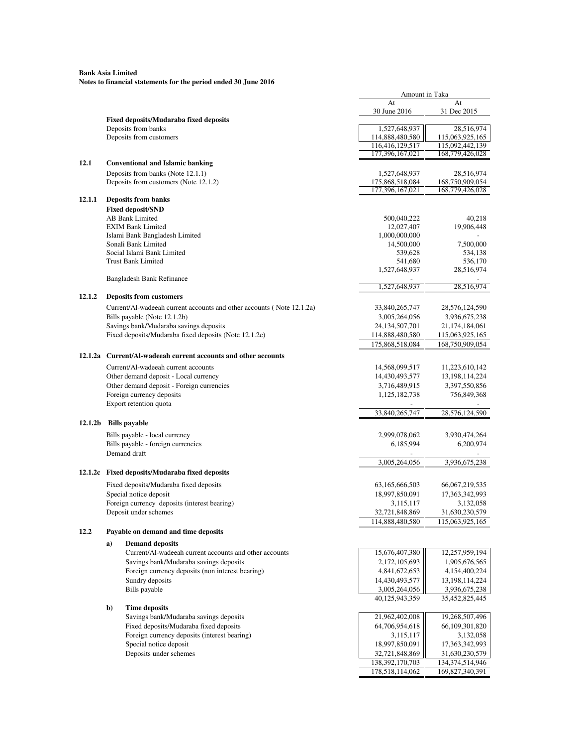**Bank Asia Limited**
**Notes to financial statements for the period ended 30 June 2016**

| | | Amount in Taka | |
|---|---|---|---|
| | | At 30 June 2016 | At 31 Dec 2015 |
| | **Fixed deposits/Mudaraba fixed deposits** | | |
| | Deposits from banks | 1,527,648,937 | 28,516,974 |
| | Deposits from customers | 114,888,480,580 | 115,063,925,165 |
| | | 116,416,129,517 | 115,092,442,139 |
| | | 177,396,167,021 | 168,779,426,028 |
| **12.1** | **Conventional and Islamic banking** | | |
| | Deposits from banks (Note 12.1.1) | 1,527,648,937 | 28,516,974 |
| | Deposits from customers (Note 12.1.2) | 175,868,518,084 | 168,750,909,054 |
| | | 177,396,167,021 | 168,779,426,028 |
| **12.1.1** | **Deposits from banks** | | |
| | **Fixed deposit/SND** | | |
| | AB Bank Limited | 500,040,222 | 40,218 |
| | EXIM Bank Limited | 12,027,407 | 19,906,448 |
| | Islami Bank Bangladesh Limited | 1,000,000,000 | - |
| | Sonali Bank Limited | 14,500,000 | 7,500,000 |
| | Social Islami Bank Limited | 539,628 | 534,138 |
| | Trust Bank Limited | 541,680 | 536,170 |
| | | 1,527,648,937 | 28,516,974 |
| | Bangladesh Bank Refinance | - | - |
| | | 1,527,648,937 | 28,516,974 |
| **12.1.2** | **Deposits from customers** | | |
| | Current/Al-wadeeah current accounts and other accounts ( Note 12.1.2a) | 33,840,265,747 | 28,576,124,590 |
| | Bills payable (Note 12.1.2b) | 3,005,264,056 | 3,936,675,238 |
| | Savings bank/Mudaraba savings deposits | 24,134,507,701 | 21,174,184,061 |
| | Fixed deposits/Mudaraba fixed deposits (Note 12.1.2c) | 114,888,480,580 | 115,063,925,165 |
| | | 175,868,518,084 | 168,750,909,054 |
| **12.1.2a** | **Current/Al-wadeeah current accounts and other accounts** | | |
| | Current/Al-wadeeah current accounts | 14,568,099,517 | 11,223,610,142 |
| | Other demand deposit - Local currency | 14,430,493,577 | 13,198,114,224 |
| | Other demand deposit - Foreign currencies | 3,716,489,915 | 3,397,550,856 |
| | Foreign currency deposits | 1,125,182,738 | 756,849,368 |
| | Export retention quota | - | - |
| | | 33,840,265,747 | 28,576,124,590 |
| **12.1.2b** | **Bills payable** | | |
| | Bills payable - local currency | 2,999,078,062 | 3,930,474,264 |
| | Bills payable - foreign currencies | 6,185,994 | 6,200,974 |
| | Demand draft | - | - |
| | | 3,005,264,056 | 3,936,675,238 |
| **12.1.2c** | **Fixed deposits/Mudaraba fixed deposits** | | |
| | Fixed deposits/Mudaraba fixed deposits | 63,165,666,503 | 66,067,219,535 |
| | Special notice deposit | 18,997,850,091 | 17,363,342,993 |
| | Foreign currency deposits (interest bearing) | 3,115,117 | 3,132,058 |
| | Deposit under schemes | 32,721,848,869 | 31,630,230,579 |
| | | 114,888,480,580 | 115,063,925,165 |
| **12.2** | **Payable on demand and time deposits** | | |
| **a)** | **Demand deposits** | | |
| | Current/Al-wadeeah current accounts and other accounts | 15,676,407,380 | 12,257,959,194 |
| | Savings bank/Mudaraba savings deposits | 2,172,105,693 | 1,905,676,565 |
| | Foreign currency deposits (non interest bearing) | 4,841,672,653 | 4,154,400,224 |
| | Sundry deposits | 14,430,493,577 | 13,198,114,224 |
| | Bills payable | 3,005,264,056 | 3,936,675,238 |
| | | 40,125,943,359 | 35,452,825,445 |
| **b)** | **Time deposits** | | |
| | Savings bank/Mudaraba savings deposits | 21,962,402,008 | 19,268,507,496 |
| | Fixed deposits/Mudaraba fixed deposits | 64,706,954,618 | 66,109,301,820 |
| | Foreign currency deposits (interest bearing) | 3,115,117 | 3,132,058 |
| | Special notice deposit | 18,997,850,091 | 17,363,342,993 |
| | Deposits under schemes | 32,721,848,869 | 31,630,230,579 |
| | | 138,392,170,703 | 134,374,514,946 |
| | | 178,518,114,062 | 169,827,340,391 |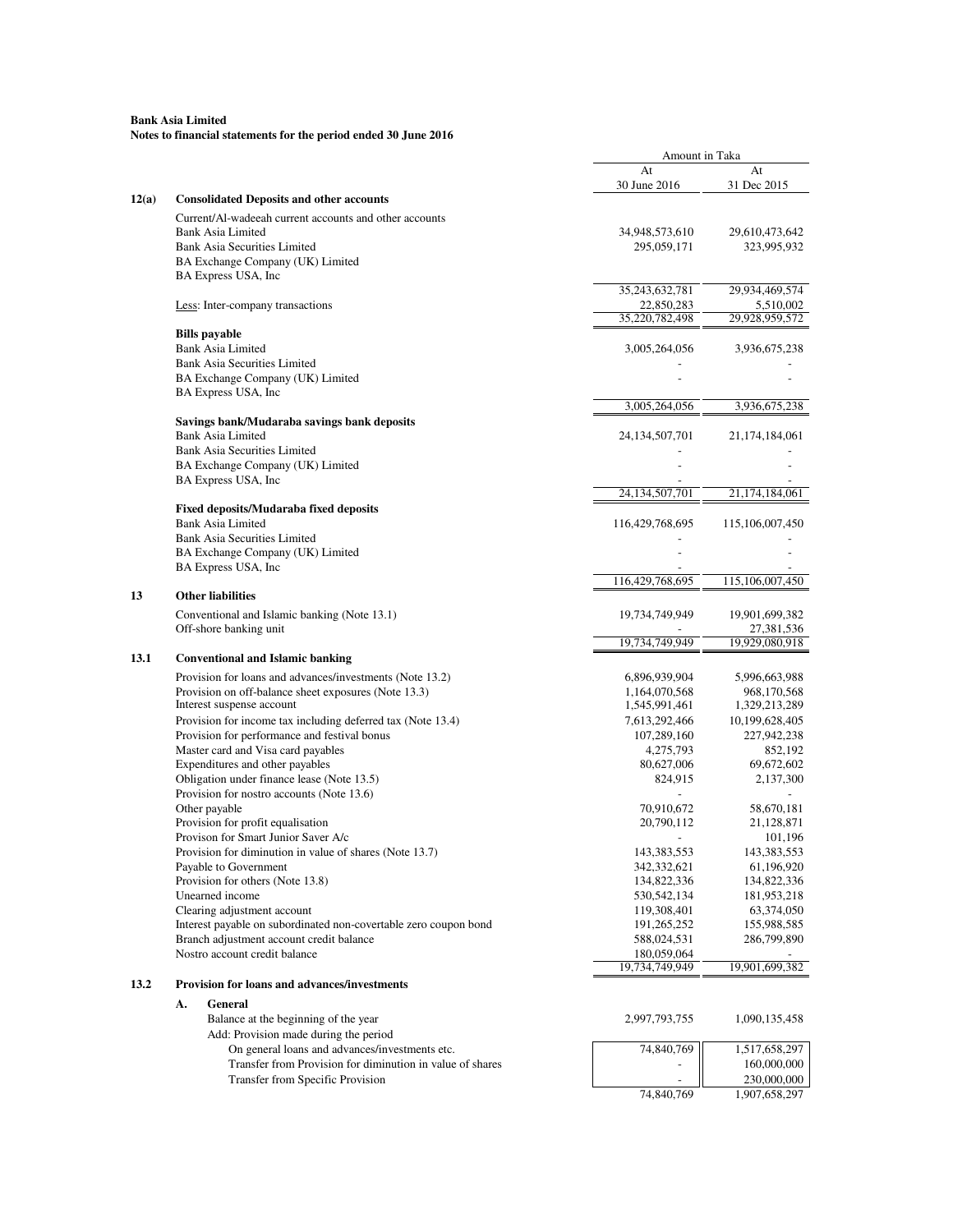**Bank Asia Limited**
**Notes to financial statements for the period ended 30 June 2016**

| | | Amount in Taka | |
|---|---|---|---|
| | | At 30 June 2016 | At 31 Dec 2015 |
| **12(a)** | **Consolidated Deposits and other accounts** | | |
| | Current/Al-wadeeah current accounts and other accounts | | |
| | Bank Asia Limited | 34,948,573,610 | 29,610,473,642 |
| | Bank Asia Securities Limited | 295,059,171 | 323,995,932 |
| | BA Exchange Company (UK) Limited | | |
| | BA Express USA, Inc | | |
| | | 35,243,632,781 | 29,934,469,574 |
| | Less: Inter-company transactions | 22,850,283 | 5,510,002 |
| | | 35,220,782,498 | 29,928,959,572 |
| | **Bills payable** | | |
| | Bank Asia Limited | 3,005,264,056 | 3,936,675,238 |
| | Bank Asia Securities Limited | - | - |
| | BA Exchange Company (UK) Limited | - | - |
| | BA Express USA, Inc | | |
| | | 3,005,264,056 | 3,936,675,238 |
| | **Savings bank/Mudaraba savings bank deposits** | | |
| | Bank Asia Limited | 24,134,507,701 | 21,174,184,061 |
| | Bank Asia Securities Limited | - | - |
| | BA Exchange Company (UK) Limited | - | - |
| | BA Express USA, Inc | - | - |
| | | 24,134,507,701 | 21,174,184,061 |
| | **Fixed deposits/Mudaraba fixed deposits** | | |
| | Bank Asia Limited | 116,429,768,695 | 115,106,007,450 |
| | Bank Asia Securities Limited | - | - |
| | BA Exchange Company (UK) Limited | - | - |
| | BA Express USA, Inc | - | - |
| | | 116,429,768,695 | 115,106,007,450 |
| **13** | **Other liabilities** | | |
| | Conventional and Islamic banking (Note 13.1) | 19,734,749,949 | 19,901,699,382 |
| | Off-shore banking unit | - | 27,381,536 |
| | | 19,734,749,949 | 19,929,080,918 |
| **13.1** | **Conventional and Islamic banking** | | |
| | Provision for loans and advances/investments (Note 13.2) | 6,896,939,904 | 5,996,663,988 |
| | Provision on off-balance sheet exposures (Note 13.3) | 1,164,070,568 | 968,170,568 |
| | Interest suspense account | 1,545,991,461 | 1,329,213,289 |
| | Provision for income tax including deferred tax (Note 13.4) | 7,613,292,466 | 10,199,628,405 |
| | Provision for performance and festival bonus | 107,289,160 | 227,942,238 |
| | Master card and Visa card payables | 4,275,793 | 852,192 |
| | Expenditures and other payables | 80,627,006 | 69,672,602 |
| | Obligation under finance lease (Note 13.5) | 824,915 | 2,137,300 |
| | Provision for nostro accounts (Note 13.6) | - | - |
| | Other payable | 70,910,672 | 58,670,181 |
| | Provision for profit equalisation | 20,790,112 | 21,128,871 |
| | Provison for Smart Junior Saver A/c | - | 101,196 |
| | Provision for diminution in value of shares (Note 13.7) | 143,383,553 | 143,383,553 |
| | Payable to Government | 342,332,621 | 61,196,920 |
| | Provision for others (Note 13.8) | 134,822,336 | 134,822,336 |
| | Unearned income | 530,542,134 | 181,953,218 |
| | Clearing adjustment account | 119,308,401 | 63,374,050 |
| | Interest payable on subordinated non-covertable zero coupon bond | 191,265,252 | 155,988,585 |
| | Branch adjustment account credit balance | 588,024,531 | 286,799,890 |
| | Nostro account credit balance | 180,059,064 | - |
| | | 19,734,749,949 | 19,901,699,382 |
| **13.2** | **Provision for loans and advances/investments** | | |
| | **A. General** | | |
| | Balance at the beginning of the year | 2,997,793,755 | 1,090,135,458 |
| | Add: Provision made during the period | | |
| | On general loans and advances/investments etc. | 74,840,769 | 1,517,658,297 |
| | Transfer from Provision for diminution in value of shares | - | 160,000,000 |
| | Transfer from Specific Provision | - | 230,000,000 |
| | | 74,840,769 | 1,907,658,297 |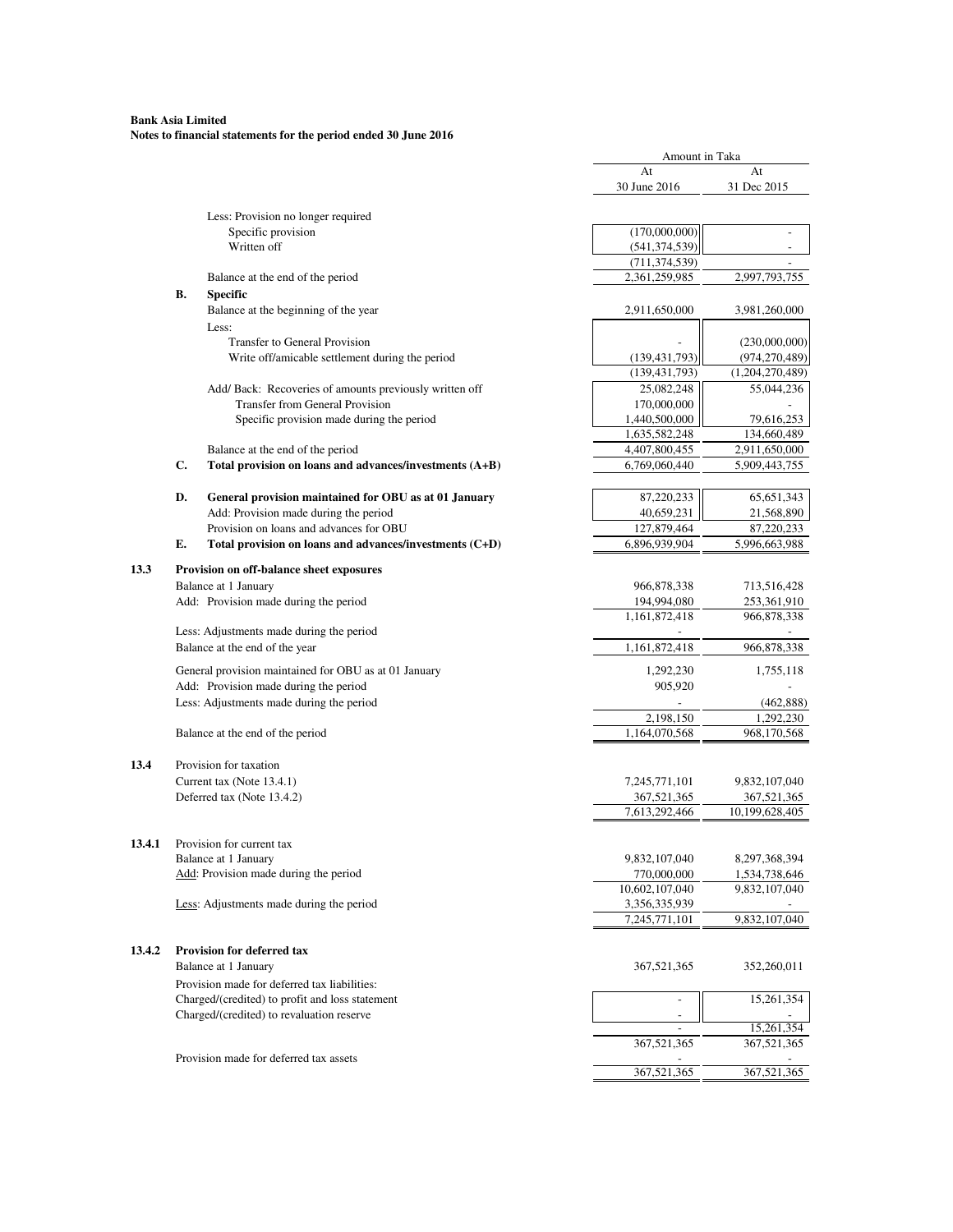**Bank Asia Limited**
**Notes to financial statements for the period ended 30 June 2016**

| | | | Amount in Taka | |
|---|---|---|---|---|
| | | | At 30 June 2016 | At 31 Dec 2015 |
| | | Less: Provision no longer required | | |
| | | Specific provision | (170,000,000) | - |
| | | Written off | (541,374,539) | - |
| | | | (711,374,539) | - |
| | | Balance at the end of the period | 2,361,259,985 | 2,997,793,755 |
| | **B.** | **Specific** | | |
| | | Balance at the beginning of the year | 2,911,650,000 | 3,981,260,000 |
| | | Less: | | |
| | | Transfer to General Provision | - | (230,000,000) |
| | | Write off/amicable settlement during the period | (139,431,793) | (974,270,489) |
| | | | (139,431,793) | (1,204,270,489) |
| | | Add/ Back: Recoveries of amounts previously written off | 25,082,248 | 55,044,236 |
| | | Transfer from General Provision | 170,000,000 | - |
| | | Specific provision made during the period | 1,440,500,000 | 79,616,253 |
| | | | 1,635,582,248 | 134,660,489 |
| | | Balance at the end of the period | 4,407,800,455 | 2,911,650,000 |
| | **C.** | **Total provision on loans and advances/investments (A+B)** | 6,769,060,440 | 5,909,443,755 |
| | **D.** | **General provision maintained for OBU as at 01 January** | 87,220,233 | 65,651,343 |
| | | Add: Provision made during the period | 40,659,231 | 21,568,890 |
| | | Provision on loans and advances for OBU | 127,879,464 | 87,220,233 |
| | **E.** | **Total provision on loans and advances/investments (C+D)** | 6,896,939,904 | 5,996,663,988 |
| **13.3** | | **Provision on off-balance sheet exposures** | | |
| | | Balance at 1 January | 966,878,338 | 713,516,428 |
| | | Add: Provision made during the period | 194,994,080 | 253,361,910 |
| | | | 1,161,872,418 | 966,878,338 |
| | | Less: Adjustments made during the period | - | - |
| | | Balance at the end of the year | 1,161,872,418 | 966,878,338 |
| | | General provision maintained for OBU as at 01 January | 1,292,230 | 1,755,118 |
| | | Add: Provision made during the period | 905,920 | - |
| | | Less: Adjustments made during the period | - | (462,888) |
| | | | 2,198,150 | 1,292,230 |
| | | Balance at the end of the period | 1,164,070,568 | 968,170,568 |
| **13.4** | | Provision for taxation | | |
| | | Current tax (Note 13.4.1) | 7,245,771,101 | 9,832,107,040 |
| | | Deferred tax (Note 13.4.2) | 367,521,365 | 367,521,365 |
| | | | 7,613,292,466 | 10,199,628,405 |
| **13.4.1** | | Provision for current tax | | |
| | | Balance at 1 January | 9,832,107,040 | 8,297,368,394 |
| | | Add: Provision made during the period | 770,000,000 | 1,534,738,646 |
| | | | 10,602,107,040 | 9,832,107,040 |
| | | Less: Adjustments made during the period | 3,356,335,939 | - |
| | | | 7,245,771,101 | 9,832,107,040 |
| **13.4.2** | | **Provision for deferred tax** | | |
| | | Balance at 1 January | 367,521,365 | 352,260,011 |
| | | Provision made for deferred tax liabilities: | | |
| | | Charged/(credited) to profit and loss statement | - | 15,261,354 |
| | | Charged/(credited) to revaluation reserve | - | - |
| | | | - | 15,261,354 |
| | | | 367,521,365 | 367,521,365 |
| | | Provision made for deferred tax assets | - | - |
| | | | 367,521,365 | 367,521,365 |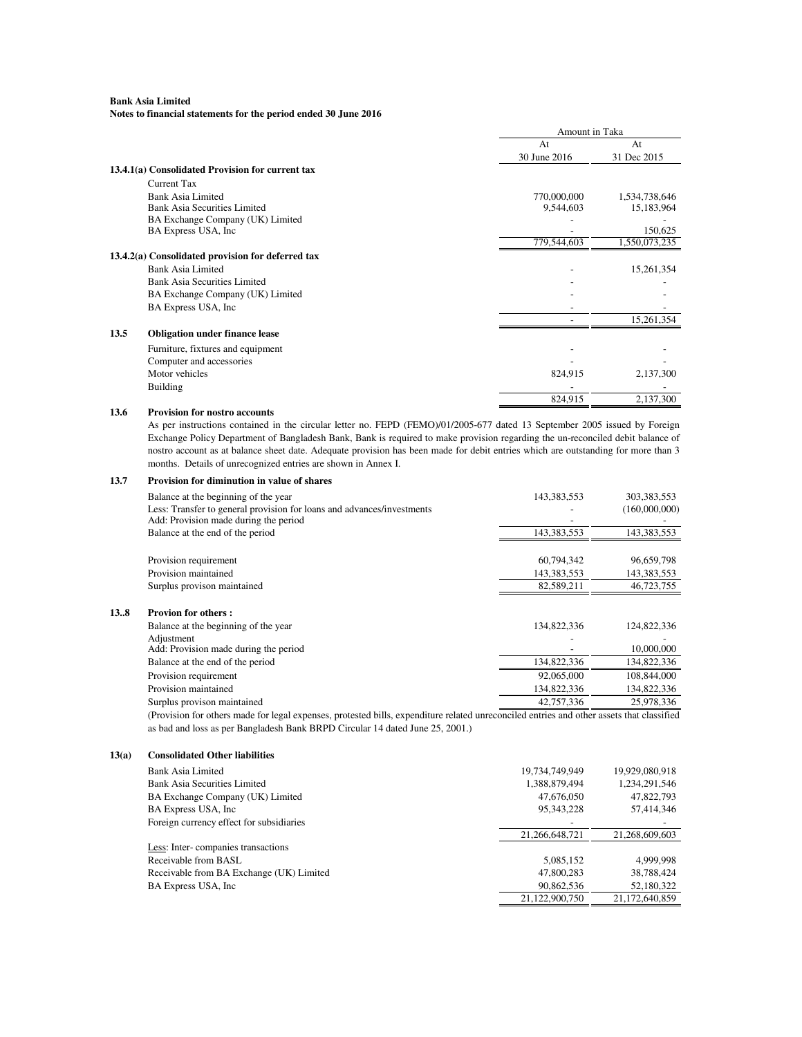**Bank Asia Limited**
**Notes to financial statements for the period ended 30 June 2016**

| | | Amount in Taka | |
|---|---|---|---|
| | | At 30 June 2016 | At 31 Dec 2015 |
| **13.4.1(a)** | **Consolidated Provision for current tax** | | |
| | Current Tax | | |
| | Bank Asia Limited | 770,000,000 | 1,534,738,646 |
| | Bank Asia Securities Limited | 9,544,603 | 15,183,964 |
| | BA Exchange Company (UK) Limited | - | - |
| | BA Express USA, Inc | - | 150,625 |
| | | 779,544,603 | 1,550,073,235 |
| **13.4.2(a)** | **Consolidated provision for deferred tax** | | |
| | Bank Asia Limited | - | 15,261,354 |
| | Bank Asia Securities Limited | - | - |
| | BA Exchange Company (UK) Limited | - | - |
| | BA Express USA, Inc | - | - |
| | | - | 15,261,354 |
| **13.5** | **Obligation under finance lease** | | |
| | Furniture, fixtures and equipment | - | - |
| | Computer and accessories | - | - |
| | Motor vehicles | 824,915 | 2,137,300 |
| | Building | - | - |
| | | 824,915 | 2,137,300 |

**13.6 Provision for nostro accounts**

As per instructions contained in the circular letter no. FEPD (FEMO)/01/2005-677 dated 13 September 2005 issued by Foreign Exchange Policy Department of Bangladesh Bank, Bank is required to make provision regarding the un-reconciled debit balance of nostro account as at balance sheet date. Adequate provision has been made for debit entries which are outstanding for more than 3 months. Details of unrecognized entries are shown in Annex I.

| | | At 30 June 2016 | At 31 Dec 2015 |
|---|---|---|---|
| **13.7** | **Provision for diminution in value of shares** | | |
| | Balance at the beginning of the year | 143,383,553 | 303,383,553 |
| | Less: Transfer to general provision for loans and advances/investments | - | (160,000,000) |
| | Add: Provision made during the period | - | - |
| | Balance at the end of the period | 143,383,553 | 143,383,553 |
| | Provision requirement | 60,794,342 | 96,659,798 |
| | Provision maintained | 143,383,553 | 143,383,553 |
| | Surplus provison maintained | 82,589,211 | 46,723,755 |
| **13..8** | **Provion for others :** | | |
| | Balance at the beginning of the year | 134,822,336 | 124,822,336 |
| | Adjustment | - | - |
| | Add: Provision made during the period | - | 10,000,000 |
| | Balance at the end of the period | 134,822,336 | 134,822,336 |
| | Provision requirement | 92,065,000 | 108,844,000 |
| | Provision maintained | 134,822,336 | 134,822,336 |
| | Surplus provison maintained | 42,757,336 | 25,978,336 |

(Provision for others made for legal expenses, protested bills, expenditure related unreconciled entries and other assets that classified as bad and loss as per Bangladesh Bank BRPD Circular 14 dated June 25, 2001.)

| | | At 30 June 2016 | At 31 Dec 2015 |
|---|---|---|---|
| **13(a)** | **Consolidated Other liabilities** | | |
| | Bank Asia Limited | 19,734,749,949 | 19,929,080,918 |
| | Bank Asia Securities Limited | 1,388,879,494 | 1,234,291,546 |
| | BA Exchange Company (UK) Limited | 47,676,050 | 47,822,793 |
| | BA Express USA, Inc | 95,343,228 | 57,414,346 |
| | Foreign currency effect for subsidiaries | - | - |
| | | 21,266,648,721 | 21,268,609,603 |
| | Less: Inter- companies transactions | | |
| | Receivable from BASL | 5,085,152 | 4,999,998 |
| | Receivable from BA Exchange (UK) Limited | 47,800,283 | 38,788,424 |
| | BA Express USA, Inc | 90,862,536 | 52,180,322 |
| | | 21,122,900,750 | 21,172,640,859 |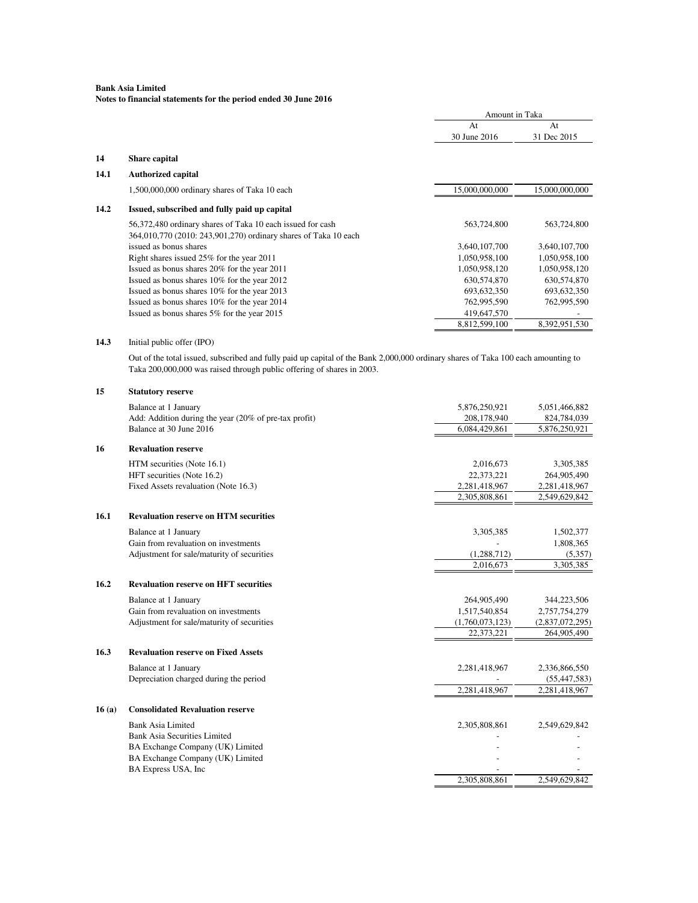**Bank Asia Limited**
**Notes to financial statements for the period ended 30 June 2016**

| | | Amount in Taka | |
|---|---|---|---|
| | | At 30 June 2016 | At 31 Dec 2015 |
| **14** | **Share capital** | | |
| **14.1** | **Authorized capital** | | |
| | 1,500,000,000 ordinary shares of Taka 10 each | 15,000,000,000 | 15,000,000,000 |
| **14.2** | **Issued, subscribed and fully paid up capital** | | |
| | 56,372,480 ordinary shares of Taka 10 each issued for cash | 563,724,800 | 563,724,800 |
| | 364,010,770 (2010: 243,901,270) ordinary shares of Taka 10 each issued as bonus shares | 3,640,107,700 | 3,640,107,700 |
| | Right shares issued 25% for the year 2011 | 1,050,958,100 | 1,050,958,100 |
| | Issued as bonus shares 20% for the year 2011 | 1,050,958,120 | 1,050,958,120 |
| | Issued as bonus shares 10% for the year 2012 | 630,574,870 | 630,574,870 |
| | Issued as bonus shares 10% for the year 2013 | 693,632,350 | 693,632,350 |
| | Issued as bonus shares 10% for the year 2014 | 762,995,590 | 762,995,590 |
| | Issued as bonus shares 5% for the year 2015 | 419,647,570 | - |
| | | 8,812,599,100 | 8,392,951,530 |

**14.3** Initial public offer (IPO)

Out of the total issued, subscribed and fully paid up capital of the Bank 2,000,000 ordinary shares of Taka 100 each amounting to Taka 200,000,000 was raised through public offering of shares in 2003.

| | | At 30 June 2016 | At 31 Dec 2015 |
|---|---|---|---|
| **15** | **Statutory reserve** | | |
| | Balance at 1 January | 5,876,250,921 | 5,051,466,882 |
| | Add: Addition during the year (20% of pre-tax profit) | 208,178,940 | 824,784,039 |
| | Balance at 30 June 2016 | 6,084,429,861 | 5,876,250,921 |
| **16** | **Revaluation reserve** | | |
| | HTM securities (Note 16.1) | 2,016,673 | 3,305,385 |
| | HFT securities (Note 16.2) | 22,373,221 | 264,905,490 |
| | Fixed Assets revaluation (Note 16.3) | 2,281,418,967 | 2,281,418,967 |
| | | 2,305,808,861 | 2,549,629,842 |
| **16.1** | **Revaluation reserve on HTM securities** | | |
| | Balance at 1 January | 3,305,385 | 1,502,377 |
| | Gain from revaluation on investments | - | 1,808,365 |
| | Adjustment for sale/maturity of securities | (1,288,712) | (5,357) |
| | | 2,016,673 | 3,305,385 |
| **16.2** | **Revaluation reserve on HFT securities** | | |
| | Balance at 1 January | 264,905,490 | 344,223,506 |
| | Gain from revaluation on investments | 1,517,540,854 | 2,757,754,279 |
| | Adjustment for sale/maturity of securities | (1,760,073,123) | (2,837,072,295) |
| | | 22,373,221 | 264,905,490 |
| **16.3** | **Revaluation reserve on Fixed Assets** | | |
| | Balance at 1 January | 2,281,418,967 | 2,336,866,550 |
| | Depreciation charged during the period | - | (55,447,583) |
| | | 2,281,418,967 | 2,281,418,967 |
| **16 (a)** | **Consolidated Revaluation reserve** | | |
| | Bank Asia Limited | 2,305,808,861 | 2,549,629,842 |
| | Bank Asia Securities Limited | - | - |
| | BA Exchange Company (UK) Limited | - | - |
| | BA Exchange Company (UK) Limited | - | - |
| | BA Express USA, Inc | - | - |
| | | 2,305,808,861 | 2,549,629,842 |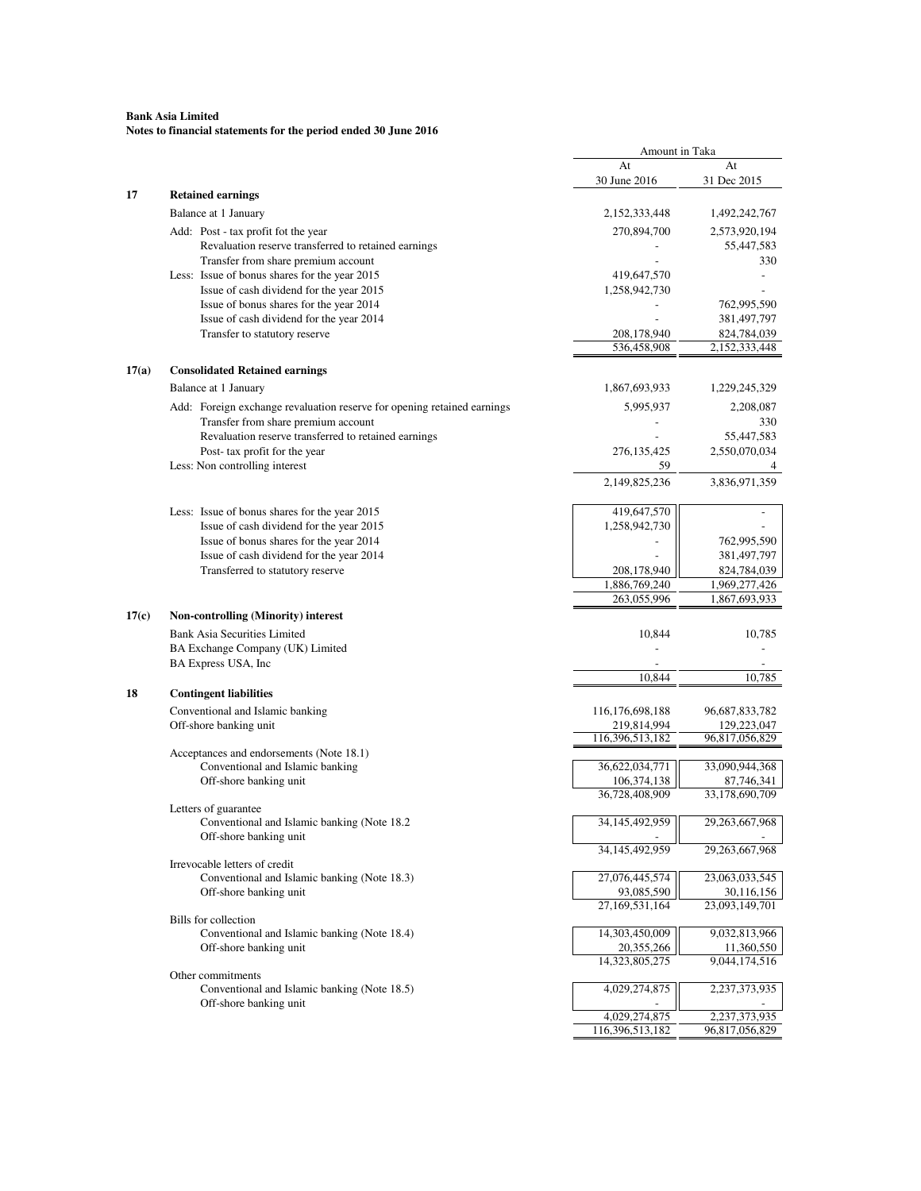**Bank Asia Limited**
**Notes to financial statements for the period ended 30 June 2016**

| | | Amount in Taka | |
|---|---|---|---|
| | | At 30 June 2016 | At 31 Dec 2015 |
| **17** | **Retained earnings** | | |
| | Balance at 1 January | 2,152,333,448 | 1,492,242,767 |
| | Add: Post - tax profit fot the year | 270,894,700 | 2,573,920,194 |
| | Revaluation reserve transferred to retained earnings | - | 55,447,583 |
| | Transfer from share premium account | - | 330 |
| | Less: Issue of bonus shares for the year 2015 | 419,647,570 | - |
| | Issue of cash dividend for the year 2015 | 1,258,942,730 | - |
| | Issue of bonus shares for the year 2014 | - | 762,995,590 |
| | Issue of cash dividend for the year 2014 | - | 381,497,797 |
| | Transfer to statutory reserve | 208,178,940 | 824,784,039 |
| | | 536,458,908 | 2,152,333,448 |
| **17(a)** | **Consolidated Retained earnings** | | |
| | Balance at 1 January | 1,867,693,933 | 1,229,245,329 |
| | Add: Foreign exchange revaluation reserve for opening retained earnings | 5,995,937 | 2,208,087 |
| | Transfer from share premium account | - | 330 |
| | Revaluation reserve transferred to retained earnings | - | 55,447,583 |
| | Post- tax profit for the year | 276,135,425 | 2,550,070,034 |
| | Less: Non controlling interest | 59 | 4 |
| | | 2,149,825,236 | 3,836,971,359 |
| | Less: Issue of bonus shares for the year 2015 | 419,647,570 | - |
| | Issue of cash dividend for the year 2015 | 1,258,942,730 | - |
| | Issue of bonus shares for the year 2014 | - | 762,995,590 |
| | Issue of cash dividend for the year 2014 | - | 381,497,797 |
| | Transferred to statutory reserve | 208,178,940 | 824,784,039 |
| | | 1,886,769,240 | 1,969,277,426 |
| | | 263,055,996 | 1,867,693,933 |
| **17(c)** | **Non-controlling (Minority) interest** | | |
| | Bank Asia Securities Limited | 10,844 | 10,785 |
| | BA Exchange Company (UK) Limited | - | - |
| | BA Express USA, Inc | - | - |
| | | 10,844 | 10,785 |
| **18** | **Contingent liabilities** | | |
| | Conventional and Islamic banking | 116,176,698,188 | 96,687,833,782 |
| | Off-shore banking unit | 219,814,994 | 129,223,047 |
| | | 116,396,513,182 | 96,817,056,829 |
| | Acceptances and endorsements (Note 18.1) | | |
| | Conventional and Islamic banking | 36,622,034,771 | 33,090,944,368 |
| | Off-shore banking unit | 106,374,138 | 87,746,341 |
| | | 36,728,408,909 | 33,178,690,709 |
| | Letters of guarantee | | |
| | Conventional and Islamic banking (Note 18.2 | 34,145,492,959 | 29,263,667,968 |
| | Off-shore banking unit | - | - |
| | | 34,145,492,959 | 29,263,667,968 |
| | Irrevocable letters of credit | | |
| | Conventional and Islamic banking (Note 18.3) | 27,076,445,574 | 23,063,033,545 |
| | Off-shore banking unit | 93,085,590 | 30,116,156 |
| | | 27,169,531,164 | 23,093,149,701 |
| | Bills for collection | | |
| | Conventional and Islamic banking (Note 18.4) | 14,303,450,009 | 9,032,813,966 |
| | Off-shore banking unit | 20,355,266 | 11,360,550 |
| | | 14,323,805,275 | 9,044,174,516 |
| | Other commitments | | |
| | Conventional and Islamic banking (Note 18.5) | 4,029,274,875 | 2,237,373,935 |
| | Off-shore banking unit | - | - |
| | | 4,029,274,875 | 2,237,373,935 |
| | | 116,396,513,182 | 96,817,056,829 |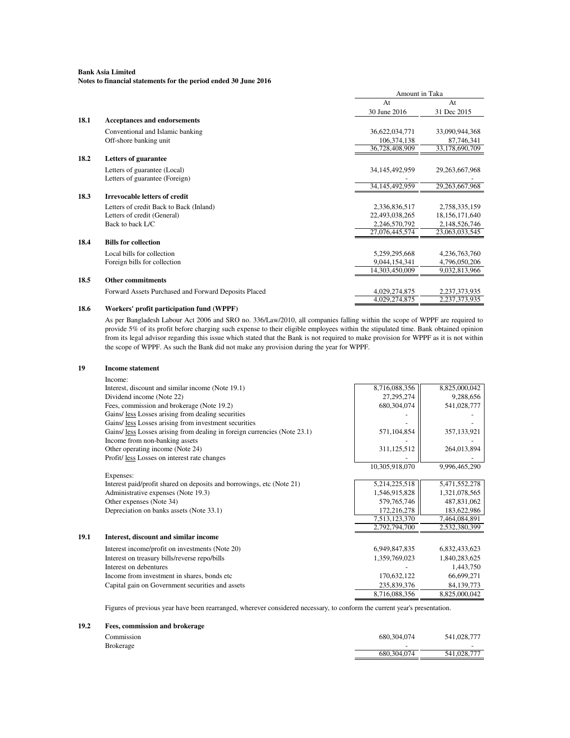**Bank Asia Limited**
**Notes to financial statements for the period ended 30 June 2016**

| | | Amount in Taka | |
|---|---|---|---|
| | | At 30 June 2016 | At 31 Dec 2015 |
| **18.1** | **Acceptances and endorsements** | | |
| | Conventional and Islamic banking | 36,622,034,771 | 33,090,944,368 |
| | Off-shore banking unit | 106,374,138 | 87,746,341 |
| | | 36,728,408,909 | 33,178,690,709 |
| **18.2** | **Letters of guarantee** | | |
| | Letters of guarantee (Local) | 34,145,492,959 | 29,263,667,968 |
| | Letters of guarantee (Foreign) | - | - |
| | | 34,145,492,959 | 29,263,667,968 |
| **18.3** | **Irrevocable letters of credit** | | |
| | Letters of credit Back to Back (Inland) | 2,336,836,517 | 2,758,335,159 |
| | Letters of credit (General) | 22,493,038,265 | 18,156,171,640 |
| | Back to back L/C | 2,246,570,792 | 2,148,526,746 |
| | | 27,076,445,574 | 23,063,033,545 |
| **18.4** | **Bills for collection** | | |
| | Local bills for collection | 5,259,295,668 | 4,236,763,760 |
| | Foreign bills for collection | 9,044,154,341 | 4,796,050,206 |
| | | 14,303,450,009 | 9,032,813,966 |
| **18.5** | **Other commitments** | | |
| | Forward Assets Purchased and Forward Deposits Placed | 4,029,274,875 | 2,237,373,935 |
| | | 4,029,274,875 | 2,237,373,935 |

**18.6 Workers' profit participation fund (WPPF)**

As per Bangladesh Labour Act 2006 and SRO no. 336/Law/2010, all companies falling within the scope of WPPF are required to provide 5% of its profit before charging such expense to their eligible employees within the stipulated time. Bank obtained opinion from its legal advisor regarding this issue which stated that the Bank is not required to make provision for WPPF as it is not within the scope of WPPF. As such the Bank did not make any provision during the year for WPPF.

**19 Income statement**

| | 30 June 2016 | 31 Dec 2015 |
|---|---|---|
| Income: | | |
| Interest, discount and similar income (Note 19.1) | 8,716,088,356 | 8,825,000,042 |
| Dividend income (Note 22) | 27,295,274 | 9,288,656 |
| Fees, commission and brokerage (Note 19.2) | 680,304,074 | 541,028,777 |
| Gains/ less Losses arising from dealing securities | - | - |
| Gains/ less Losses arising from investment securities | - | - |
| Gains/ less Losses arising from dealing in foreign currencies (Note 23.1) | 571,104,854 | 357,133,921 |
| Income from non-banking assets | - | - |
| Other operating income (Note 24) | 311,125,512 | 264,013,894 |
| Profit/ less Losses on interest rate changes | - | - |
| | 10,305,918,070 | 9,996,465,290 |
| Expenses: | | |
| Interest paid/profit shared on deposits and borrowings, etc (Note 21) | 5,214,225,518 | 5,471,552,278 |
| Administrative expenses (Note 19.3) | 1,546,915,828 | 1,321,078,565 |
| Other expenses (Note 34) | 579,765,746 | 487,831,062 |
| Depreciation on banks assets (Note 33.1) | 172,216,278 | 183,622,986 |
| | 7,513,123,370 | 7,464,084,891 |
| | 2,792,794,700 | 2,532,380,399 |

**19.1 Interest, discount and similar income**

| | 30 June 2016 | 31 Dec 2015 |
|---|---|---|
| Interest income/profit on investments (Note 20) | 6,949,847,835 | 6,832,433,623 |
| Interest on treasury bills/reverse repo/bills | 1,359,769,023 | 1,840,283,625 |
| Interest on debentures | - | 1,443,750 |
| Income from investment in shares, bonds etc | 170,632,122 | 66,699,271 |
| Capital gain on Government securities and assets | 235,839,376 | 84,139,773 |
| | 8,716,088,356 | 8,825,000,042 |

Figures of previous year have been rearranged, wherever considered necessary, to conform the current year's presentation.

**19.2 Fees, commission and brokerage**

| | 30 June 2016 | 31 Dec 2015 |
|---|---|---|
| Commission | 680,304,074 | 541,028,777 |
| Brokerage | - | - |
| | 680,304,074 | 541,028,777 |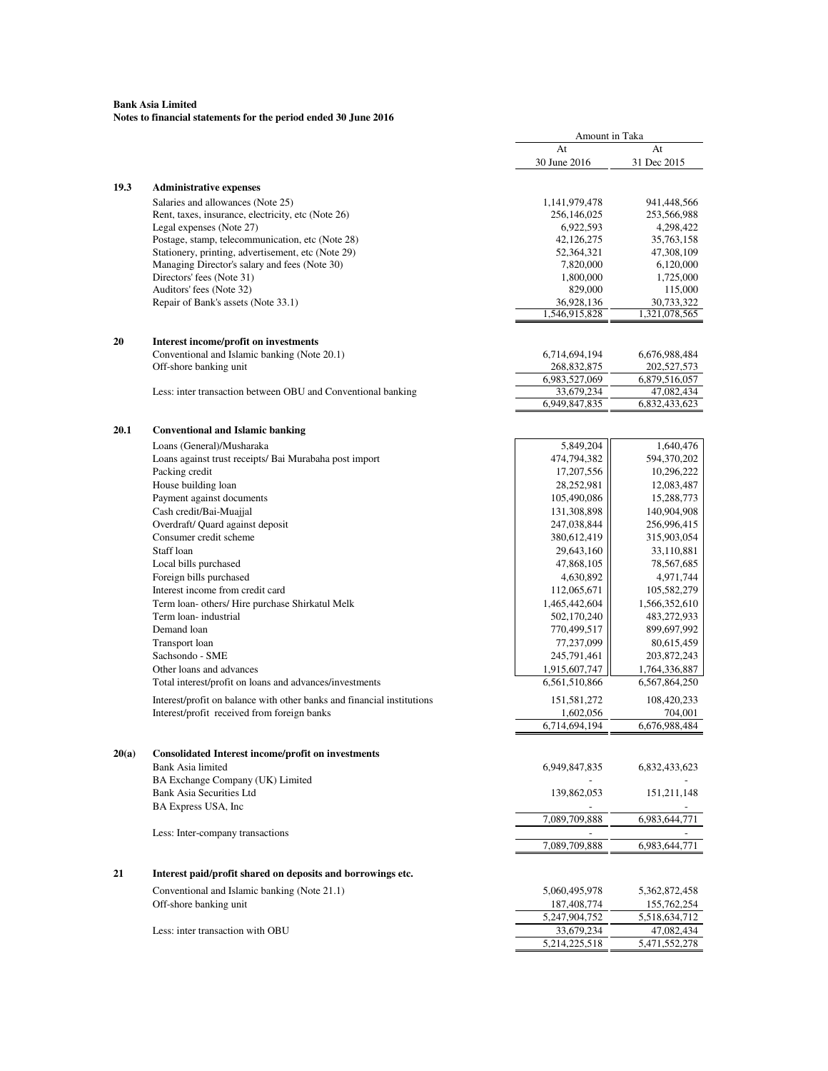**Bank Asia Limited**
**Notes to financial statements for the period ended 30 June 2016**

| | | Amount in Taka | |
|---|---|---|---|
| | | At 30 June 2016 | At 31 Dec 2015 |
| **19.3** | **Administrative expenses** | | |
| | Salaries and allowances (Note 25) | 1,141,979,478 | 941,448,566 |
| | Rent, taxes, insurance, electricity, etc (Note 26) | 256,146,025 | 253,566,988 |
| | Legal expenses (Note 27) | 6,922,593 | 4,298,422 |
| | Postage, stamp, telecommunication, etc (Note 28) | 42,126,275 | 35,763,158 |
| | Stationery, printing, advertisement, etc (Note 29) | 52,364,321 | 47,308,109 |
| | Managing Director's salary and fees (Note 30) | 7,820,000 | 6,120,000 |
| | Directors' fees (Note 31) | 1,800,000 | 1,725,000 |
| | Auditors' fees (Note 32) | 829,000 | 115,000 |
| | Repair of Bank's assets (Note 33.1) | 36,928,136 | 30,733,322 |
| | | 1,546,915,828 | 1,321,078,565 |
| **20** | **Interest income/profit on investments** | | |
| | Conventional and Islamic banking (Note 20.1) | 6,714,694,194 | 6,676,988,484 |
| | Off-shore banking unit | 268,832,875 | 202,527,573 |
| | | 6,983,527,069 | 6,879,516,057 |
| | Less: inter transaction between OBU and Conventional banking | 33,679,234 | 47,082,434 |
| | | 6,949,847,835 | 6,832,433,623 |
| **20.1** | **Conventional and Islamic banking** | | |
| | Loans (General)/Musharaka | 5,849,204 | 1,640,476 |
| | Loans against trust receipts/ Bai Murabaha post import | 474,794,382 | 594,370,202 |
| | Packing credit | 17,207,556 | 10,296,222 |
| | House building loan | 28,252,981 | 12,083,487 |
| | Payment against documents | 105,490,086 | 15,288,773 |
| | Cash credit/Bai-Muajjal | 131,308,898 | 140,904,908 |
| | Overdraft/ Quard against deposit | 247,038,844 | 256,996,415 |
| | Consumer credit scheme | 380,612,419 | 315,903,054 |
| | Staff loan | 29,643,160 | 33,110,881 |
| | Local bills purchased | 47,868,105 | 78,567,685 |
| | Foreign bills purchased | 4,630,892 | 4,971,744 |
| | Interest income from credit card | 112,065,671 | 105,582,279 |
| | Term loan- others/ Hire purchase Shirkatul Melk | 1,465,442,604 | 1,566,352,610 |
| | Term loan- industrial | 502,170,240 | 483,272,933 |
| | Demand loan | 770,499,517 | 899,697,992 |
| | Transport loan | 77,237,099 | 80,615,459 |
| | Sachsondo - SME | 245,791,461 | 203,872,243 |
| | Other loans and advances | 1,915,607,747 | 1,764,336,887 |
| | Total interest/profit on loans and advances/investments | 6,561,510,866 | 6,567,864,250 |
| | Interest/profit on balance with other banks and financial institutions | 151,581,272 | 108,420,233 |
| | Interest/profit received from foreign banks | 1,602,056 | 704,001 |
| | | 6,714,694,194 | 6,676,988,484 |
| **20(a)** | **Consolidated Interest income/profit on investments** | | |
| | Bank Asia limited | 6,949,847,835 | 6,832,433,623 |
| | BA Exchange Company (UK) Limited | - | - |
| | Bank Asia Securities Ltd | 139,862,053 | 151,211,148 |
| | BA Express USA, Inc | - | - |
| | | 7,089,709,888 | 6,983,644,771 |
| | Less: Inter-company transactions | - | - |
| | | 7,089,709,888 | 6,983,644,771 |
| **21** | **Interest paid/profit shared on deposits and borrowings etc.** | | |
| | Conventional and Islamic banking (Note 21.1) | 5,060,495,978 | 5,362,872,458 |
| | Off-shore banking unit | 187,408,774 | 155,762,254 |
| | | 5,247,904,752 | 5,518,634,712 |
| | Less: inter transaction with OBU | 33,679,234 | 47,082,434 |
| | | 5,214,225,518 | 5,471,552,278 |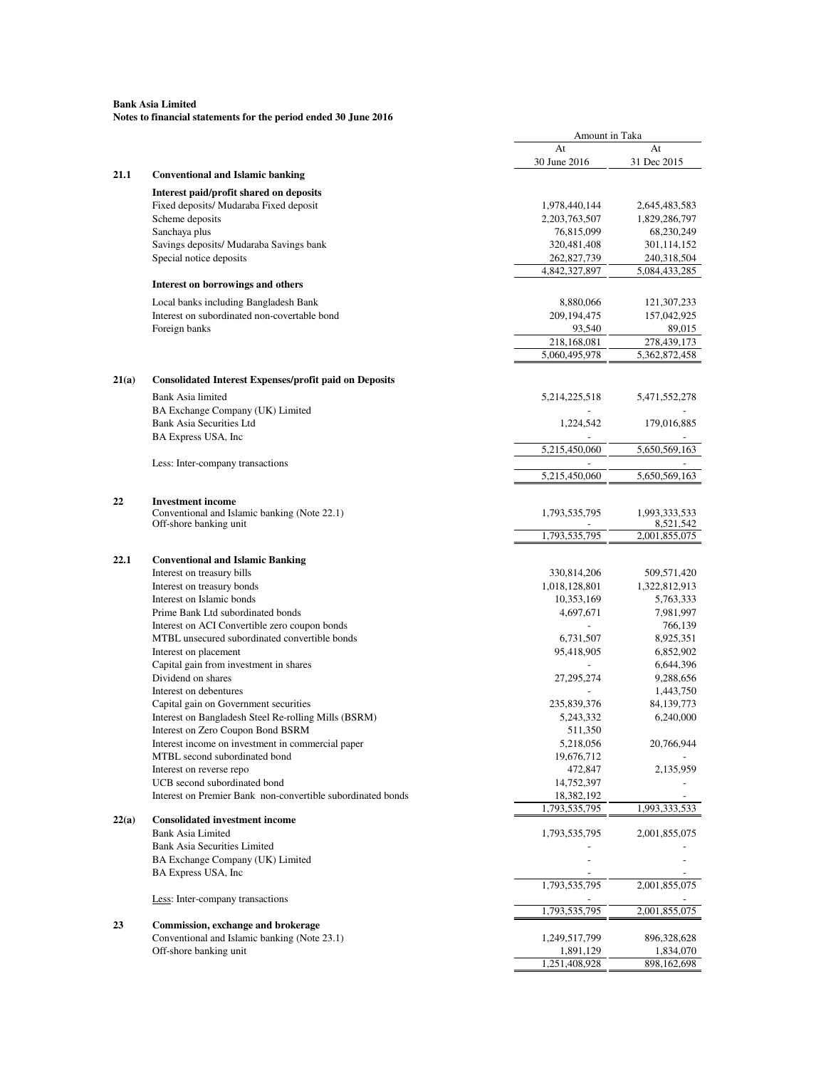**Bank Asia Limited**
**Notes to financial statements for the period ended 30 June 2016**

| | | Amount in Taka | |
|---|---|---|---|
| | | At 30 June 2016 | At 31 Dec 2015 |
| **21.1** | **Conventional and Islamic banking** | | |
| | **Interest paid/profit shared on deposits** | | |
| | Fixed deposits/ Mudaraba Fixed deposit | 1,978,440,144 | 2,645,483,583 |
| | Scheme deposits | 2,203,763,507 | 1,829,286,797 |
| | Sanchaya plus | 76,815,099 | 68,230,249 |
| | Savings deposits/ Mudaraba Savings bank | 320,481,408 | 301,114,152 |
| | Special notice deposits | 262,827,739 | 240,318,504 |
| | | 4,842,327,897 | 5,084,433,285 |
| | **Interest on borrowings and others** | | |
| | Local banks including Bangladesh Bank | 8,880,066 | 121,307,233 |
| | Interest on subordinated non-covertable bond | 209,194,475 | 157,042,925 |
| | Foreign banks | 93,540 | 89,015 |
| | | 218,168,081 | 278,439,173 |
| | | 5,060,495,978 | 5,362,872,458 |
| **21(a)** | **Consolidated Interest Expenses/profit paid on Deposits** | | |
| | Bank Asia limited | 5,214,225,518 | 5,471,552,278 |
| | BA Exchange Company (UK) Limited | - | - |
| | Bank Asia Securities Ltd | 1,224,542 | 179,016,885 |
| | BA Express USA, Inc | - | - |
| | | 5,215,450,060 | 5,650,569,163 |
| | Less: Inter-company transactions | - | - |
| | | 5,215,450,060 | 5,650,569,163 |
| **22** | **Investment income** | | |
| | Conventional and Islamic banking (Note 22.1) | 1,793,535,795 | 1,993,333,533 |
| | Off-shore banking unit | - | 8,521,542 |
| | | 1,793,535,795 | 2,001,855,075 |
| **22.1** | **Conventional and Islamic Banking** | | |
| | Interest on treasury bills | 330,814,206 | 509,571,420 |
| | Interest on treasury bonds | 1,018,128,801 | 1,322,812,913 |
| | Interest on Islamic bonds | 10,353,169 | 5,763,333 |
| | Prime Bank Ltd subordinated bonds | 4,697,671 | 7,981,997 |
| | Interest on ACI Convertible zero coupon bonds | - | 766,139 |
| | MTBL unsecured subordinated convertible bonds | 6,731,507 | 8,925,351 |
| | Interest on placement | 95,418,905 | 6,852,902 |
| | Capital gain from investment in shares | - | 6,644,396 |
| | Dividend on shares | 27,295,274 | 9,288,656 |
| | Interest on debentures | - | 1,443,750 |
| | Capital gain on Government securities | 235,839,376 | 84,139,773 |
| | Interest on Bangladesh Steel Re-rolling Mills (BSRM) | 5,243,332 | 6,240,000 |
| | Interest on Zero Coupon Bond BSRM | 511,350 | |
| | Interest income on investment in commercial paper | 5,218,056 | 20,766,944 |
| | MTBL second subordinated bond | 19,676,712 | - |
| | Interest on reverse repo | 472,847 | 2,135,959 |
| | UCB second subordinated bond | 14,752,397 | - |
| | Interest on Premier Bank non-convertible subordinated bonds | 18,382,192 | - |
| | | 1,793,535,795 | 1,993,333,533 |
| **22(a)** | **Consolidated investment income** | | |
| | Bank Asia Limited | 1,793,535,795 | 2,001,855,075 |
| | Bank Asia Securities Limited | - | - |
| | BA Exchange Company (UK) Limited | - | - |
| | BA Express USA, Inc | - | - |
| | | 1,793,535,795 | 2,001,855,075 |
| | Less: Inter-company transactions | - | - |
| | | 1,793,535,795 | 2,001,855,075 |
| **23** | **Commission, exchange and brokerage** | | |
| | Conventional and Islamic banking (Note 23.1) | 1,249,517,799 | 896,328,628 |
| | Off-shore banking unit | 1,891,129 | 1,834,070 |
| | | 1,251,408,928 | 898,162,698 |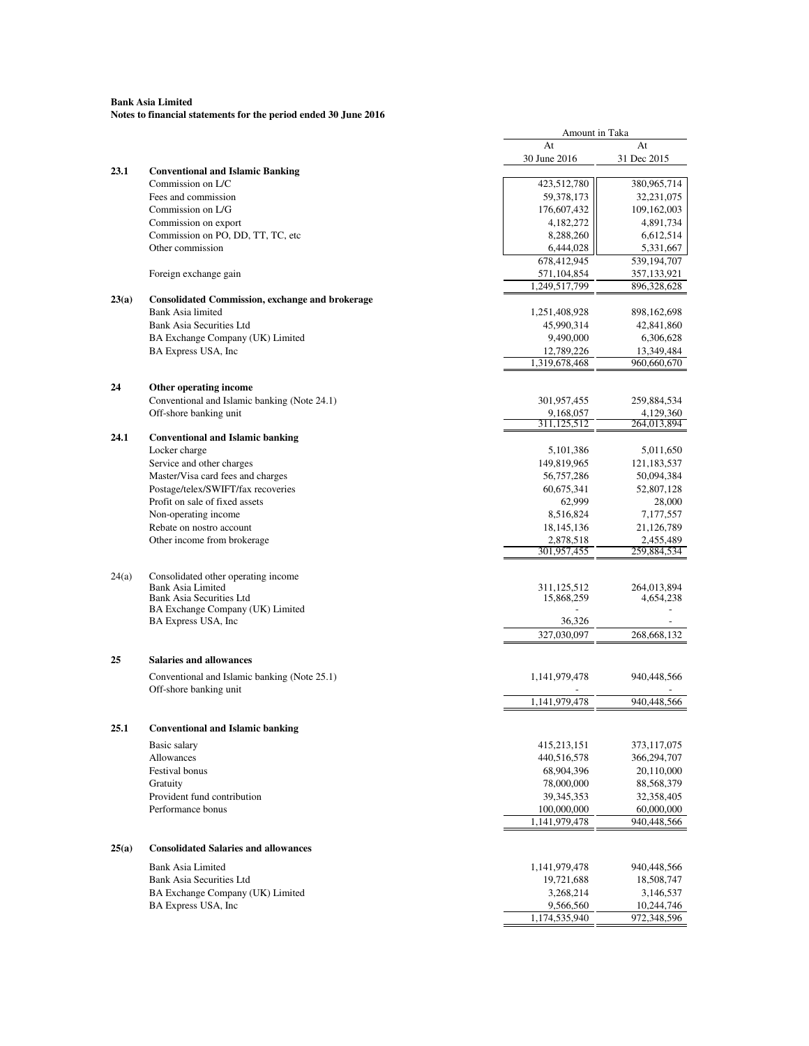**Bank Asia Limited**
**Notes to financial statements for the period ended 30 June 2016**

| | | Amount in Taka | |
|---|---|---|---|
| | | At 30 June 2016 | At 31 Dec 2015 |
| **23.1** | **Conventional and Islamic Banking** | | |
| | Commission on L/C | 423,512,780 | 380,965,714 |
| | Fees and commission | 59,378,173 | 32,231,075 |
| | Commission on L/G | 176,607,432 | 109,162,003 |
| | Commission on export | 4,182,272 | 4,891,734 |
| | Commission on PO, DD, TT, TC, etc | 8,288,260 | 6,612,514 |
| | Other commission | 6,444,028 | 5,331,667 |
| | | 678,412,945 | 539,194,707 |
| | Foreign exchange gain | 571,104,854 | 357,133,921 |
| | | 1,249,517,799 | 896,328,628 |
| **23(a)** | **Consolidated Commission, exchange and brokerage** | | |
| | Bank Asia limited | 1,251,408,928 | 898,162,698 |
| | Bank Asia Securities Ltd | 45,990,314 | 42,841,860 |
| | BA Exchange Company (UK) Limited | 9,490,000 | 6,306,628 |
| | BA Express USA, Inc | 12,789,226 | 13,349,484 |
| | | 1,319,678,468 | 960,660,670 |
| **24** | **Other operating income** | | |
| | Conventional and Islamic banking (Note 24.1) | 301,957,455 | 259,884,534 |
| | Off-shore banking unit | 9,168,057 | 4,129,360 |
| | | 311,125,512 | 264,013,894 |
| **24.1** | **Conventional and Islamic banking** | | |
| | Locker charge | 5,101,386 | 5,011,650 |
| | Service and other charges | 149,819,965 | 121,183,537 |
| | Master/Visa card fees and charges | 56,757,286 | 50,094,384 |
| | Postage/telex/SWIFT/fax recoveries | 60,675,341 | 52,807,128 |
| | Profit on sale of fixed assets | 62,999 | 28,000 |
| | Non-operating income | 8,516,824 | 7,177,557 |
| | Rebate on nostro account | 18,145,136 | 21,126,789 |
| | Other income from brokerage | 2,878,518 | 2,455,489 |
| | | 301,957,455 | 259,884,534 |
| 24(a) | Consolidated other operating income | | |
| | Bank Asia Limited | 311,125,512 | 264,013,894 |
| | Bank Asia Securities Ltd | 15,868,259 | 4,654,238 |
| | BA Exchange Company (UK) Limited | - | - |
| | BA Express USA, Inc | 36,326 | - |
| | | 327,030,097 | 268,668,132 |
| **25** | **Salaries and allowances** | | |
| | Conventional and Islamic banking (Note 25.1) | 1,141,979,478 | 940,448,566 |
| | Off-shore banking unit | - | - |
| | | 1,141,979,478 | 940,448,566 |
| **25.1** | **Conventional and Islamic banking** | | |
| | Basic salary | 415,213,151 | 373,117,075 |
| | Allowances | 440,516,578 | 366,294,707 |
| | Festival bonus | 68,904,396 | 20,110,000 |
| | Gratuity | 78,000,000 | 88,568,379 |
| | Provident fund contribution | 39,345,353 | 32,358,405 |
| | Performance bonus | 100,000,000 | 60,000,000 |
| | | 1,141,979,478 | 940,448,566 |
| **25(a)** | **Consolidated Salaries and allowances** | | |
| | Bank Asia Limited | 1,141,979,478 | 940,448,566 |
| | Bank Asia Securities Ltd | 19,721,688 | 18,508,747 |
| | BA Exchange Company (UK) Limited | 3,268,214 | 3,146,537 |
| | BA Express USA, Inc | 9,566,560 | 10,244,746 |
| | | 1,174,535,940 | 972,348,596 |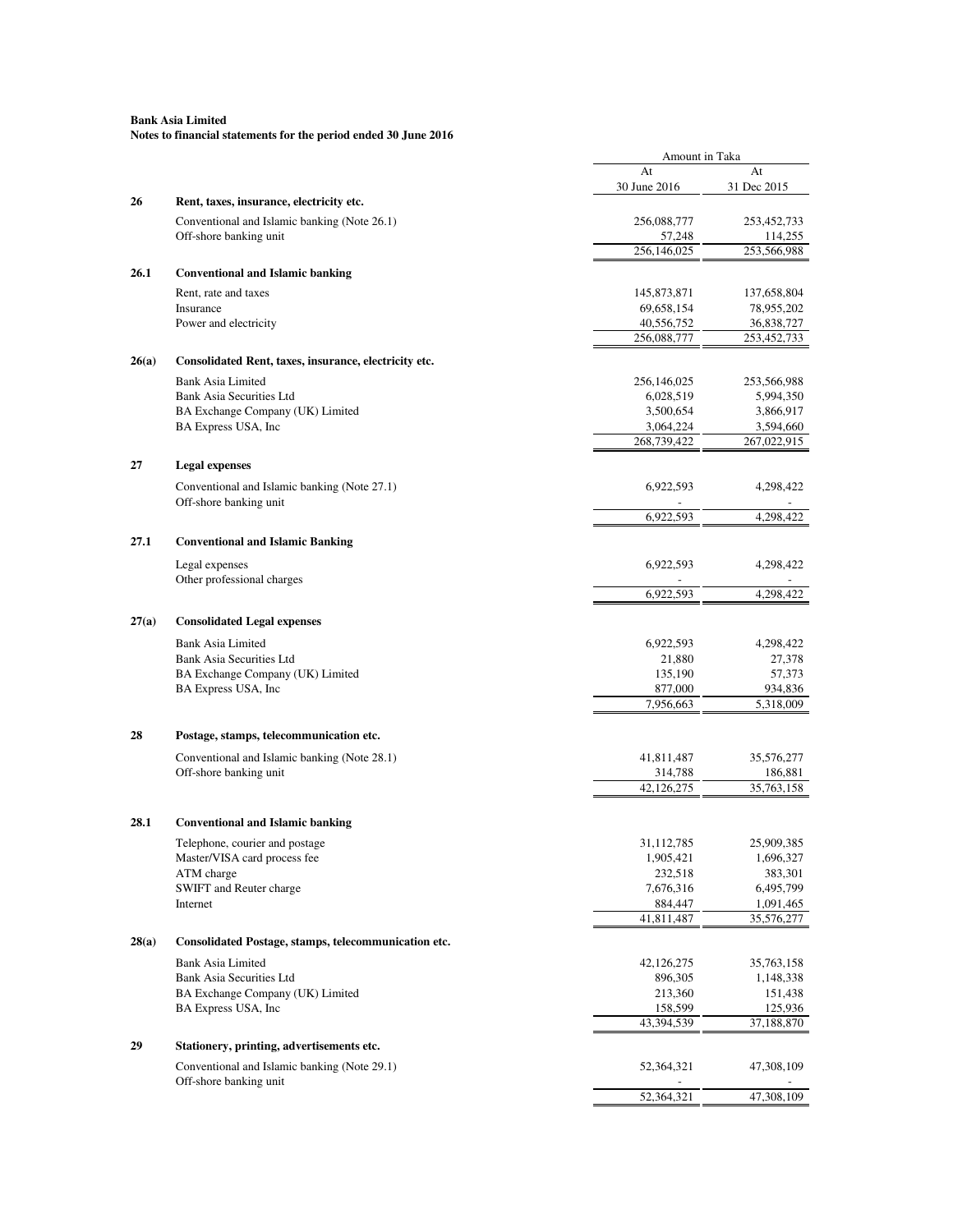**Bank Asia Limited**
**Notes to financial statements for the period ended 30 June 2016**

| | | Amount in Taka | |
|---|---|---|---|
| | | At 30 June 2016 | At 31 Dec 2015 |
| **26** | **Rent, taxes, insurance, electricity etc.** | | |
| | Conventional and Islamic banking (Note 26.1) | 256,088,777 | 253,452,733 |
| | Off-shore banking unit | 57,248 | 114,255 |
| | | 256,146,025 | 253,566,988 |
| **26.1** | **Conventional and Islamic banking** | | |
| | Rent, rate and taxes | 145,873,871 | 137,658,804 |
| | Insurance | 69,658,154 | 78,955,202 |
| | Power and electricity | 40,556,752 | 36,838,727 |
| | | 256,088,777 | 253,452,733 |
| **26(a)** | **Consolidated Rent, taxes, insurance, electricity etc.** | | |
| | Bank Asia Limited | 256,146,025 | 253,566,988 |
| | Bank Asia Securities Ltd | 6,028,519 | 5,994,350 |
| | BA Exchange Company (UK) Limited | 3,500,654 | 3,866,917 |
| | BA Express USA, Inc | 3,064,224 | 3,594,660 |
| | | 268,739,422 | 267,022,915 |
| **27** | **Legal expenses** | | |
| | Conventional and Islamic banking (Note 27.1) | 6,922,593 | 4,298,422 |
| | Off-shore banking unit | - | - |
| | | 6,922,593 | 4,298,422 |
| **27.1** | **Conventional and Islamic Banking** | | |
| | Legal expenses | 6,922,593 | 4,298,422 |
| | Other professional charges | - | - |
| | | 6,922,593 | 4,298,422 |
| **27(a)** | **Consolidated Legal expenses** | | |
| | Bank Asia Limited | 6,922,593 | 4,298,422 |
| | Bank Asia Securities Ltd | 21,880 | 27,378 |
| | BA Exchange Company (UK) Limited | 135,190 | 57,373 |
| | BA Express USA, Inc | 877,000 | 934,836 |
| | | 7,956,663 | 5,318,009 |
| **28** | **Postage, stamps, telecommunication etc.** | | |
| | Conventional and Islamic banking (Note 28.1) | 41,811,487 | 35,576,277 |
| | Off-shore banking unit | 314,788 | 186,881 |
| | | 42,126,275 | 35,763,158 |
| **28.1** | **Conventional and Islamic banking** | | |
| | Telephone, courier and postage | 31,112,785 | 25,909,385 |
| | Master/VISA card process fee | 1,905,421 | 1,696,327 |
| | ATM charge | 232,518 | 383,301 |
| | SWIFT and Reuter charge | 7,676,316 | 6,495,799 |
| | Internet | 884,447 | 1,091,465 |
| | | 41,811,487 | 35,576,277 |
| **28(a)** | **Consolidated Postage, stamps, telecommunication etc.** | | |
| | Bank Asia Limited | 42,126,275 | 35,763,158 |
| | Bank Asia Securities Ltd | 896,305 | 1,148,338 |
| | BA Exchange Company (UK) Limited | 213,360 | 151,438 |
| | BA Express USA, Inc | 158,599 | 125,936 |
| | | 43,394,539 | 37,188,870 |
| **29** | **Stationery, printing, advertisements etc.** | | |
| | Conventional and Islamic banking (Note 29.1) | 52,364,321 | 47,308,109 |
| | Off-shore banking unit | - | - |
| | | 52,364,321 | 47,308,109 |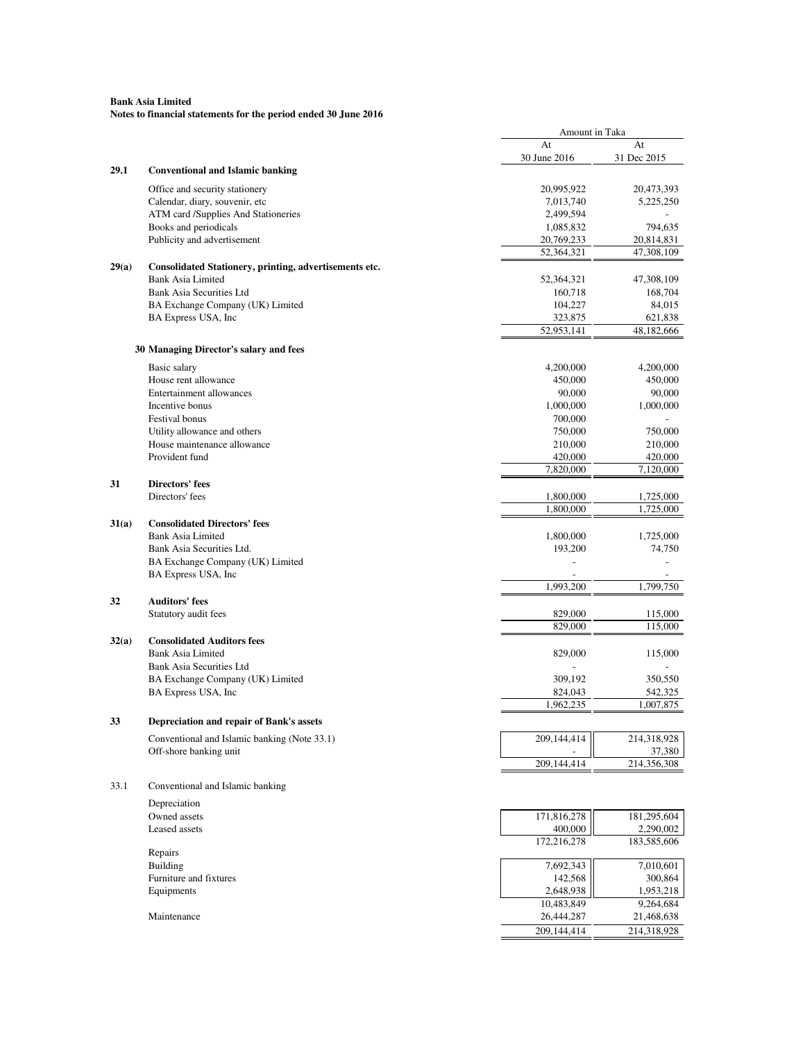**Bank Asia Limited**
**Notes to financial statements for the period ended 30 June 2016**

| | | Amount in Taka | |
|---|---|---|---|
| | | At 30 June 2016 | At 31 Dec 2015 |
| **29.1** | **Conventional and Islamic banking** | | |
| | Office and security stationery | 20,995,922 | 20,473,393 |
| | Calendar, diary, souvenir, etc | 7,013,740 | 5,225,250 |
| | ATM card /Supplies And Stationeries | 2,499,594 | - |
| | Books and periodicals | 1,085,832 | 794,635 |
| | Publicity and advertisement | 20,769,233 | 20,814,831 |
| | | 52,364,321 | 47,308,109 |
| **29(a)** | **Consolidated Stationery, printing, advertisements etc.** | | |
| | Bank Asia Limited | 52,364,321 | 47,308,109 |
| | Bank Asia Securities Ltd | 160,718 | 168,704 |
| | BA Exchange Company (UK) Limited | 104,227 | 84,015 |
| | BA Express USA, Inc | 323,875 | 621,838 |
| | | 52,953,141 | 48,182,666 |
| **30** | **Managing Director's salary and fees** | | |
| | Basic salary | 4,200,000 | 4,200,000 |
| | House rent allowance | 450,000 | 450,000 |
| | Entertainment allowances | 90,000 | 90,000 |
| | Incentive bonus | 1,000,000 | 1,000,000 |
| | Festival bonus | 700,000 | - |
| | Utility allowance and others | 750,000 | 750,000 |
| | House maintenance allowance | 210,000 | 210,000 |
| | Provident fund | 420,000 | 420,000 |
| | | 7,820,000 | 7,120,000 |
| **31** | **Directors' fees** | | |
| | Directors' fees | 1,800,000 | 1,725,000 |
| | | 1,800,000 | 1,725,000 |
| **31(a)** | **Consolidated Directors' fees** | | |
| | Bank Asia Limited | 1,800,000 | 1,725,000 |
| | Bank Asia Securities Ltd. | 193,200 | 74,750 |
| | BA Exchange Company (UK) Limited | - | - |
| | BA Express USA, Inc | - | - |
| | | 1,993,200 | 1,799,750 |
| **32** | **Auditors' fees** | | |
| | Statutory audit fees | 829,000 | 115,000 |
| | | 829,000 | 115,000 |
| **32(a)** | **Consolidated Auditors fees** | | |
| | Bank Asia Limited | 829,000 | 115,000 |
| | Bank Asia Securities Ltd | - | - |
| | BA Exchange Company (UK) Limited | 309,192 | 350,550 |
| | BA Express USA, Inc | 824,043 | 542,325 |
| | | 1,962,235 | 1,007,875 |
| **33** | **Depreciation and repair of Bank's assets** | | |
| | Conventional and Islamic banking (Note 33.1) | 209,144,414 | 214,318,928 |
| | Off-shore banking unit | - | 37,380 |
| | | 209,144,414 | 214,356,308 |
| 33.1 | Conventional and Islamic banking | | |
| | Depreciation | | |
| | Owned assets | 171,816,278 | 181,295,604 |
| | Leased assets | 400,000 | 2,290,002 |
| | | 172,216,278 | 183,585,606 |
| | Repairs | | |
| | Building | 7,692,343 | 7,010,601 |
| | Furniture and fixtures | 142,568 | 300,864 |
| | Equipments | 2,648,938 | 1,953,218 |
| | | 10,483,849 | 9,264,684 |
| | Maintenance | 26,444,287 | 21,468,638 |
| | | 209,144,414 | 214,318,928 |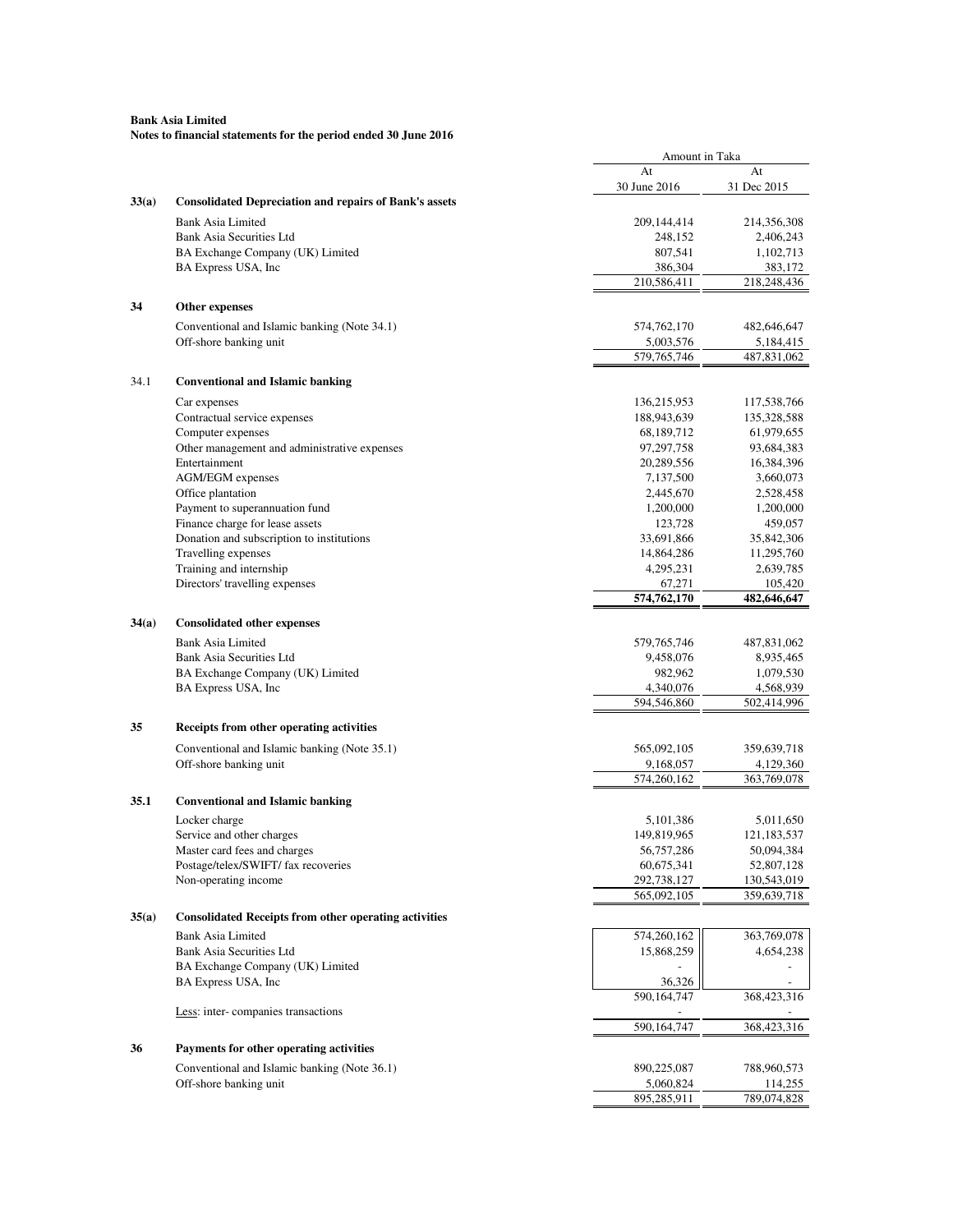**Bank Asia Limited**
**Notes to financial statements for the period ended 30 June 2016**

| | | Amount in Taka | |
|---|---|---|---|
| | | At 30 June 2016 | At 31 Dec 2015 |
| **33(a)** | **Consolidated Depreciation and repairs of Bank's assets** | | |
| | Bank Asia Limited | 209,144,414 | 214,356,308 |
| | Bank Asia Securities Ltd | 248,152 | 2,406,243 |
| | BA Exchange Company (UK) Limited | 807,541 | 1,102,713 |
| | BA Express USA, Inc | 386,304 | 383,172 |
| | | 210,586,411 | 218,248,436 |
| **34** | **Other expenses** | | |
| | Conventional and Islamic banking (Note 34.1) | 574,762,170 | 482,646,647 |
| | Off-shore banking unit | 5,003,576 | 5,184,415 |
| | | 579,765,746 | 487,831,062 |
| 34.1 | **Conventional and Islamic banking** | | |
| | Car expenses | 136,215,953 | 117,538,766 |
| | Contractual service expenses | 188,943,639 | 135,328,588 |
| | Computer expenses | 68,189,712 | 61,979,655 |
| | Other management and administrative expenses | 97,297,758 | 93,684,383 |
| | Entertainment | 20,289,556 | 16,384,396 |
| | AGM/EGM expenses | 7,137,500 | 3,660,073 |
| | Office plantation | 2,445,670 | 2,528,458 |
| | Payment to superannuation fund | 1,200,000 | 1,200,000 |
| | Finance charge for lease assets | 123,728 | 459,057 |
| | Donation and subscription to institutions | 33,691,866 | 35,842,306 |
| | Travelling expenses | 14,864,286 | 11,295,760 |
| | Training and internship | 4,295,231 | 2,639,785 |
| | Directors' travelling expenses | 67,271 | 105,420 |
| | | **574,762,170** | **482,646,647** |
| **34(a)** | **Consolidated other expenses** | | |
| | Bank Asia Limited | 579,765,746 | 487,831,062 |
| | Bank Asia Securities Ltd | 9,458,076 | 8,935,465 |
| | BA Exchange Company (UK) Limited | 982,962 | 1,079,530 |
| | BA Express USA, Inc | 4,340,076 | 4,568,939 |
| | | 594,546,860 | 502,414,996 |
| **35** | **Receipts from other operating activities** | | |
| | Conventional and Islamic banking (Note 35.1) | 565,092,105 | 359,639,718 |
| | Off-shore banking unit | 9,168,057 | 4,129,360 |
| | | 574,260,162 | 363,769,078 |
| **35.1** | **Conventional and Islamic banking** | | |
| | Locker charge | 5,101,386 | 5,011,650 |
| | Service and other charges | 149,819,965 | 121,183,537 |
| | Master card fees and charges | 56,757,286 | 50,094,384 |
| | Postage/telex/SWIFT/ fax recoveries | 60,675,341 | 52,807,128 |
| | Non-operating income | 292,738,127 | 130,543,019 |
| | | 565,092,105 | 359,639,718 |
| **35(a)** | **Consolidated Receipts from other operating activities** | | |
| | Bank Asia Limited | 574,260,162 | 363,769,078 |
| | Bank Asia Securities Ltd | 15,868,259 | 4,654,238 |
| | BA Exchange Company (UK) Limited | - | - |
| | BA Express USA, Inc | 36,326 | - |
| | | 590,164,747 | 368,423,316 |
| | Less: inter- companies transactions | - | - |
| | | 590,164,747 | 368,423,316 |
| **36** | **Payments for other operating activities** | | |
| | Conventional and Islamic banking (Note 36.1) | 890,225,087 | 788,960,573 |
| | Off-shore banking unit | 5,060,824 | 114,255 |
| | | 895,285,911 | 789,074,828 |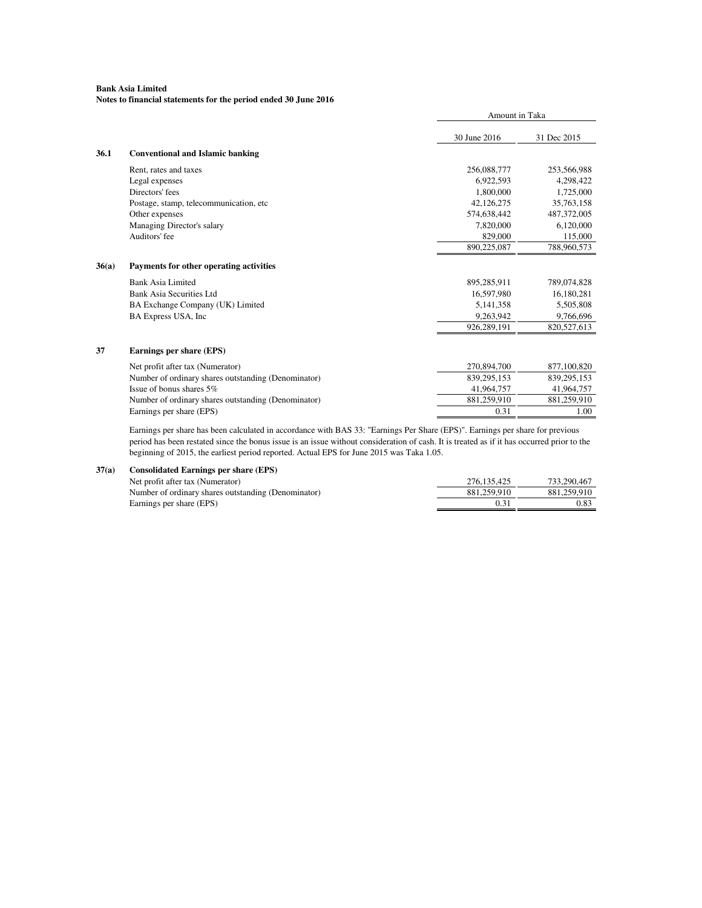**Bank Asia Limited**
**Notes to financial statements for the period ended 30 June 2016**

| | | Amount in Taka | |
|---|---|---|---|
| | | 30 June 2016 | 31 Dec 2015 |
| **36.1** | **Conventional and Islamic banking** | | |
| | Rent, rates and taxes | 256,088,777 | 253,566,988 |
| | Legal expenses | 6,922,593 | 4,298,422 |
| | Directors' fees | 1,800,000 | 1,725,000 |
| | Postage, stamp, telecommunication, etc | 42,126,275 | 35,763,158 |
| | Other expenses | 574,638,442 | 487,372,005 |
| | Managing Director's salary | 7,820,000 | 6,120,000 |
| | Auditors' fee | 829,000 | 115,000 |
| | | 890,225,087 | 788,960,573 |
| **36(a)** | **Payments for other operating activities** | | |
| | Bank Asia Limited | 895,285,911 | 789,074,828 |
| | Bank Asia Securities Ltd | 16,597,980 | 16,180,281 |
| | BA Exchange Company (UK) Limited | 5,141,358 | 5,505,808 |
| | BA Express USA, Inc | 9,263,942 | 9,766,696 |
| | | 926,289,191 | 820,527,613 |
| **37** | **Earnings per share (EPS)** | | |
| | Net profit after tax (Numerator) | 270,894,700 | 877,100,820 |
| | Number of ordinary shares outstanding (Denominator) | 839,295,153 | 839,295,153 |
| | Issue of bonus shares 5% | 41,964,757 | 41,964,757 |
| | Number of ordinary shares outstanding (Denominator) | 881,259,910 | 881,259,910 |
| | Earnings per share (EPS) | 0.31 | 1.00 |

Earnings per share has been calculated in accordance with BAS 33: "Earnings Per Share (EPS)". Earnings per share for previous period has been restated since the bonus issue is an issue without consideration of cash. It is treated as if it has occurred prior to the beginning of 2015, the earliest period reported. Actual EPS for June 2015 was Taka 1.05.

| | | 30 June 2016 | 31 Dec 2015 |
|---|---|---|---|
| **37(a)** | **Consolidated Earnings per share (EPS)** | | |
| | Net profit after tax (Numerator) | 276,135,425 | 733,290,467 |
| | Number of ordinary shares outstanding (Denominator) | 881,259,910 | 881,259,910 |
| | Earnings per share (EPS) | 0.31 | 0.83 |